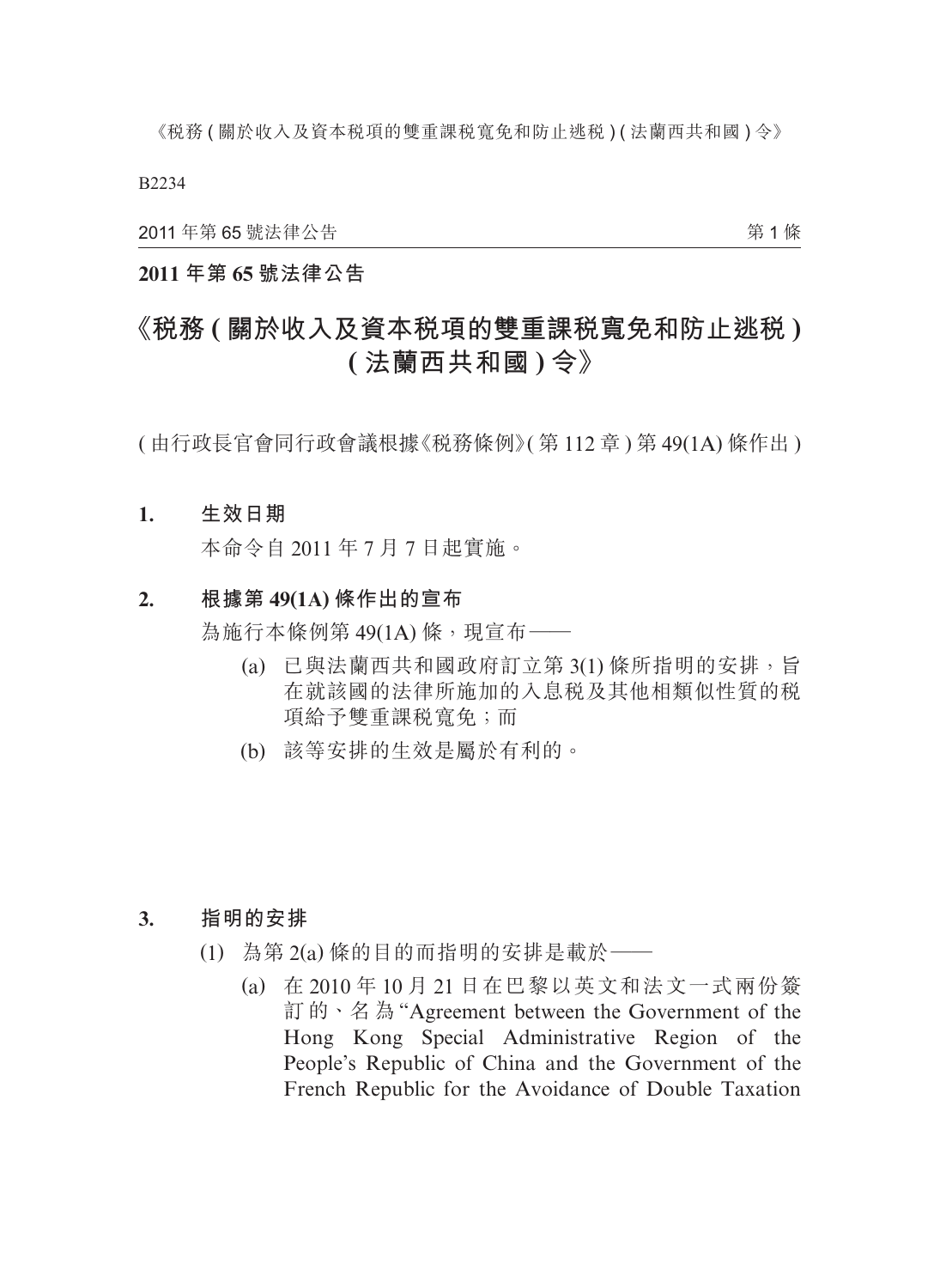**2011 年第 65 號法律公告**

# 《稅務 ( 關於收入及資本稅項的雙重課稅寬免和防止逃稅 ) ( 法蘭西共和國 ) 令》

( 由行政長官會同行政會議根據《稅務條例》( 第 112 章 ) 第 49(1A) 條作出 )

**1. 生效日期**

本命令自 2011 年 7 月 7 日起實施。

**2. 根據第 49(1A) 條作出的宣布**

為施行本條例第 49(1A) 條，現宣布——

(a) 已與法蘭西共和國政府訂立第 3(1) 條所指明的安排，旨在就該國的法律所施加的入息稅及其他相類似性質的稅項給予雙重課稅寬免；而

(b) 該等安排的生效是屬於有利的。

**3. 指明的安排**

(1) 為第 2(a) 條的目的而指明的安排是載於——

(a) 在 2010 年 10 月 21 日在巴黎以英文和法文一式兩份簽訂的、名為 "Agreement between the Government of the Hong Kong Special Administrative Region of the People's Republic of China and the Government of the French Republic for the Avoidance of Double Taxation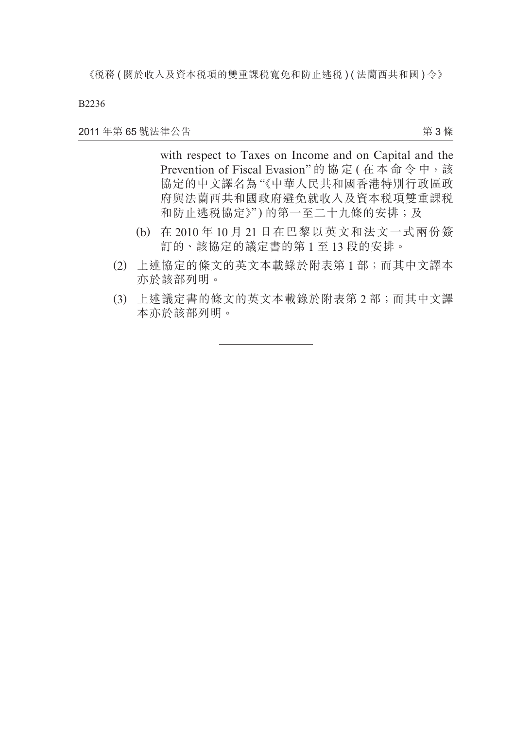with respect to Taxes on Income and on Capital and the Prevention of Fiscal Evasion" 的協定 (在本命令中，該協定的中文譯名為 "《中華人民共和國香港特別行政區政府與法蘭西共和國政府避免就收入及資本稅項雙重課稅和防止逃稅協定》") 的第一至二十九條的安排；及

(b) 在 2010 年 10 月 21 日在巴黎以英文和法文一式兩份簽訂的、該協定的議定書的第 1 至 13 段的安排。

(2) 上述協定的條文的英文本載錄於附表第 1 部；而其中文譯本亦於該部列明。

(3) 上述議定書的條文的英文本載錄於附表第 2 部；而其中文譯本亦於該部列明。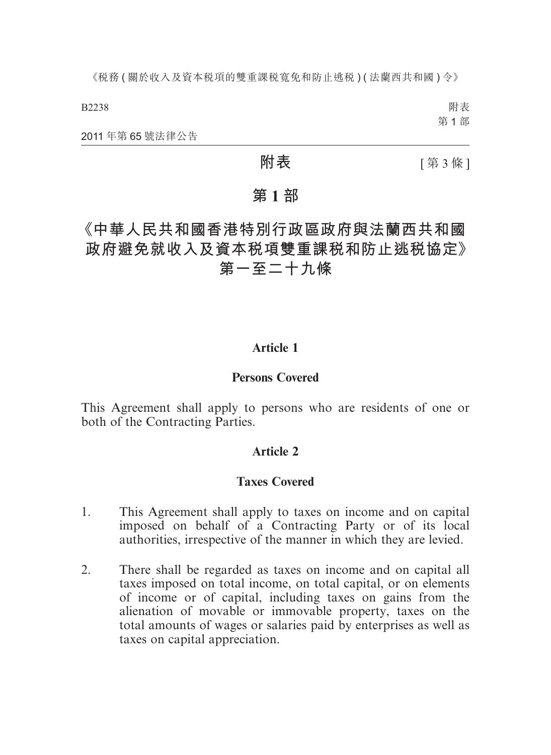# 附表

[第 3 條]

## 第 1 部

## 《中華人民共和國香港特別行政區政府與法蘭西共和國政府避免就收入及資本稅項雙重課稅和防止逃稅協定》第一至二十九條

### Article 1

### Persons Covered

This Agreement shall apply to persons who are residents of one or both of the Contracting Parties.

### Article 2

### Taxes Covered

1. This Agreement shall apply to taxes on income and on capital imposed on behalf of a Contracting Party or of its local authorities, irrespective of the manner in which they are levied.

2. There shall be regarded as taxes on income and on capital all taxes imposed on total income, on total capital, or on elements of income or of capital, including taxes on gains from the alienation of movable or immovable property, taxes on the total amounts of wages or salaries paid by enterprises as well as taxes on capital appreciation.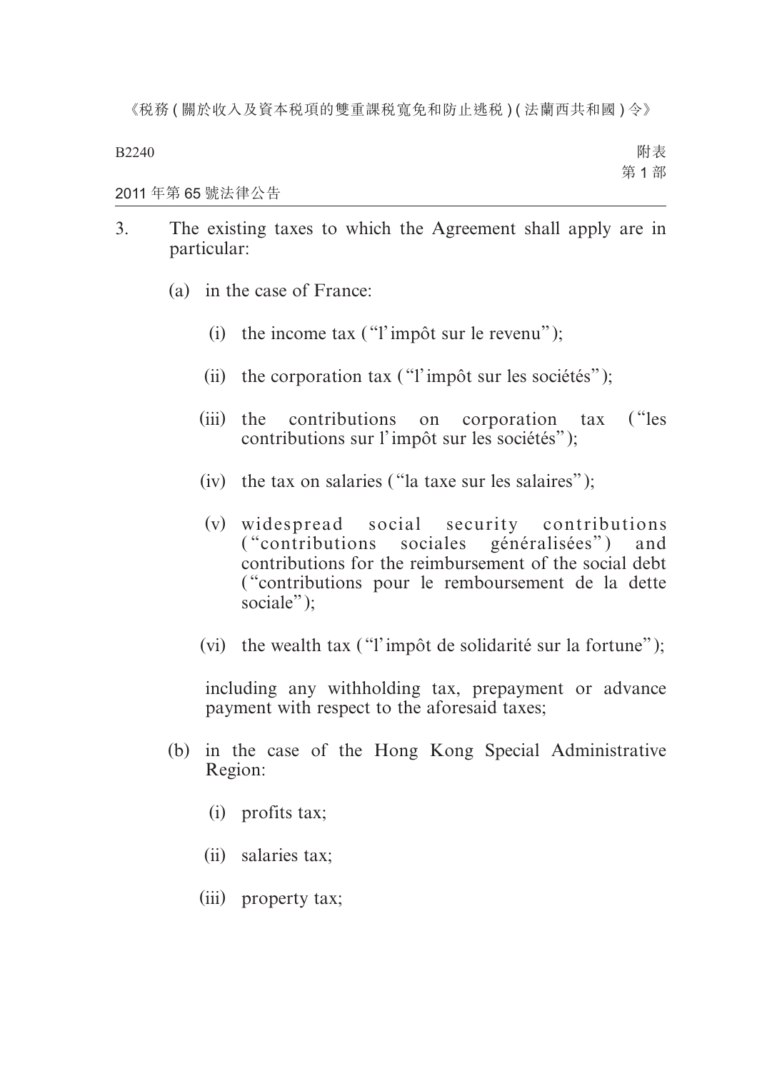3. The existing taxes to which the Agreement shall apply are in particular:

   (a) in the case of France:

      (i) the income tax ("l'impôt sur le revenu");

      (ii) the corporation tax ("l'impôt sur les sociétés");

      (iii) the contributions on corporation tax ("les contributions sur l'impôt sur les sociétés");

      (iv) the tax on salaries ("la taxe sur les salaires");

      (v) widespread social security contributions ("contributions sociales généralisées") and contributions for the reimbursement of the social debt ("contributions pour le remboursement de la dette sociale");

      (vi) the wealth tax ("l'impôt de solidarité sur la fortune");

   including any withholding tax, prepayment or advance payment with respect to the aforesaid taxes;

   (b) in the case of the Hong Kong Special Administrative Region:

      (i) profits tax;

      (ii) salaries tax;

      (iii) property tax;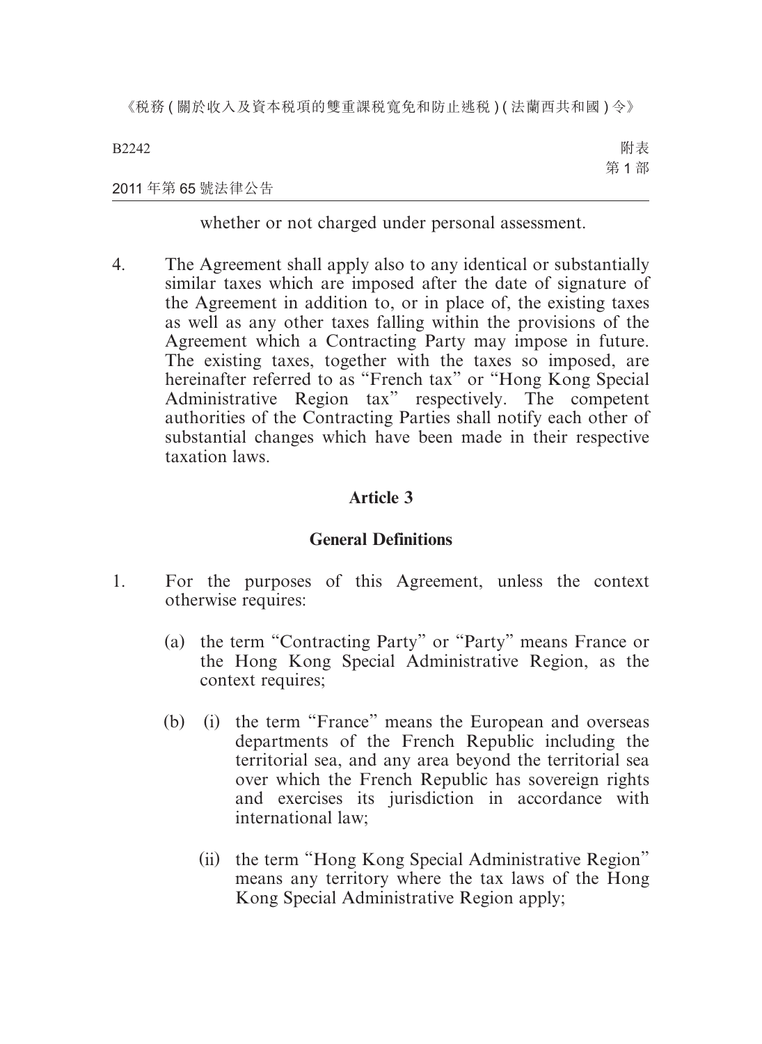whether or not charged under personal assessment.

4. The Agreement shall apply also to any identical or substantially similar taxes which are imposed after the date of signature of the Agreement in addition to, or in place of, the existing taxes as well as any other taxes falling within the provisions of the Agreement which a Contracting Party may impose in future. The existing taxes, together with the taxes so imposed, are hereinafter referred to as "French tax" or "Hong Kong Special Administrative Region tax" respectively. The competent authorities of the Contracting Parties shall notify each other of substantial changes which have been made in their respective taxation laws.

**Article 3**

**General Definitions**

1. For the purposes of this Agreement, unless the context otherwise requires:

   (a) the term "Contracting Party" or "Party" means France or the Hong Kong Special Administrative Region, as the context requires;

   (b) (i) the term "France" means the European and overseas departments of the French Republic including the territorial sea, and any area beyond the territorial sea over which the French Republic has sovereign rights and exercises its jurisdiction in accordance with international law;

   (ii) the term "Hong Kong Special Administrative Region" means any territory where the tax laws of the Hong Kong Special Administrative Region apply;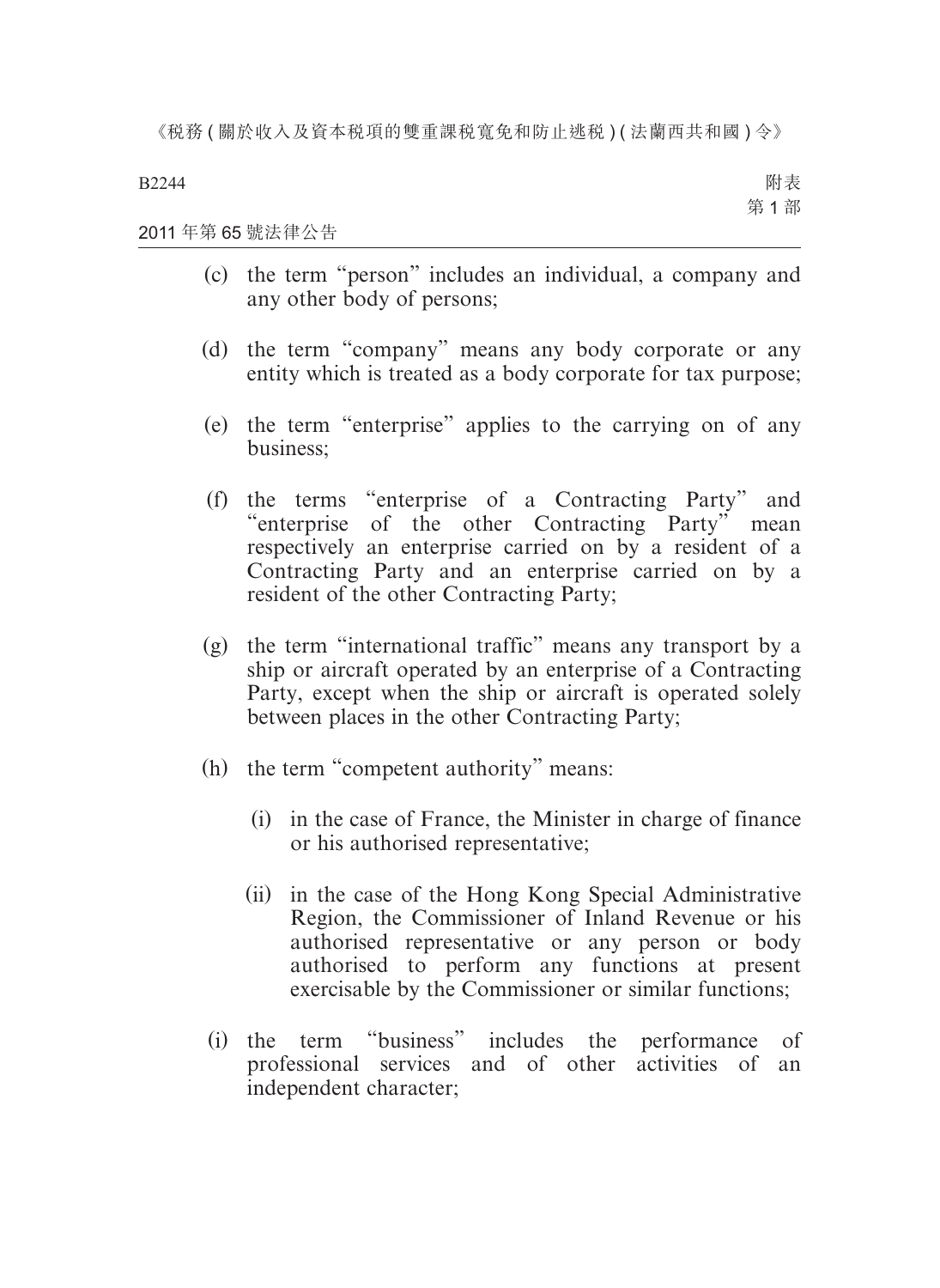(c) the term "person" includes an individual, a company and any other body of persons;

(d) the term "company" means any body corporate or any entity which is treated as a body corporate for tax purpose;

(e) the term "enterprise" applies to the carrying on of any business;

(f) the terms "enterprise of a Contracting Party" and "enterprise of the other Contracting Party" mean respectively an enterprise carried on by a resident of a Contracting Party and an enterprise carried on by a resident of the other Contracting Party;

(g) the term "international traffic" means any transport by a ship or aircraft operated by an enterprise of a Contracting Party, except when the ship or aircraft is operated solely between places in the other Contracting Party;

(h) the term "competent authority" means:

  (i) in the case of France, the Minister in charge of finance or his authorised representative;

  (ii) in the case of the Hong Kong Special Administrative Region, the Commissioner of Inland Revenue or his authorised representative or any person or body authorised to perform any functions at present exercisable by the Commissioner or similar functions;

(i) the term "business" includes the performance of professional services and of other activities of an independent character;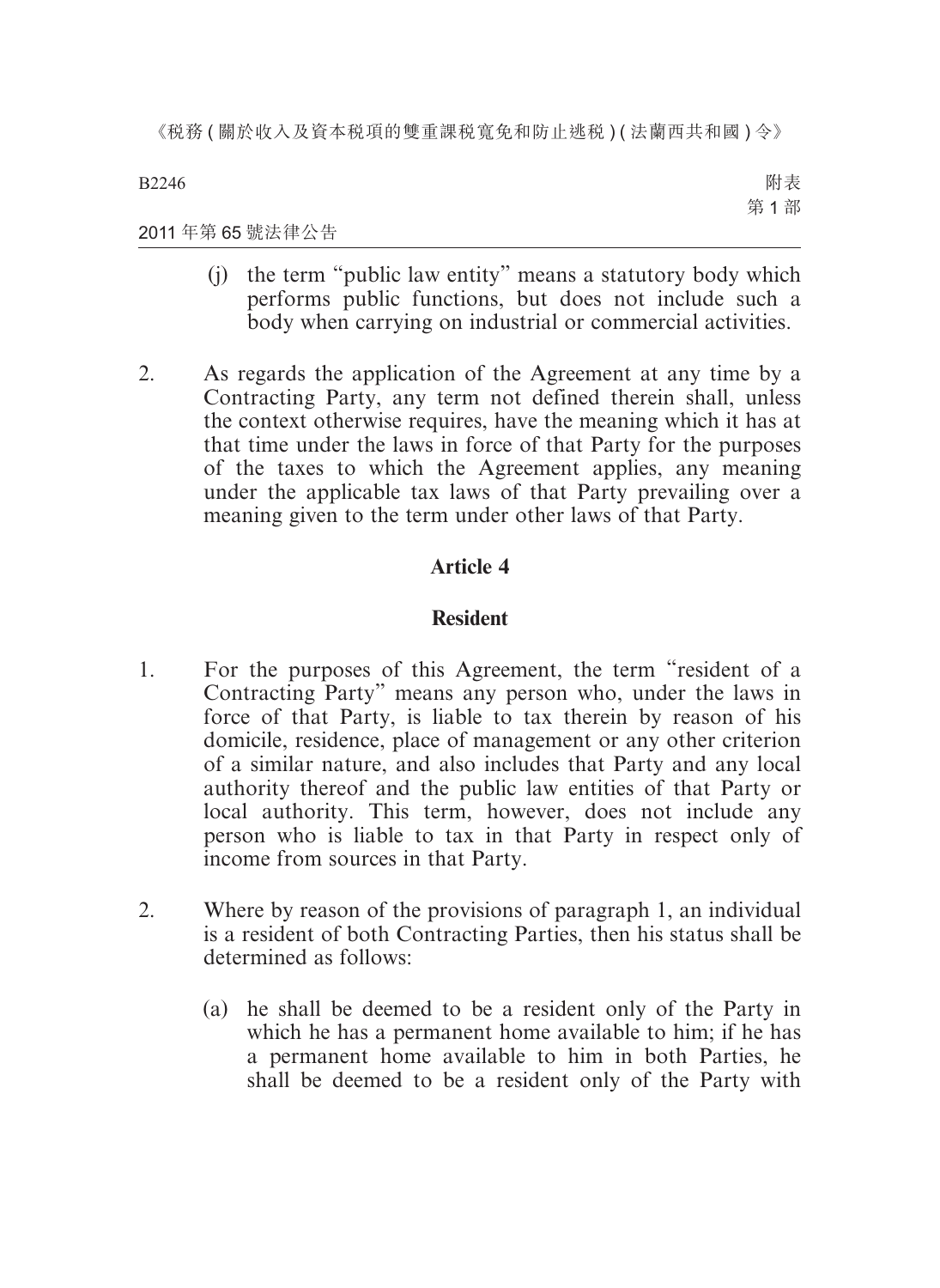(j) the term "public law entity" means a statutory body which performs public functions, but does not include such a body when carrying on industrial or commercial activities.

2. As regards the application of the Agreement at any time by a Contracting Party, any term not defined therein shall, unless the context otherwise requires, have the meaning which it has at that time under the laws in force of that Party for the purposes of the taxes to which the Agreement applies, any meaning under the applicable tax laws of that Party prevailing over a meaning given to the term under other laws of that Party.

## Article 4

## Resident

1. For the purposes of this Agreement, the term "resident of a Contracting Party" means any person who, under the laws in force of that Party, is liable to tax therein by reason of his domicile, residence, place of management or any other criterion of a similar nature, and also includes that Party and any local authority thereof and the public law entities of that Party or local authority. This term, however, does not include any person who is liable to tax in that Party in respect only of income from sources in that Party.

2. Where by reason of the provisions of paragraph 1, an individual is a resident of both Contracting Parties, then his status shall be determined as follows:

   (a) he shall be deemed to be a resident only of the Party in which he has a permanent home available to him; if he has a permanent home available to him in both Parties, he shall be deemed to be a resident only of the Party with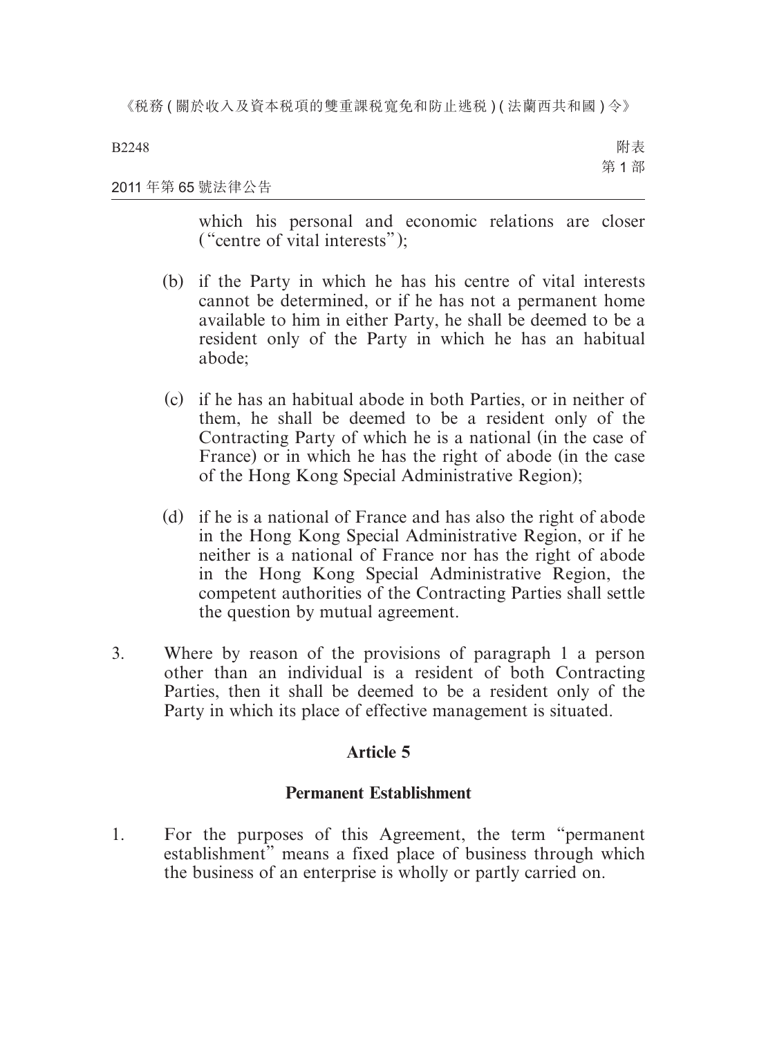which his personal and economic relations are closer ("centre of vital interests");

(b) if the Party in which he has his centre of vital interests cannot be determined, or if he has not a permanent home available to him in either Party, he shall be deemed to be a resident only of the Party in which he has an habitual abode;

(c) if he has an habitual abode in both Parties, or in neither of them, he shall be deemed to be a resident only of the Contracting Party of which he is a national (in the case of France) or in which he has the right of abode (in the case of the Hong Kong Special Administrative Region);

(d) if he is a national of France and has also the right of abode in the Hong Kong Special Administrative Region, or if he neither is a national of France nor has the right of abode in the Hong Kong Special Administrative Region, the competent authorities of the Contracting Parties shall settle the question by mutual agreement.

3. Where by reason of the provisions of paragraph 1 a person other than an individual is a resident of both Contracting Parties, then it shall be deemed to be a resident only of the Party in which its place of effective management is situated.

## Article 5

## Permanent Establishment

1. For the purposes of this Agreement, the term "permanent establishment" means a fixed place of business through which the business of an enterprise is wholly or partly carried on.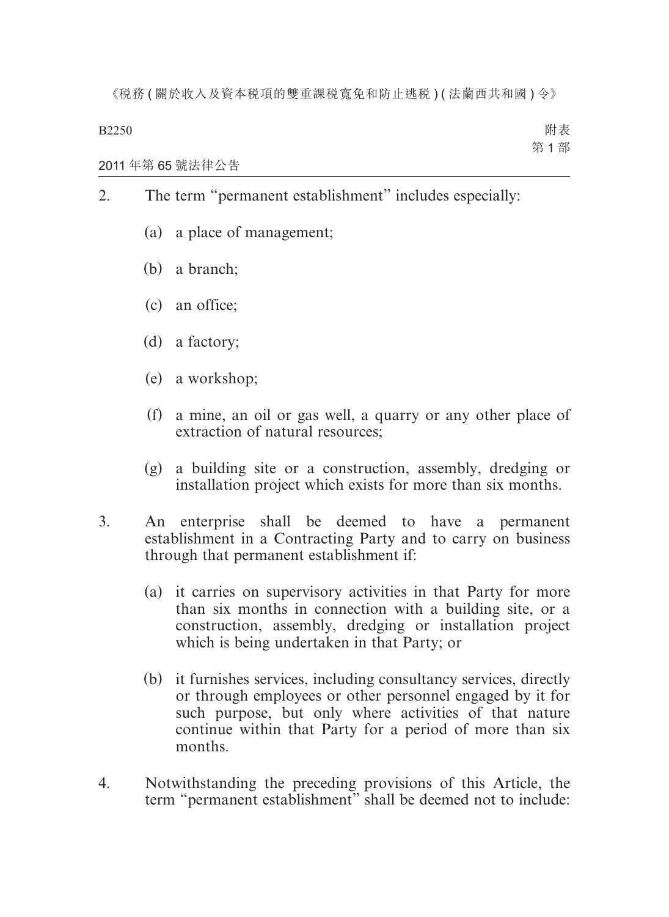2. The term "permanent establishment" includes especially:

   (a) a place of management;

   (b) a branch;

   (c) an office;

   (d) a factory;

   (e) a workshop;

   (f) a mine, an oil or gas well, a quarry or any other place of extraction of natural resources;

   (g) a building site or a construction, assembly, dredging or installation project which exists for more than six months.

3. An enterprise shall be deemed to have a permanent establishment in a Contracting Party and to carry on business through that permanent establishment if:

   (a) it carries on supervisory activities in that Party for more than six months in connection with a building site, or a construction, assembly, dredging or installation project which is being undertaken in that Party; or

   (b) it furnishes services, including consultancy services, directly or through employees or other personnel engaged by it for such purpose, but only where activities of that nature continue within that Party for a period of more than six months.

4. Notwithstanding the preceding provisions of this Article, the term "permanent establishment" shall be deemed not to include: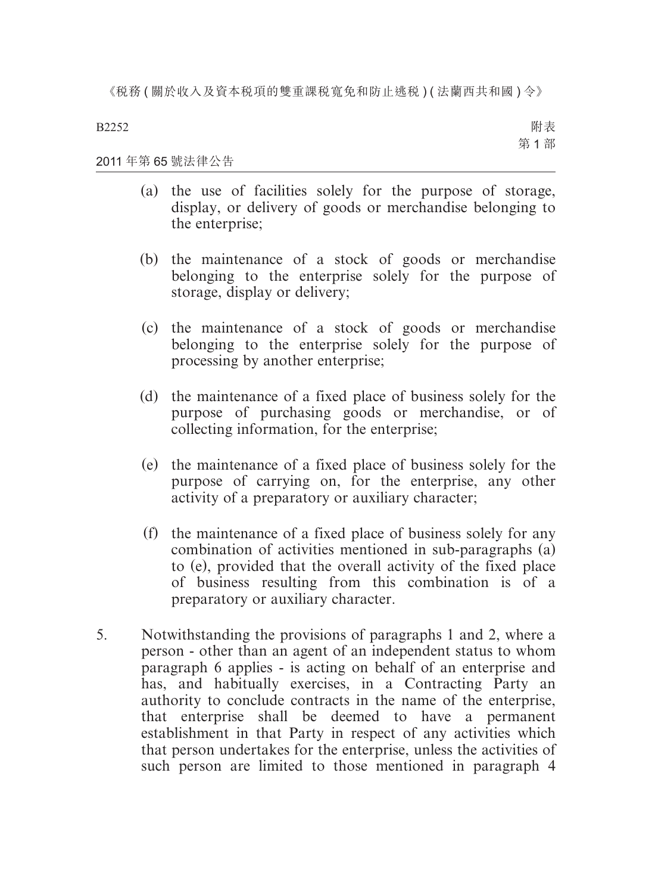(a) the use of facilities solely for the purpose of storage, display, or delivery of goods or merchandise belonging to the enterprise;

(b) the maintenance of a stock of goods or merchandise belonging to the enterprise solely for the purpose of storage, display or delivery;

(c) the maintenance of a stock of goods or merchandise belonging to the enterprise solely for the purpose of processing by another enterprise;

(d) the maintenance of a fixed place of business solely for the purpose of purchasing goods or merchandise, or of collecting information, for the enterprise;

(e) the maintenance of a fixed place of business solely for the purpose of carrying on, for the enterprise, any other activity of a preparatory or auxiliary character;

(f) the maintenance of a fixed place of business solely for any combination of activities mentioned in sub-paragraphs (a) to (e), provided that the overall activity of the fixed place of business resulting from this combination is of a preparatory or auxiliary character.

5. Notwithstanding the provisions of paragraphs 1 and 2, where a person - other than an agent of an independent status to whom paragraph 6 applies - is acting on behalf of an enterprise and has, and habitually exercises, in a Contracting Party an authority to conclude contracts in the name of the enterprise, that enterprise shall be deemed to have a permanent establishment in that Party in respect of any activities which that person undertakes for the enterprise, unless the activities of such person are limited to those mentioned in paragraph 4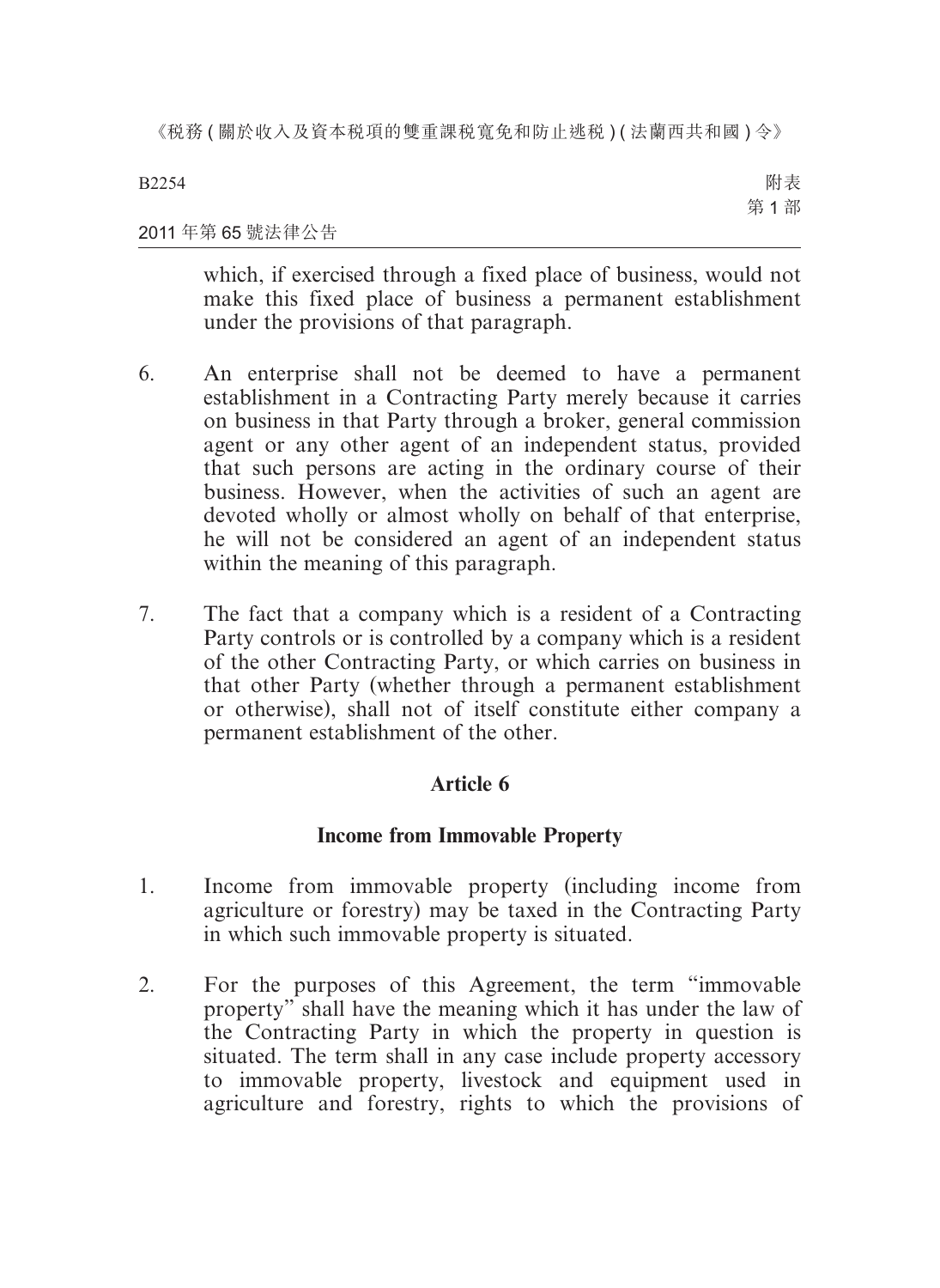which, if exercised through a fixed place of business, would not make this fixed place of business a permanent establishment under the provisions of that paragraph.

6. An enterprise shall not be deemed to have a permanent establishment in a Contracting Party merely because it carries on business in that Party through a broker, general commission agent or any other agent of an independent status, provided that such persons are acting in the ordinary course of their business. However, when the activities of such an agent are devoted wholly or almost wholly on behalf of that enterprise, he will not be considered an agent of an independent status within the meaning of this paragraph.

7. The fact that a company which is a resident of a Contracting Party controls or is controlled by a company which is a resident of the other Contracting Party, or which carries on business in that other Party (whether through a permanent establishment or otherwise), shall not of itself constitute either company a permanent establishment of the other.

## Article 6

### Income from Immovable Property

1. Income from immovable property (including income from agriculture or forestry) may be taxed in the Contracting Party in which such immovable property is situated.

2. For the purposes of this Agreement, the term "immovable property" shall have the meaning which it has under the law of the Contracting Party in which the property in question is situated. The term shall in any case include property accessory to immovable property, livestock and equipment used in agriculture and forestry, rights to which the provisions of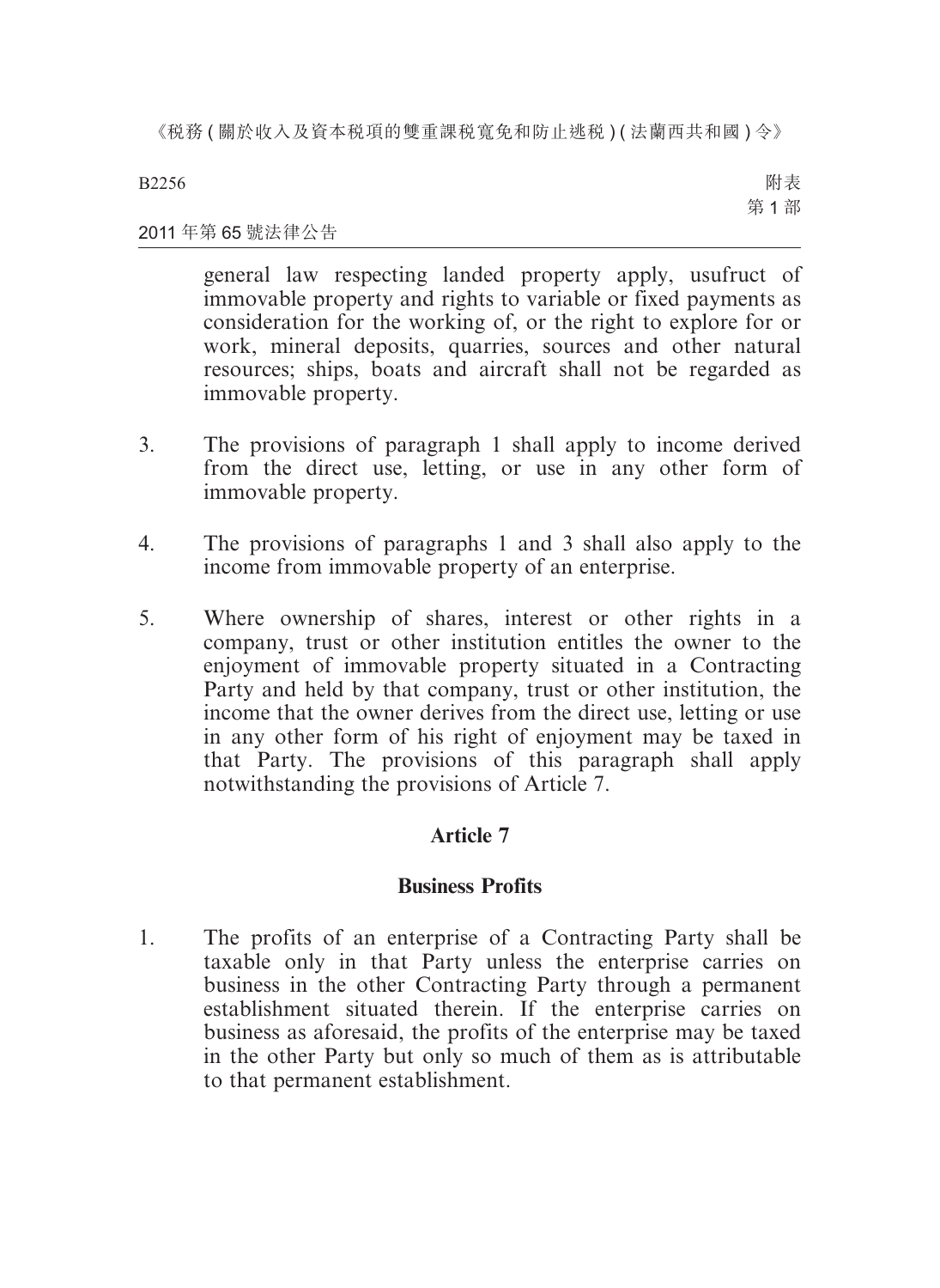general law respecting landed property apply, usufruct of immovable property and rights to variable or fixed payments as consideration for the working of, or the right to explore for or work, mineral deposits, quarries, sources and other natural resources; ships, boats and aircraft shall not be regarded as immovable property.

3. The provisions of paragraph 1 shall apply to income derived from the direct use, letting, or use in any other form of immovable property.

4. The provisions of paragraphs 1 and 3 shall also apply to the income from immovable property of an enterprise.

5. Where ownership of shares, interest or other rights in a company, trust or other institution entitles the owner to the enjoyment of immovable property situated in a Contracting Party and held by that company, trust or other institution, the income that the owner derives from the direct use, letting or use in any other form of his right of enjoyment may be taxed in that Party. The provisions of this paragraph shall apply notwithstanding the provisions of Article 7.

## Article 7

## Business Profits

1. The profits of an enterprise of a Contracting Party shall be taxable only in that Party unless the enterprise carries on business in the other Contracting Party through a permanent establishment situated therein. If the enterprise carries on business as aforesaid, the profits of the enterprise may be taxed in the other Party but only so much of them as is attributable to that permanent establishment.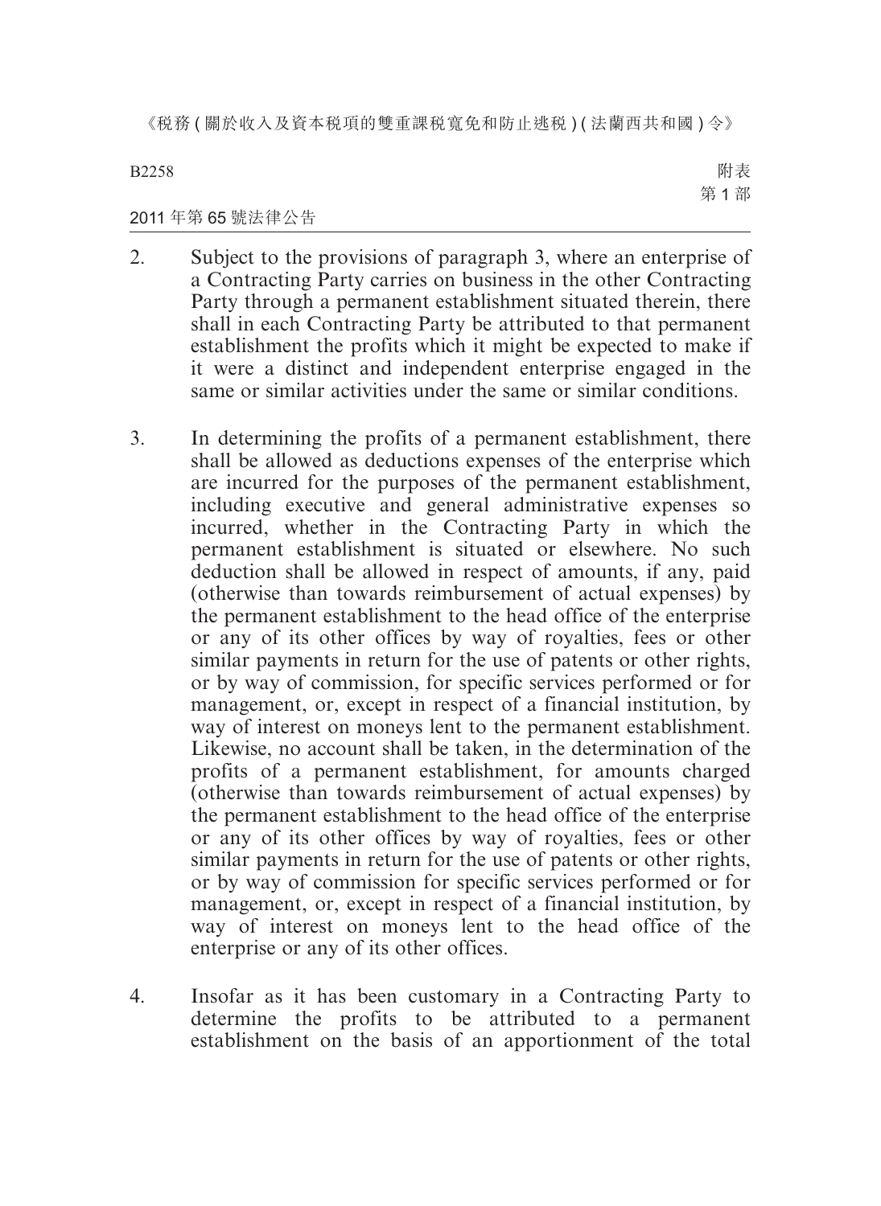2. Subject to the provisions of paragraph 3, where an enterprise of a Contracting Party carries on business in the other Contracting Party through a permanent establishment situated therein, there shall in each Contracting Party be attributed to that permanent establishment the profits which it might be expected to make if it were a distinct and independent enterprise engaged in the same or similar activities under the same or similar conditions.

3. In determining the profits of a permanent establishment, there shall be allowed as deductions expenses of the enterprise which are incurred for the purposes of the permanent establishment, including executive and general administrative expenses so incurred, whether in the Contracting Party in which the permanent establishment is situated or elsewhere. No such deduction shall be allowed in respect of amounts, if any, paid (otherwise than towards reimbursement of actual expenses) by the permanent establishment to the head office of the enterprise or any of its other offices by way of royalties, fees or other similar payments in return for the use of patents or other rights, or by way of commission, for specific services performed or for management, or, except in respect of a financial institution, by way of interest on moneys lent to the permanent establishment. Likewise, no account shall be taken, in the determination of the profits of a permanent establishment, for amounts charged (otherwise than towards reimbursement of actual expenses) by the permanent establishment to the head office of the enterprise or any of its other offices by way of royalties, fees or other similar payments in return for the use of patents or other rights, or by way of commission for specific services performed or for management, or, except in respect of a financial institution, by way of interest on moneys lent to the head office of the enterprise or any of its other offices.

4. Insofar as it has been customary in a Contracting Party to determine the profits to be attributed to a permanent establishment on the basis of an apportionment of the total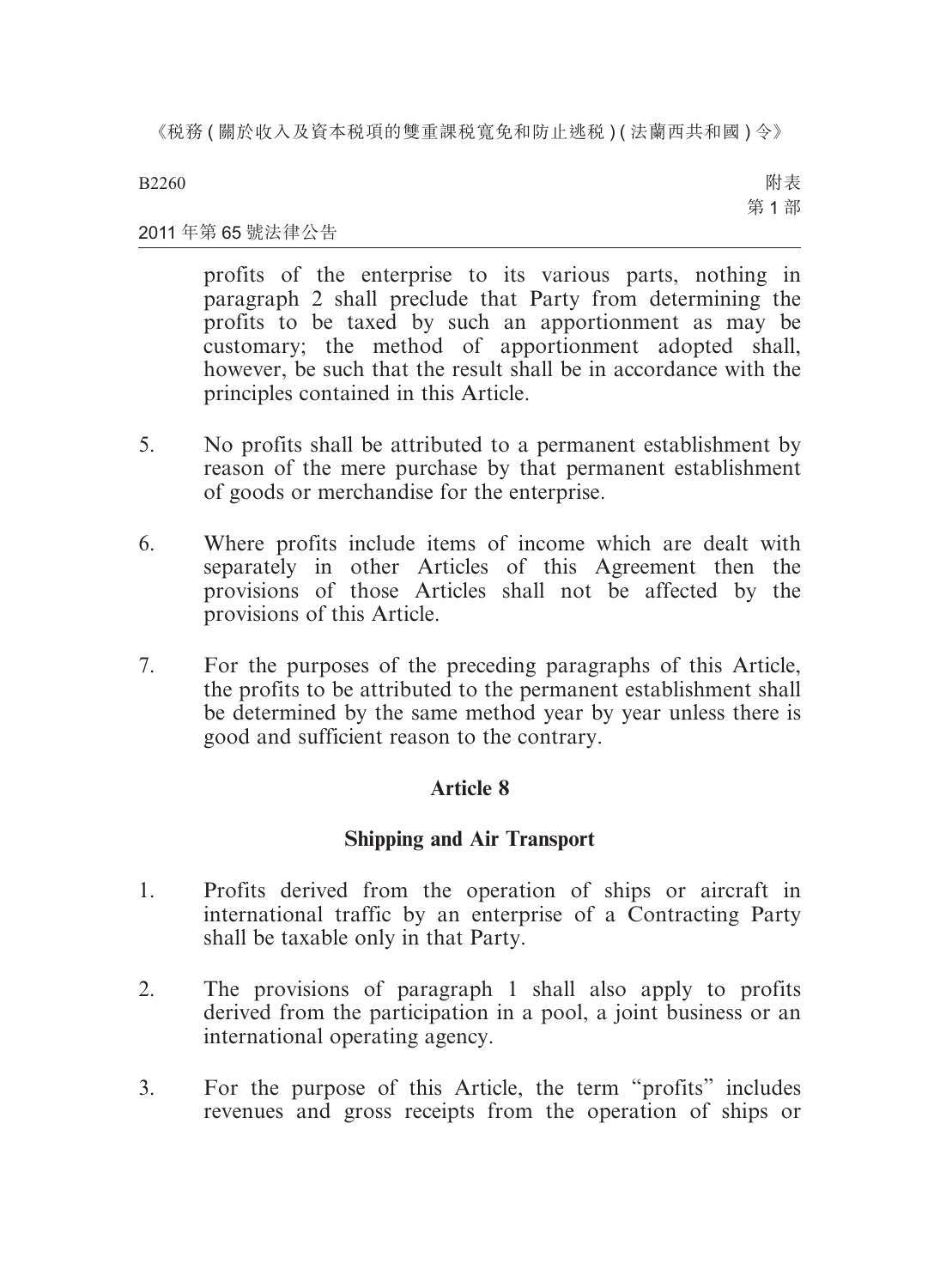profits of the enterprise to its various parts, nothing in paragraph 2 shall preclude that Party from determining the profits to be taxed by such an apportionment as may be customary; the method of apportionment adopted shall, however, be such that the result shall be in accordance with the principles contained in this Article.

5. No profits shall be attributed to a permanent establishment by reason of the mere purchase by that permanent establishment of goods or merchandise for the enterprise.

6. Where profits include items of income which are dealt with separately in other Articles of this Agreement then the provisions of those Articles shall not be affected by the provisions of this Article.

7. For the purposes of the preceding paragraphs of this Article, the profits to be attributed to the permanent establishment shall be determined by the same method year by year unless there is good and sufficient reason to the contrary.

## Article 8

## Shipping and Air Transport

1. Profits derived from the operation of ships or aircraft in international traffic by an enterprise of a Contracting Party shall be taxable only in that Party.

2. The provisions of paragraph 1 shall also apply to profits derived from the participation in a pool, a joint business or an international operating agency.

3. For the purpose of this Article, the term "profits" includes revenues and gross receipts from the operation of ships or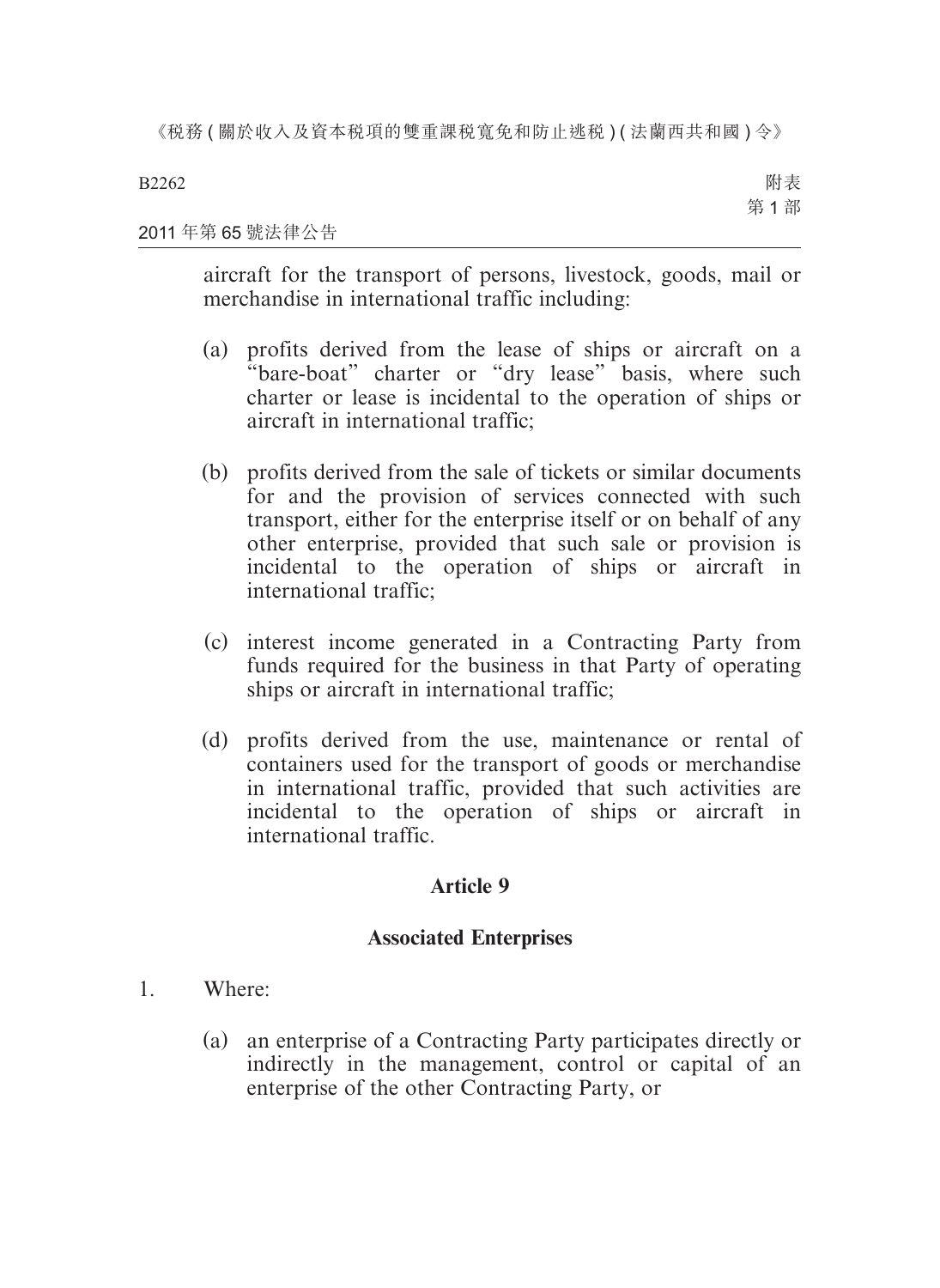aircraft for the transport of persons, livestock, goods, mail or merchandise in international traffic including:

(a) profits derived from the lease of ships or aircraft on a "bare-boat" charter or "dry lease" basis, where such charter or lease is incidental to the operation of ships or aircraft in international traffic;

(b) profits derived from the sale of tickets or similar documents for and the provision of services connected with such transport, either for the enterprise itself or on behalf of any other enterprise, provided that such sale or provision is incidental to the operation of ships or aircraft in international traffic;

(c) interest income generated in a Contracting Party from funds required for the business in that Party of operating ships or aircraft in international traffic;

(d) profits derived from the use, maintenance or rental of containers used for the transport of goods or merchandise in international traffic, provided that such activities are incidental to the operation of ships or aircraft in international traffic.

**Article 9**

**Associated Enterprises**

1. Where:

(a) an enterprise of a Contracting Party participates directly or indirectly in the management, control or capital of an enterprise of the other Contracting Party, or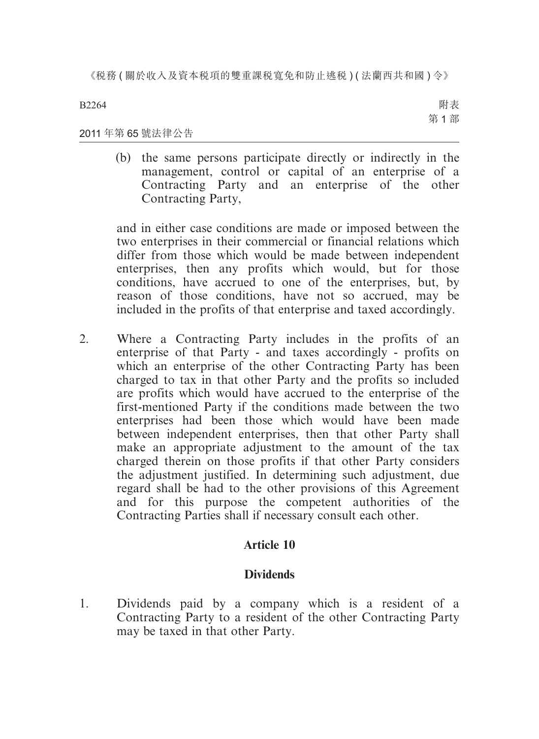(b) the same persons participate directly or indirectly in the management, control or capital of an enterprise of a Contracting Party and an enterprise of the other Contracting Party,

and in either case conditions are made or imposed between the two enterprises in their commercial or financial relations which differ from those which would be made between independent enterprises, then any profits which would, but for those conditions, have accrued to one of the enterprises, but, by reason of those conditions, have not so accrued, may be included in the profits of that enterprise and taxed accordingly.

2. Where a Contracting Party includes in the profits of an enterprise of that Party - and taxes accordingly - profits on which an enterprise of the other Contracting Party has been charged to tax in that other Party and the profits so included are profits which would have accrued to the enterprise of the first-mentioned Party if the conditions made between the two enterprises had been those which would have been made between independent enterprises, then that other Party shall make an appropriate adjustment to the amount of the tax charged therein on those profits if that other Party considers the adjustment justified. In determining such adjustment, due regard shall be had to the other provisions of this Agreement and for this purpose the competent authorities of the Contracting Parties shall if necessary consult each other.

## Article 10

## Dividends

1. Dividends paid by a company which is a resident of a Contracting Party to a resident of the other Contracting Party may be taxed in that other Party.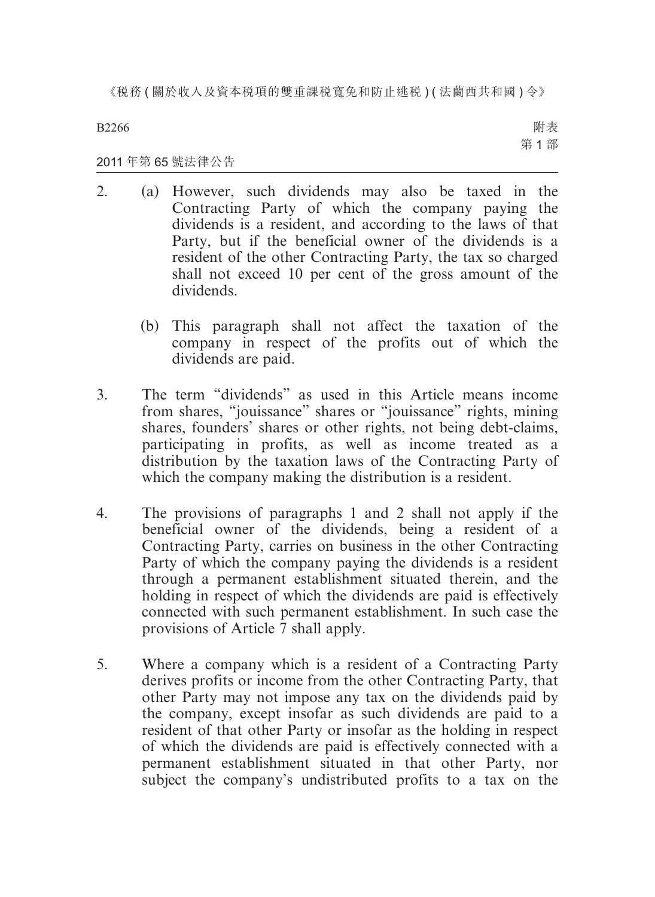2. (a) However, such dividends may also be taxed in the Contracting Party of which the company paying the dividends is a resident, and according to the laws of that Party, but if the beneficial owner of the dividends is a resident of the other Contracting Party, the tax so charged shall not exceed 10 per cent of the gross amount of the dividends.

   (b) This paragraph shall not affect the taxation of the company in respect of the profits out of which the dividends are paid.

3. The term "dividends" as used in this Article means income from shares, "jouissance" shares or "jouissance" rights, mining shares, founders' shares or other rights, not being debt-claims, participating in profits, as well as income treated as a distribution by the taxation laws of the Contracting Party of which the company making the distribution is a resident.

4. The provisions of paragraphs 1 and 2 shall not apply if the beneficial owner of the dividends, being a resident of a Contracting Party, carries on business in the other Contracting Party of which the company paying the dividends is a resident through a permanent establishment situated therein, and the holding in respect of which the dividends are paid is effectively connected with such permanent establishment. In such case the provisions of Article 7 shall apply.

5. Where a company which is a resident of a Contracting Party derives profits or income from the other Contracting Party, that other Party may not impose any tax on the dividends paid by the company, except insofar as such dividends are paid to a resident of that other Party or insofar as the holding in respect of which the dividends are paid is effectively connected with a permanent establishment situated in that other Party, nor subject the company's undistributed profits to a tax on the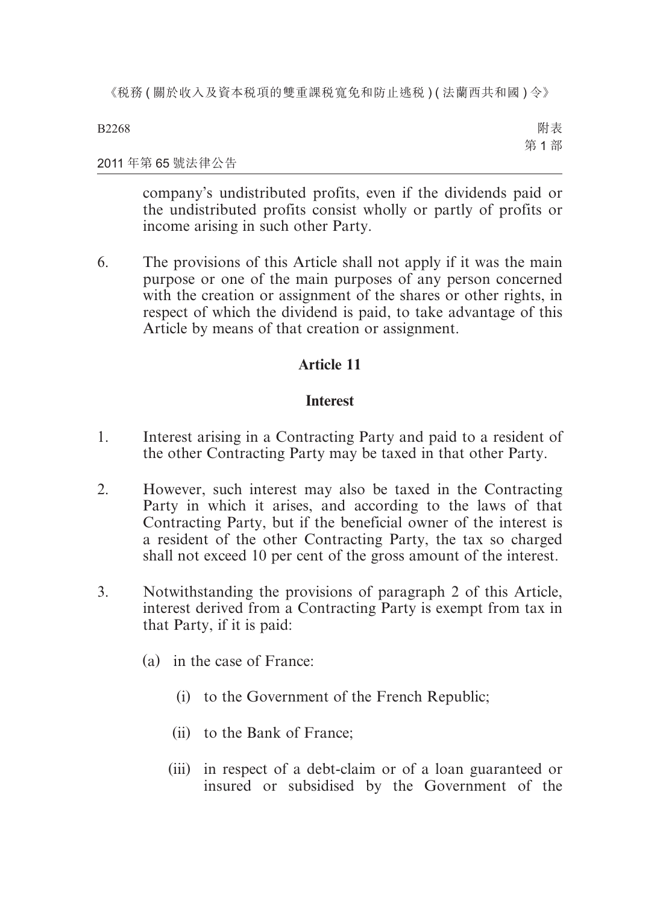company's undistributed profits, even if the dividends paid or the undistributed profits consist wholly or partly of profits or income arising in such other Party.

6. The provisions of this Article shall not apply if it was the main purpose or one of the main purposes of any person concerned with the creation or assignment of the shares or other rights, in respect of which the dividend is paid, to take advantage of this Article by means of that creation or assignment.

## Article 11

## Interest

1. Interest arising in a Contracting Party and paid to a resident of the other Contracting Party may be taxed in that other Party.

2. However, such interest may also be taxed in the Contracting Party in which it arises, and according to the laws of that Contracting Party, but if the beneficial owner of the interest is a resident of the other Contracting Party, the tax so charged shall not exceed 10 per cent of the gross amount of the interest.

3. Notwithstanding the provisions of paragraph 2 of this Article, interest derived from a Contracting Party is exempt from tax in that Party, if it is paid:

   (a) in the case of France:

      (i) to the Government of the French Republic;

      (ii) to the Bank of France;

      (iii) in respect of a debt-claim or of a loan guaranteed or insured or subsidised by the Government of the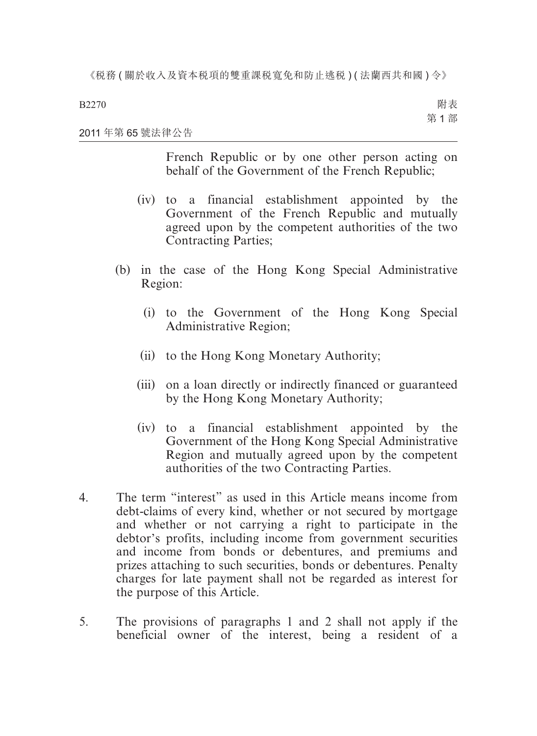French Republic or by one other person acting on behalf of the Government of the French Republic;

(iv) to a financial establishment appointed by the Government of the French Republic and mutually agreed upon by the competent authorities of the two Contracting Parties;

(b) in the case of the Hong Kong Special Administrative Region:

(i) to the Government of the Hong Kong Special Administrative Region;

(ii) to the Hong Kong Monetary Authority;

(iii) on a loan directly or indirectly financed or guaranteed by the Hong Kong Monetary Authority;

(iv) to a financial establishment appointed by the Government of the Hong Kong Special Administrative Region and mutually agreed upon by the competent authorities of the two Contracting Parties.

4. The term "interest" as used in this Article means income from debt-claims of every kind, whether or not secured by mortgage and whether or not carrying a right to participate in the debtor's profits, including income from government securities and income from bonds or debentures, and premiums and prizes attaching to such securities, bonds or debentures. Penalty charges for late payment shall not be regarded as interest for the purpose of this Article.

5. The provisions of paragraphs 1 and 2 shall not apply if the beneficial owner of the interest, being a resident of a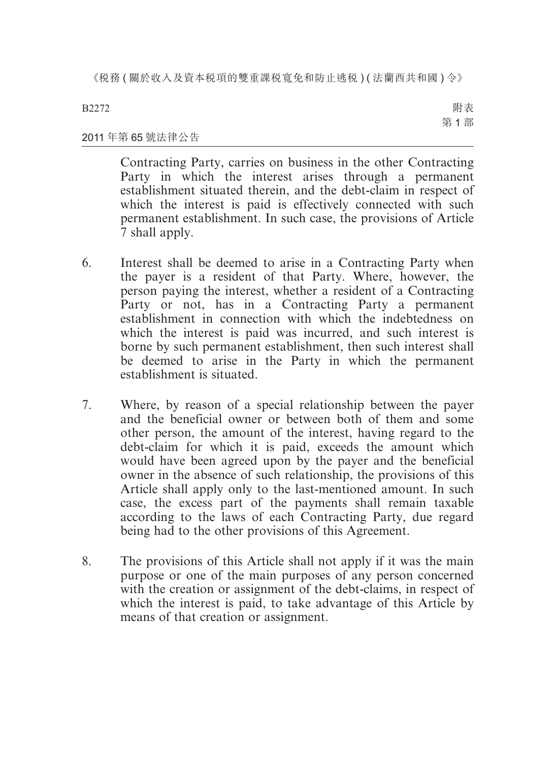Contracting Party, carries on business in the other Contracting Party in which the interest arises through a permanent establishment situated therein, and the debt-claim in respect of which the interest is paid is effectively connected with such permanent establishment. In such case, the provisions of Article 7 shall apply.

6. Interest shall be deemed to arise in a Contracting Party when the payer is a resident of that Party. Where, however, the person paying the interest, whether a resident of a Contracting Party or not, has in a Contracting Party a permanent establishment in connection with which the indebtedness on which the interest is paid was incurred, and such interest is borne by such permanent establishment, then such interest shall be deemed to arise in the Party in which the permanent establishment is situated.

7. Where, by reason of a special relationship between the payer and the beneficial owner or between both of them and some other person, the amount of the interest, having regard to the debt-claim for which it is paid, exceeds the amount which would have been agreed upon by the payer and the beneficial owner in the absence of such relationship, the provisions of this Article shall apply only to the last-mentioned amount. In such case, the excess part of the payments shall remain taxable according to the laws of each Contracting Party, due regard being had to the other provisions of this Agreement.

8. The provisions of this Article shall not apply if it was the main purpose or one of the main purposes of any person concerned with the creation or assignment of the debt-claims, in respect of which the interest is paid, to take advantage of this Article by means of that creation or assignment.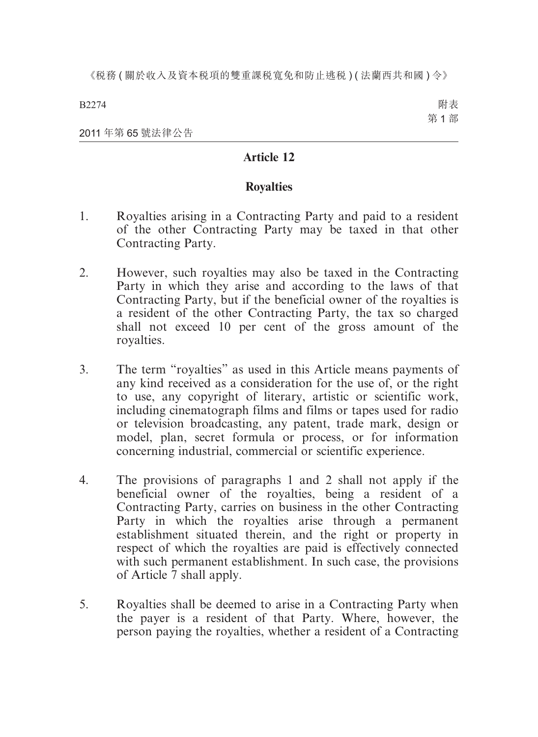## Article 12

### Royalties

1. Royalties arising in a Contracting Party and paid to a resident of the other Contracting Party may be taxed in that other Contracting Party.

2. However, such royalties may also be taxed in the Contracting Party in which they arise and according to the laws of that Contracting Party, but if the beneficial owner of the royalties is a resident of the other Contracting Party, the tax so charged shall not exceed 10 per cent of the gross amount of the royalties.

3. The term "royalties" as used in this Article means payments of any kind received as a consideration for the use of, or the right to use, any copyright of literary, artistic or scientific work, including cinematograph films and films or tapes used for radio or television broadcasting, any patent, trade mark, design or model, plan, secret formula or process, or for information concerning industrial, commercial or scientific experience.

4. The provisions of paragraphs 1 and 2 shall not apply if the beneficial owner of the royalties, being a resident of a Contracting Party, carries on business in the other Contracting Party in which the royalties arise through a permanent establishment situated therein, and the right or property in respect of which the royalties are paid is effectively connected with such permanent establishment. In such case, the provisions of Article 7 shall apply.

5. Royalties shall be deemed to arise in a Contracting Party when the payer is a resident of that Party. Where, however, the person paying the royalties, whether a resident of a Contracting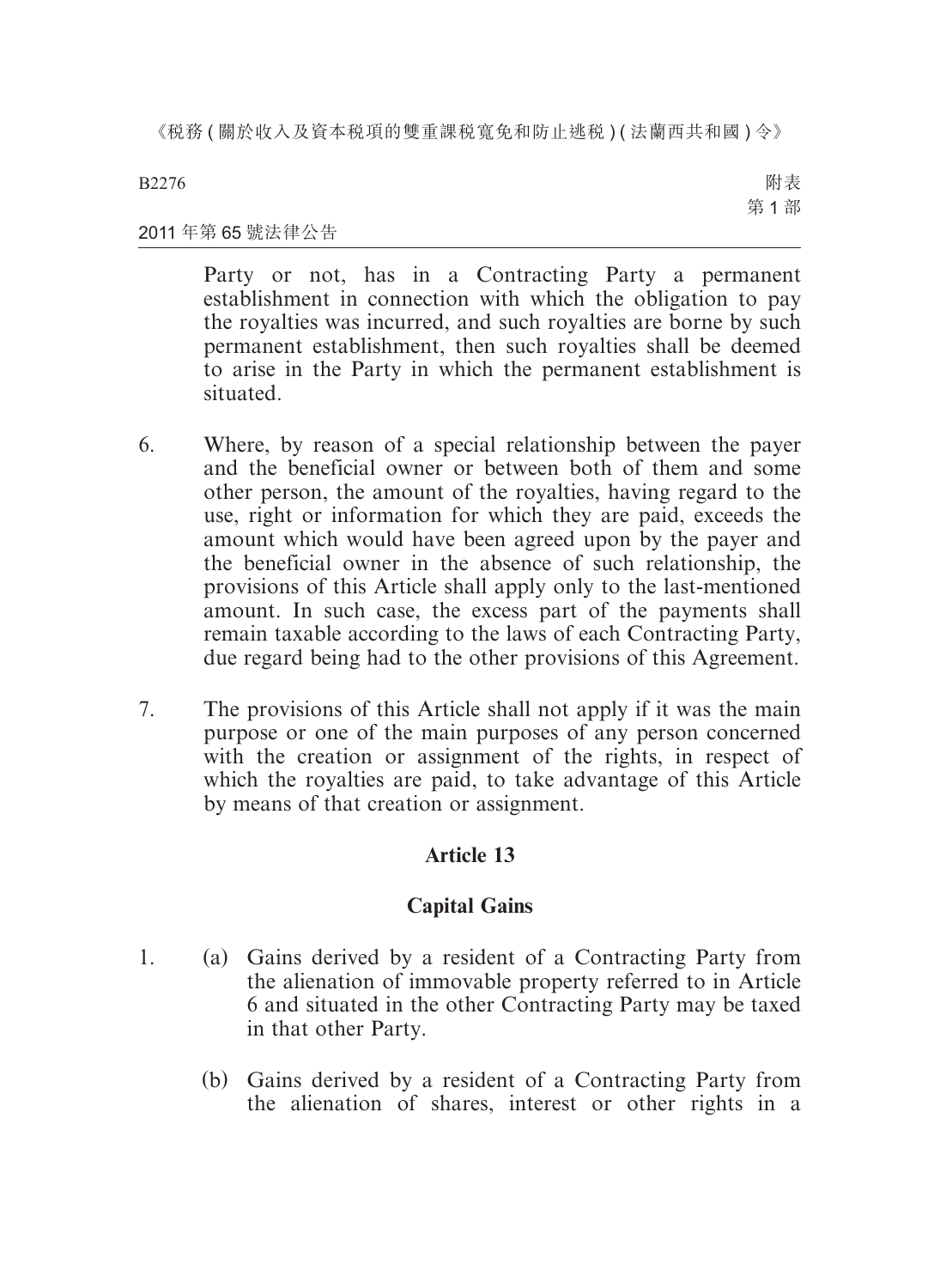Party or not, has in a Contracting Party a permanent establishment in connection with which the obligation to pay the royalties was incurred, and such royalties are borne by such permanent establishment, then such royalties shall be deemed to arise in the Party in which the permanent establishment is situated.

6. Where, by reason of a special relationship between the payer and the beneficial owner or between both of them and some other person, the amount of the royalties, having regard to the use, right or information for which they are paid, exceeds the amount which would have been agreed upon by the payer and the beneficial owner in the absence of such relationship, the provisions of this Article shall apply only to the last-mentioned amount. In such case, the excess part of the payments shall remain taxable according to the laws of each Contracting Party, due regard being had to the other provisions of this Agreement.

7. The provisions of this Article shall not apply if it was the main purpose or one of the main purposes of any person concerned with the creation or assignment of the rights, in respect of which the royalties are paid, to take advantage of this Article by means of that creation or assignment.

## Article 13

## Capital Gains

1. (a) Gains derived by a resident of a Contracting Party from the alienation of immovable property referred to in Article 6 and situated in the other Contracting Party may be taxed in that other Party.

   (b) Gains derived by a resident of a Contracting Party from the alienation of shares, interest or other rights in a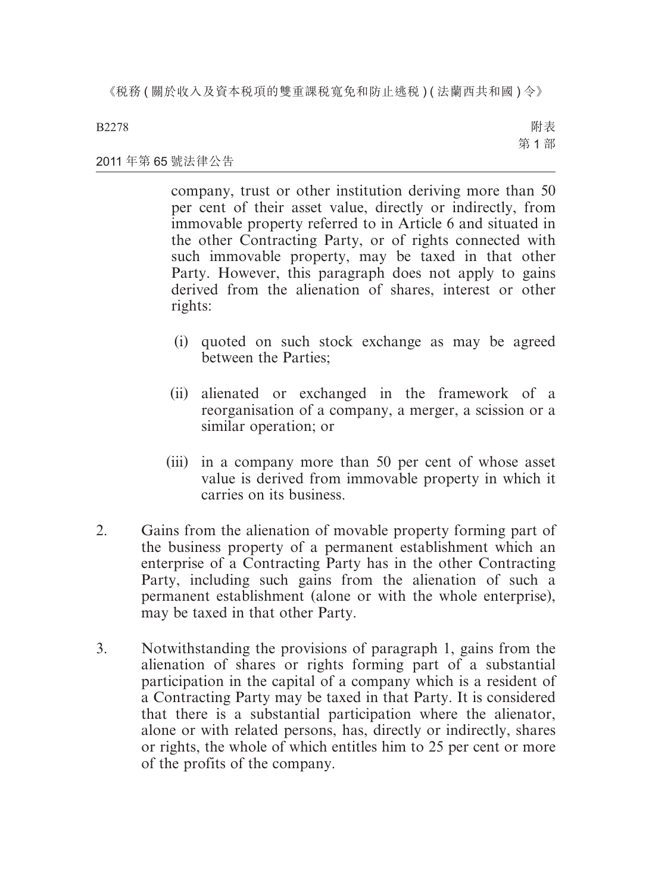company, trust or other institution deriving more than 50 per cent of their asset value, directly or indirectly, from immovable property referred to in Article 6 and situated in the other Contracting Party, or of rights connected with such immovable property, may be taxed in that other Party. However, this paragraph does not apply to gains derived from the alienation of shares, interest or other rights:

(i) quoted on such stock exchange as may be agreed between the Parties;

(ii) alienated or exchanged in the framework of a reorganisation of a company, a merger, a scission or a similar operation; or

(iii) in a company more than 50 per cent of whose asset value is derived from immovable property in which it carries on its business.

2. Gains from the alienation of movable property forming part of the business property of a permanent establishment which an enterprise of a Contracting Party has in the other Contracting Party, including such gains from the alienation of such a permanent establishment (alone or with the whole enterprise), may be taxed in that other Party.

3. Notwithstanding the provisions of paragraph 1, gains from the alienation of shares or rights forming part of a substantial participation in the capital of a company which is a resident of a Contracting Party may be taxed in that Party. It is considered that there is a substantial participation where the alienator, alone or with related persons, has, directly or indirectly, shares or rights, the whole of which entitles him to 25 per cent or more of the profits of the company.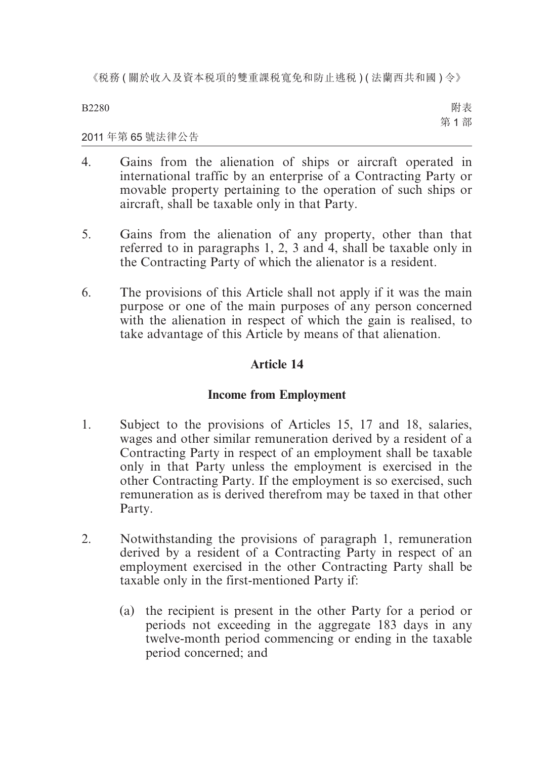4. Gains from the alienation of ships or aircraft operated in international traffic by an enterprise of a Contracting Party or movable property pertaining to the operation of such ships or aircraft, shall be taxable only in that Party.

5. Gains from the alienation of any property, other than that referred to in paragraphs 1, 2, 3 and 4, shall be taxable only in the Contracting Party of which the alienator is a resident.

6. The provisions of this Article shall not apply if it was the main purpose or one of the main purposes of any person concerned with the alienation in respect of which the gain is realised, to take advantage of this Article by means of that alienation.

## Article 14

### Income from Employment

1. Subject to the provisions of Articles 15, 17 and 18, salaries, wages and other similar remuneration derived by a resident of a Contracting Party in respect of an employment shall be taxable only in that Party unless the employment is exercised in the other Contracting Party. If the employment is so exercised, such remuneration as is derived therefrom may be taxed in that other Party.

2. Notwithstanding the provisions of paragraph 1, remuneration derived by a resident of a Contracting Party in respect of an employment exercised in the other Contracting Party shall be taxable only in the first-mentioned Party if:

   (a) the recipient is present in the other Party for a period or periods not exceeding in the aggregate 183 days in any twelve-month period commencing or ending in the taxable period concerned; and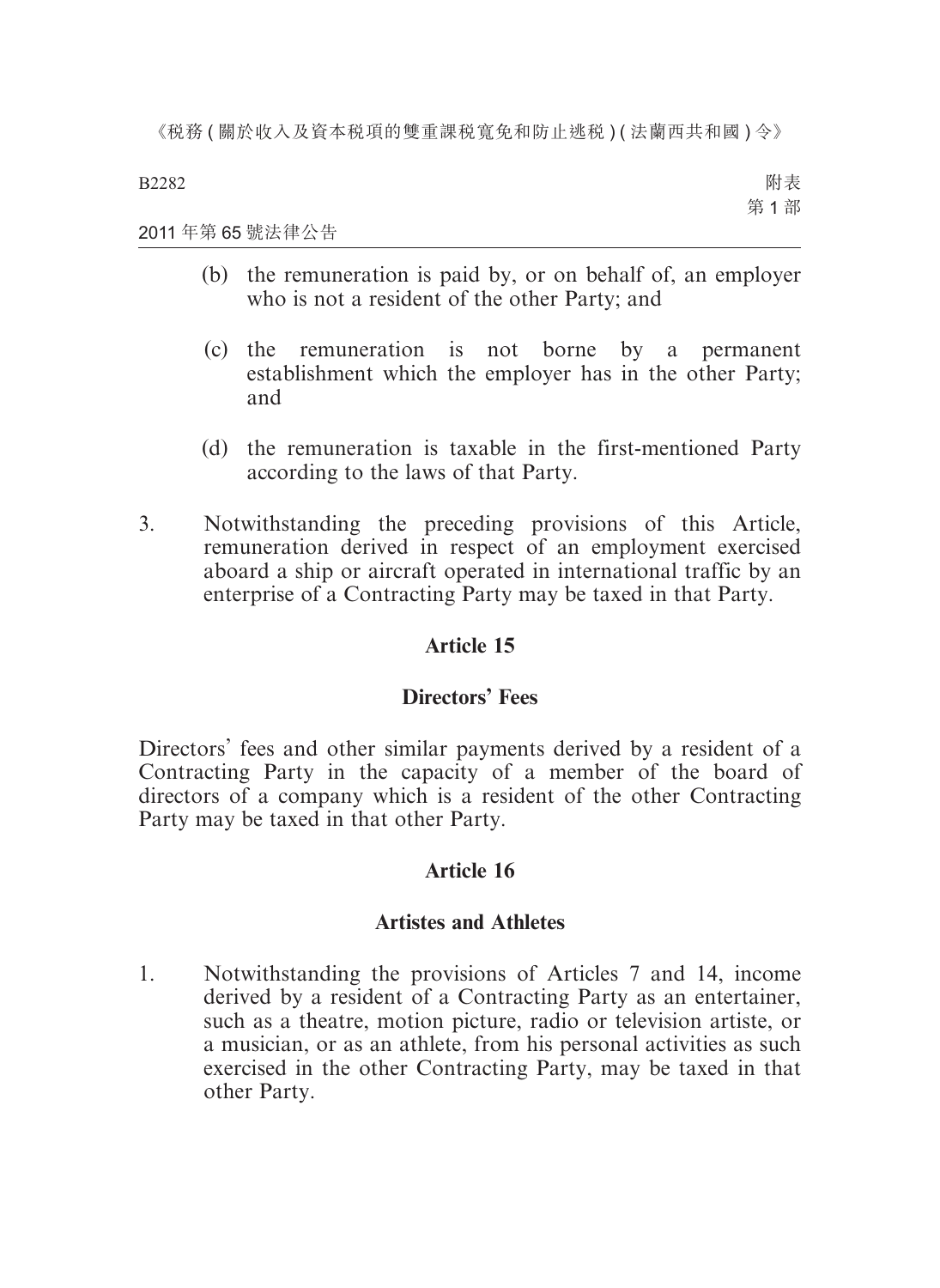(b) the remuneration is paid by, or on behalf of, an employer who is not a resident of the other Party; and

(c) the remuneration is not borne by a permanent establishment which the employer has in the other Party; and

(d) the remuneration is taxable in the first-mentioned Party according to the laws of that Party.

3. Notwithstanding the preceding provisions of this Article, remuneration derived in respect of an employment exercised aboard a ship or aircraft operated in international traffic by an enterprise of a Contracting Party may be taxed in that Party.

## Article 15

## Directors' Fees

Directors' fees and other similar payments derived by a resident of a Contracting Party in the capacity of a member of the board of directors of a company which is a resident of the other Contracting Party may be taxed in that other Party.

## Article 16

## Artistes and Athletes

1. Notwithstanding the provisions of Articles 7 and 14, income derived by a resident of a Contracting Party as an entertainer, such as a theatre, motion picture, radio or television artiste, or a musician, or as an athlete, from his personal activities as such exercised in the other Contracting Party, may be taxed in that other Party.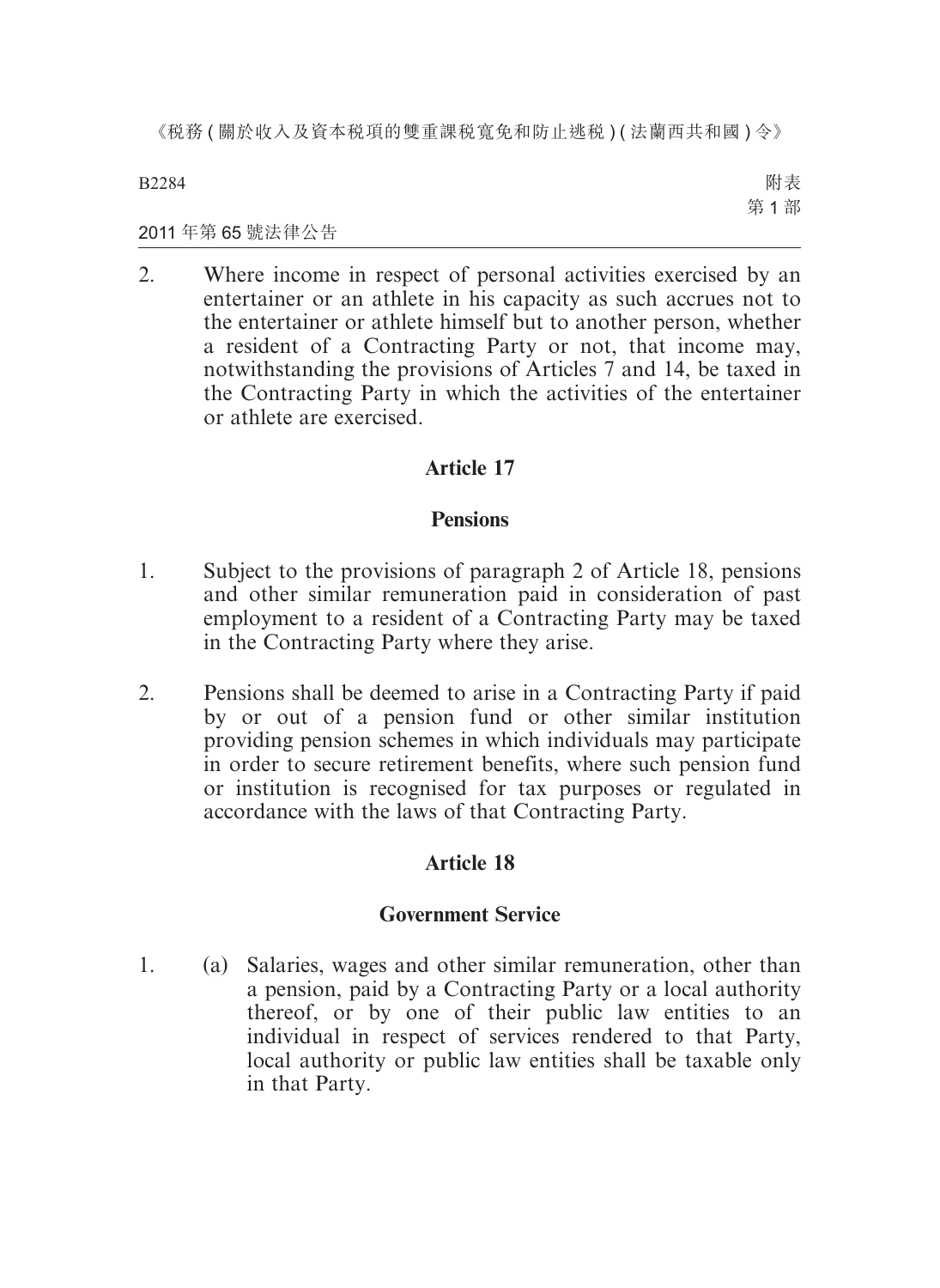2. Where income in respect of personal activities exercised by an entertainer or an athlete in his capacity as such accrues not to the entertainer or athlete himself but to another person, whether a resident of a Contracting Party or not, that income may, notwithstanding the provisions of Articles 7 and 14, be taxed in the Contracting Party in which the activities of the entertainer or athlete are exercised.

## Article 17

### Pensions

1. Subject to the provisions of paragraph 2 of Article 18, pensions and other similar remuneration paid in consideration of past employment to a resident of a Contracting Party may be taxed in the Contracting Party where they arise.

2. Pensions shall be deemed to arise in a Contracting Party if paid by or out of a pension fund or other similar institution providing pension schemes in which individuals may participate in order to secure retirement benefits, where such pension fund or institution is recognised for tax purposes or regulated in accordance with the laws of that Contracting Party.

## Article 18

### Government Service

1. (a) Salaries, wages and other similar remuneration, other than a pension, paid by a Contracting Party or a local authority thereof, or by one of their public law entities to an individual in respect of services rendered to that Party, local authority or public law entities shall be taxable only in that Party.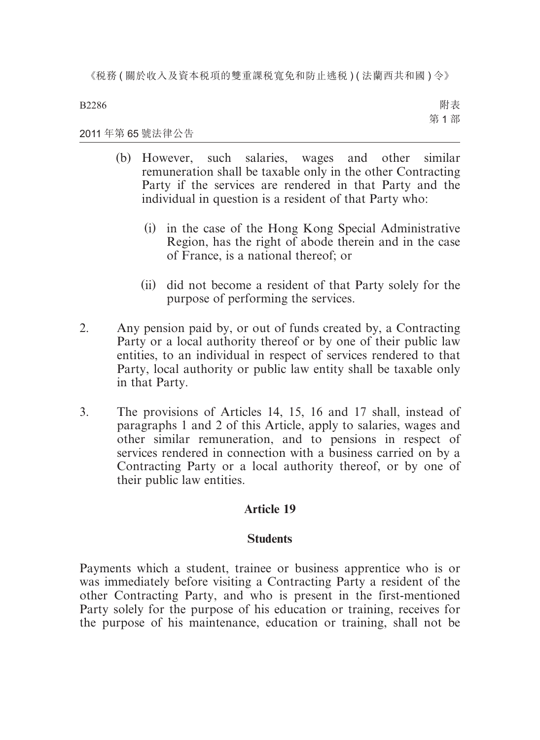(b) However, such salaries, wages and other similar remuneration shall be taxable only in the other Contracting Party if the services are rendered in that Party and the individual in question is a resident of that Party who:

(i) in the case of the Hong Kong Special Administrative Region, has the right of abode therein and in the case of France, is a national thereof; or

(ii) did not become a resident of that Party solely for the purpose of performing the services.

2. Any pension paid by, or out of funds created by, a Contracting Party or a local authority thereof or by one of their public law entities, to an individual in respect of services rendered to that Party, local authority or public law entity shall be taxable only in that Party.

3. The provisions of Articles 14, 15, 16 and 17 shall, instead of paragraphs 1 and 2 of this Article, apply to salaries, wages and other similar remuneration, and to pensions in respect of services rendered in connection with a business carried on by a Contracting Party or a local authority thereof, or by one of their public law entities.

**Article 19**

**Students**

Payments which a student, trainee or business apprentice who is or was immediately before visiting a Contracting Party a resident of the other Contracting Party, and who is present in the first-mentioned Party solely for the purpose of his education or training, receives for the purpose of his maintenance, education or training, shall not be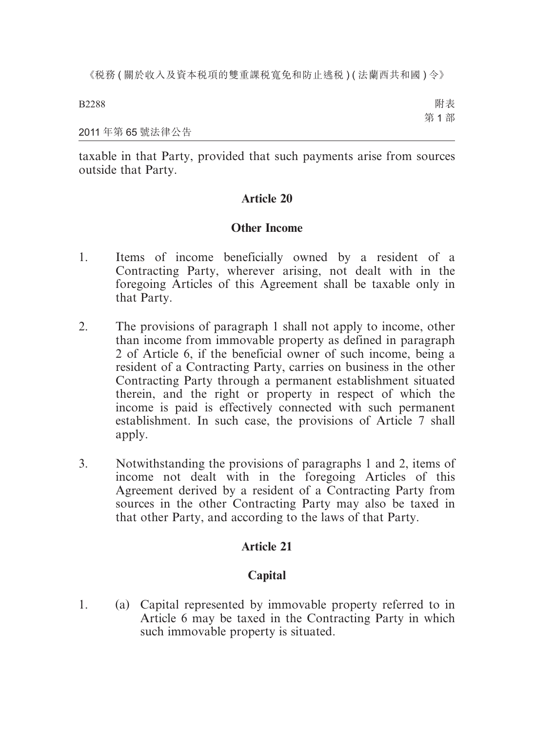taxable in that Party, provided that such payments arise from sources outside that Party.

## Article 20

## Other Income

1. Items of income beneficially owned by a resident of a Contracting Party, wherever arising, not dealt with in the foregoing Articles of this Agreement shall be taxable only in that Party.

2. The provisions of paragraph 1 shall not apply to income, other than income from immovable property as defined in paragraph 2 of Article 6, if the beneficial owner of such income, being a resident of a Contracting Party, carries on business in the other Contracting Party through a permanent establishment situated therein, and the right or property in respect of which the income is paid is effectively connected with such permanent establishment. In such case, the provisions of Article 7 shall apply.

3. Notwithstanding the provisions of paragraphs 1 and 2, items of income not dealt with in the foregoing Articles of this Agreement derived by a resident of a Contracting Party from sources in the other Contracting Party may also be taxed in that other Party, and according to the laws of that Party.

## Article 21

## Capital

1. (a) Capital represented by immovable property referred to in Article 6 may be taxed in the Contracting Party in which such immovable property is situated.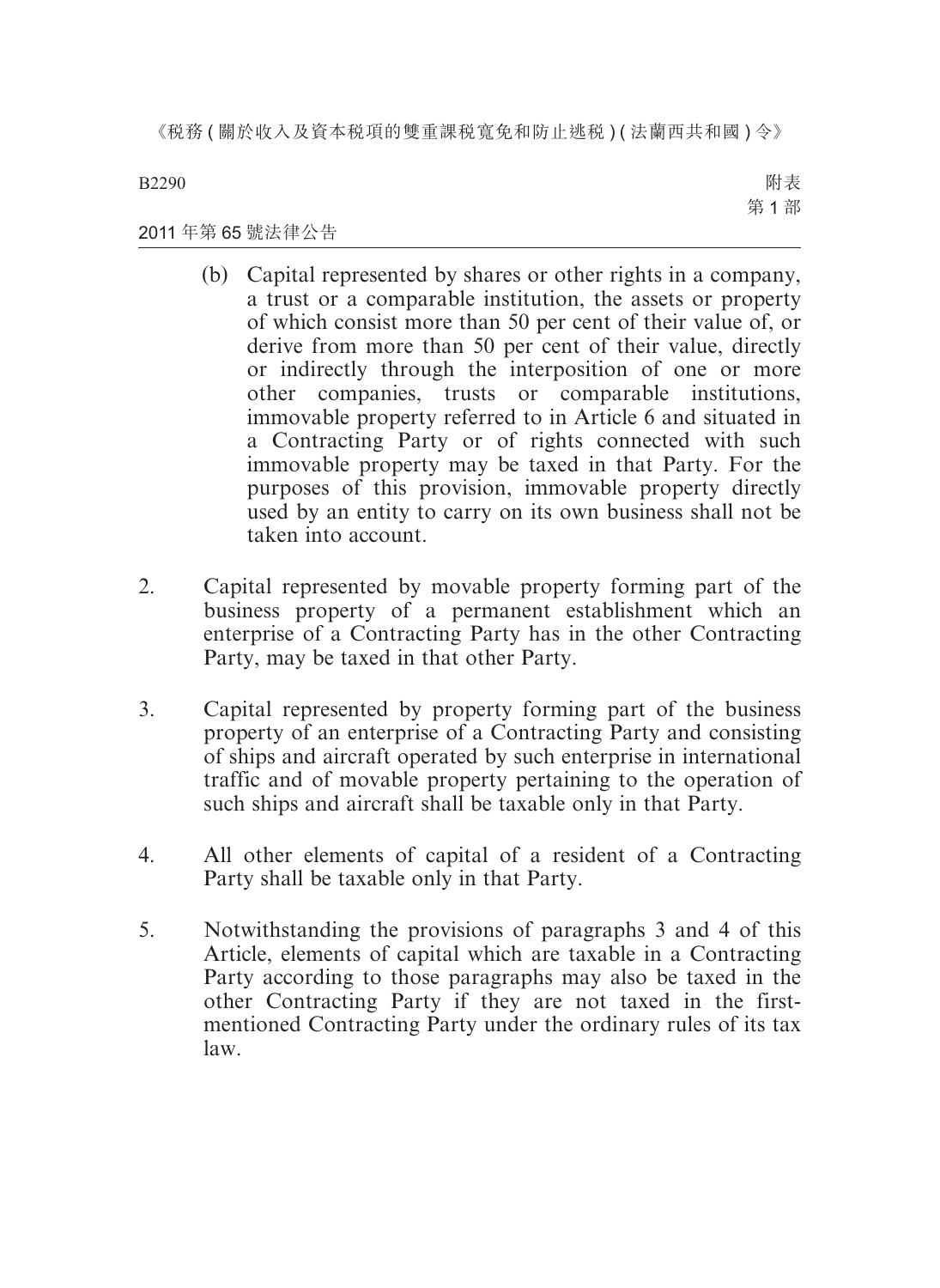(b) Capital represented by shares or other rights in a company, a trust or a comparable institution, the assets or property of which consist more than 50 per cent of their value of, or derive from more than 50 per cent of their value, directly or indirectly through the interposition of one or more other companies, trusts or comparable institutions, immovable property referred to in Article 6 and situated in a Contracting Party or of rights connected with such immovable property may be taxed in that Party. For the purposes of this provision, immovable property directly used by an entity to carry on its own business shall not be taken into account.

2. Capital represented by movable property forming part of the business property of a permanent establishment which an enterprise of a Contracting Party has in the other Contracting Party, may be taxed in that other Party.

3. Capital represented by property forming part of the business property of an enterprise of a Contracting Party and consisting of ships and aircraft operated by such enterprise in international traffic and of movable property pertaining to the operation of such ships and aircraft shall be taxable only in that Party.

4. All other elements of capital of a resident of a Contracting Party shall be taxable only in that Party.

5. Notwithstanding the provisions of paragraphs 3 and 4 of this Article, elements of capital which are taxable in a Contracting Party according to those paragraphs may also be taxed in the other Contracting Party if they are not taxed in the first-mentioned Contracting Party under the ordinary rules of its tax law.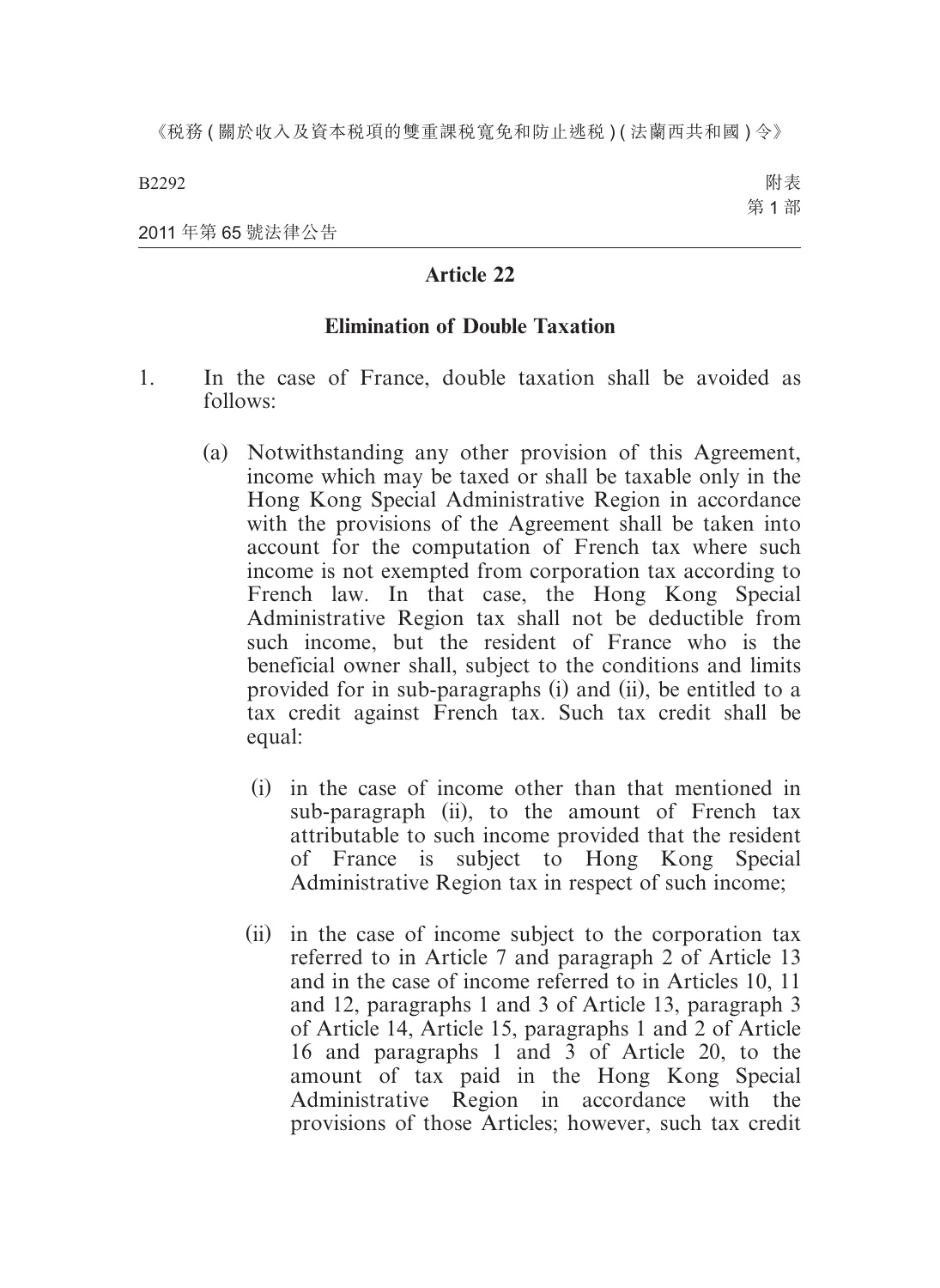## Article 22

### Elimination of Double Taxation

1. In the case of France, double taxation shall be avoided as follows:

   (a) Notwithstanding any other provision of this Agreement, income which may be taxed or shall be taxable only in the Hong Kong Special Administrative Region in accordance with the provisions of the Agreement shall be taken into account for the computation of French tax where such income is not exempted from corporation tax according to French law. In that case, the Hong Kong Special Administrative Region tax shall not be deductible from such income, but the resident of France who is the beneficial owner shall, subject to the conditions and limits provided for in sub-paragraphs (i) and (ii), be entitled to a tax credit against French tax. Such tax credit shall be equal:

      (i) in the case of income other than that mentioned in sub-paragraph (ii), to the amount of French tax attributable to such income provided that the resident of France is subject to Hong Kong Special Administrative Region tax in respect of such income;

      (ii) in the case of income subject to the corporation tax referred to in Article 7 and paragraph 2 of Article 13 and in the case of income referred to in Articles 10, 11 and 12, paragraphs 1 and 3 of Article 13, paragraph 3 of Article 14, Article 15, paragraphs 1 and 2 of Article 16 and paragraphs 1 and 3 of Article 20, to the amount of tax paid in the Hong Kong Special Administrative Region in accordance with the provisions of those Articles; however, such tax credit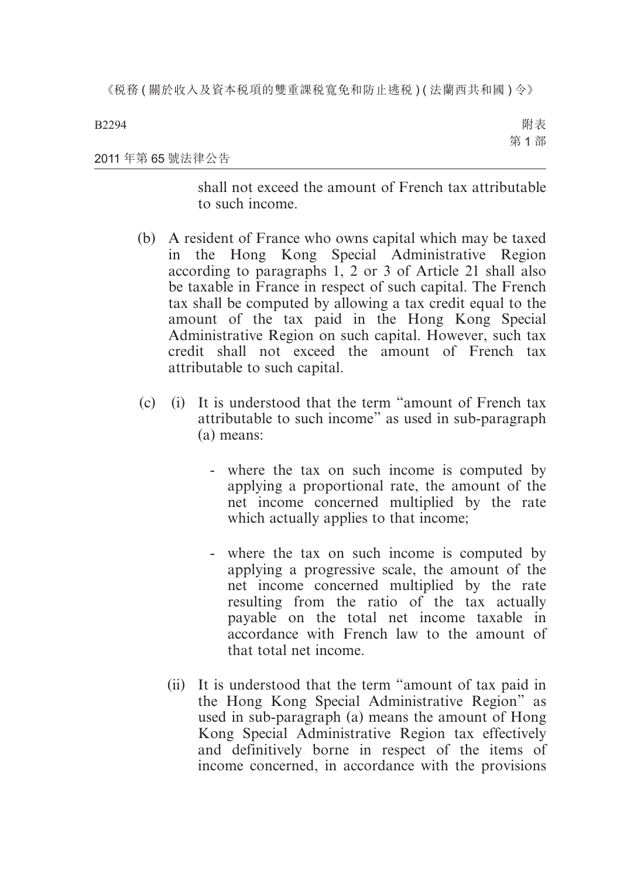shall not exceed the amount of French tax attributable to such income.

(b) A resident of France who owns capital which may be taxed in the Hong Kong Special Administrative Region according to paragraphs 1, 2 or 3 of Article 21 shall also be taxable in France in respect of such capital. The French tax shall be computed by allowing a tax credit equal to the amount of the tax paid in the Hong Kong Special Administrative Region on such capital. However, such tax credit shall not exceed the amount of French tax attributable to such capital.

(c) (i) It is understood that the term "amount of French tax attributable to such income" as used in sub-paragraph (a) means:

- where the tax on such income is computed by applying a proportional rate, the amount of the net income concerned multiplied by the rate which actually applies to that income;

- where the tax on such income is computed by applying a progressive scale, the amount of the net income concerned multiplied by the rate resulting from the ratio of the tax actually payable on the total net income taxable in accordance with French law to the amount of that total net income.

(ii) It is understood that the term "amount of tax paid in the Hong Kong Special Administrative Region" as used in sub-paragraph (a) means the amount of Hong Kong Special Administrative Region tax effectively and definitively borne in respect of the items of income concerned, in accordance with the provisions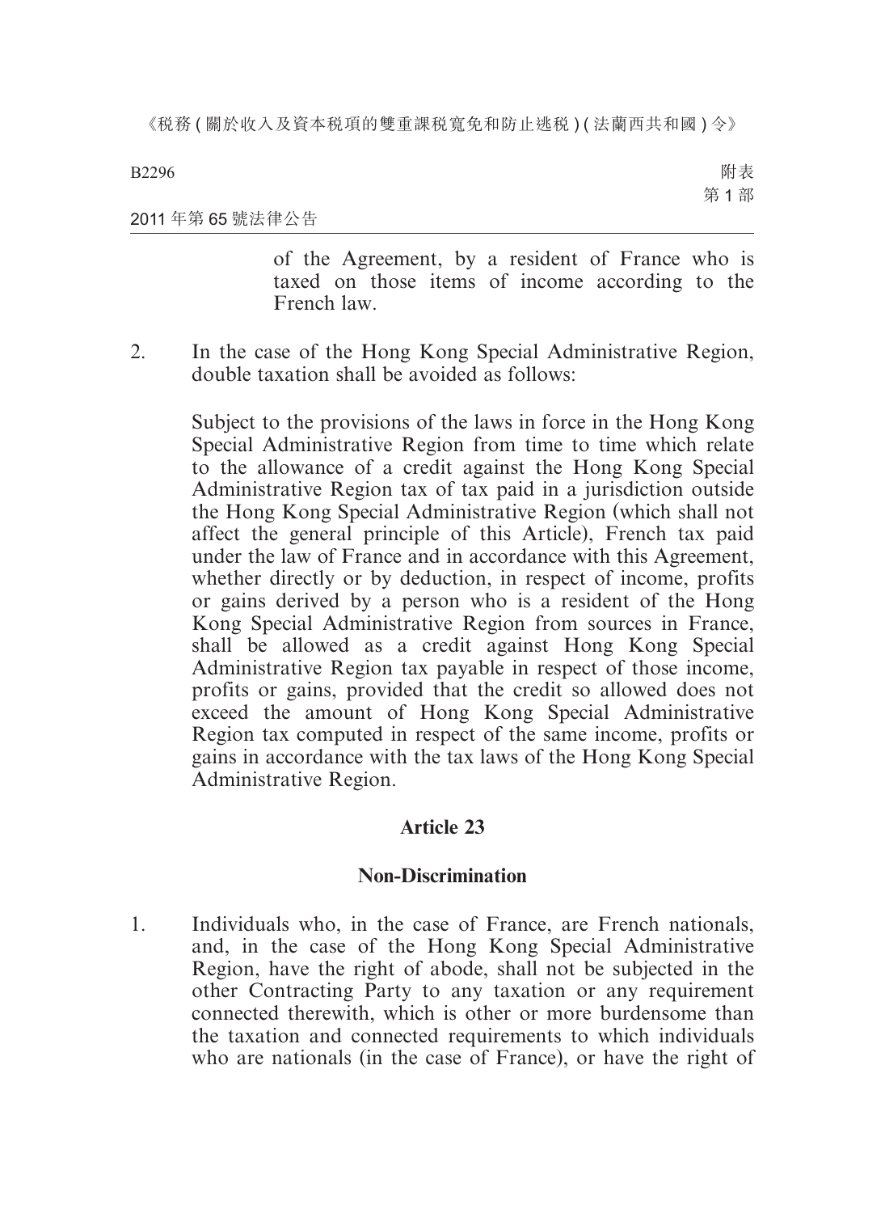of the Agreement, by a resident of France who is taxed on those items of income according to the French law.

2. In the case of the Hong Kong Special Administrative Region, double taxation shall be avoided as follows:

   Subject to the provisions of the laws in force in the Hong Kong Special Administrative Region from time to time which relate to the allowance of a credit against the Hong Kong Special Administrative Region tax of tax paid in a jurisdiction outside the Hong Kong Special Administrative Region (which shall not affect the general principle of this Article), French tax paid under the law of France and in accordance with this Agreement, whether directly or by deduction, in respect of income, profits or gains derived by a person who is a resident of the Hong Kong Special Administrative Region from sources in France, shall be allowed as a credit against Hong Kong Special Administrative Region tax payable in respect of those income, profits or gains, provided that the credit so allowed does not exceed the amount of Hong Kong Special Administrative Region tax computed in respect of the same income, profits or gains in accordance with the tax laws of the Hong Kong Special Administrative Region.

## Article 23

## Non-Discrimination

1. Individuals who, in the case of France, are French nationals, and, in the case of the Hong Kong Special Administrative Region, have the right of abode, shall not be subjected in the other Contracting Party to any taxation or any requirement connected therewith, which is other or more burdensome than the taxation and connected requirements to which individuals who are nationals (in the case of France), or have the right of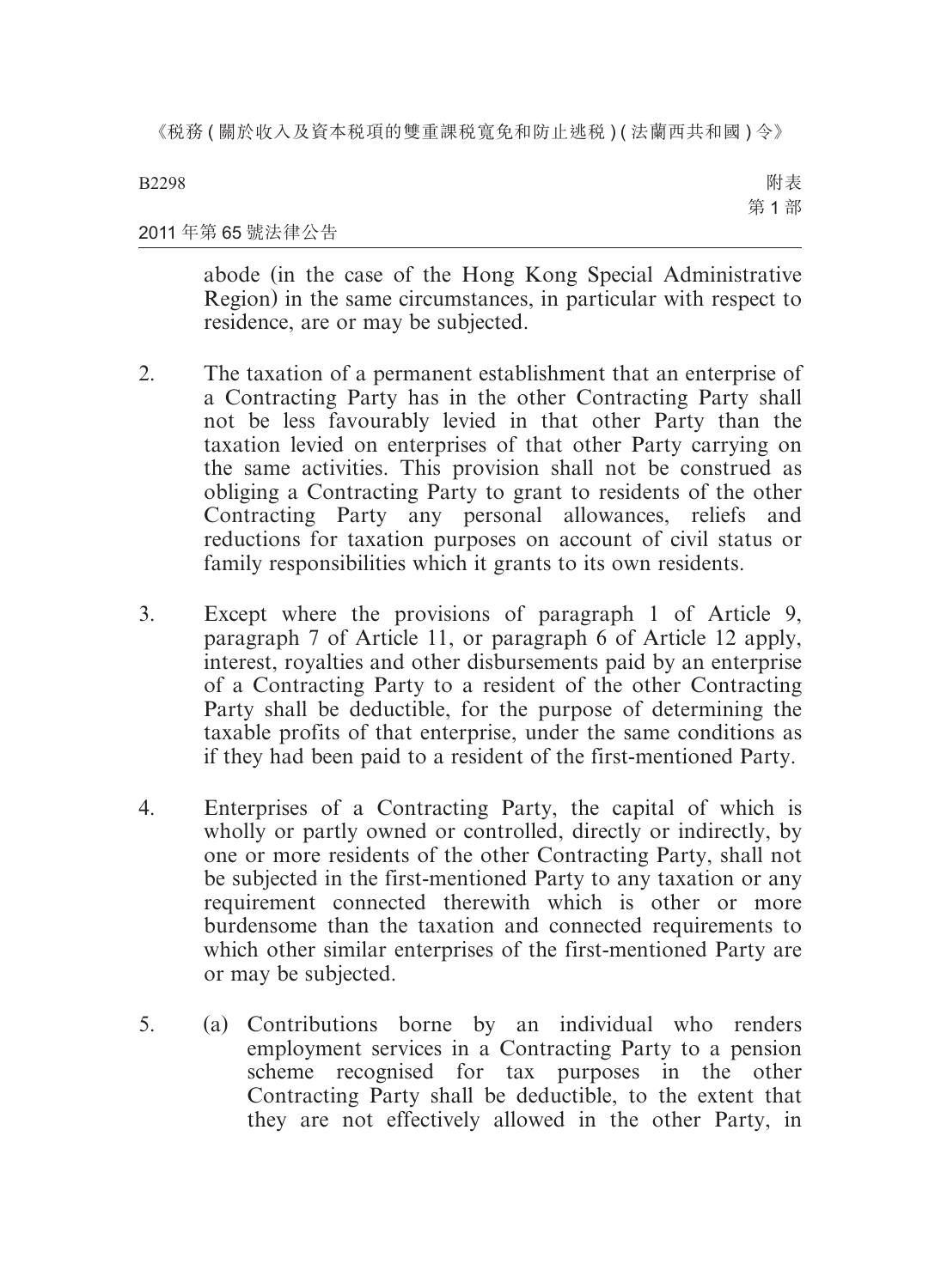abode (in the case of the Hong Kong Special Administrative Region) in the same circumstances, in particular with respect to residence, are or may be subjected.

2. The taxation of a permanent establishment that an enterprise of a Contracting Party has in the other Contracting Party shall not be less favourably levied in that other Party than the taxation levied on enterprises of that other Party carrying on the same activities. This provision shall not be construed as obliging a Contracting Party to grant to residents of the other Contracting Party any personal allowances, reliefs and reductions for taxation purposes on account of civil status or family responsibilities which it grants to its own residents.

3. Except where the provisions of paragraph 1 of Article 9, paragraph 7 of Article 11, or paragraph 6 of Article 12 apply, interest, royalties and other disbursements paid by an enterprise of a Contracting Party to a resident of the other Contracting Party shall be deductible, for the purpose of determining the taxable profits of that enterprise, under the same conditions as if they had been paid to a resident of the first-mentioned Party.

4. Enterprises of a Contracting Party, the capital of which is wholly or partly owned or controlled, directly or indirectly, by one or more residents of the other Contracting Party, shall not be subjected in the first-mentioned Party to any taxation or any requirement connected therewith which is other or more burdensome than the taxation and connected requirements to which other similar enterprises of the first-mentioned Party are or may be subjected.

5. (a) Contributions borne by an individual who renders employment services in a Contracting Party to a pension scheme recognised for tax purposes in the other Contracting Party shall be deductible, to the extent that they are not effectively allowed in the other Party, in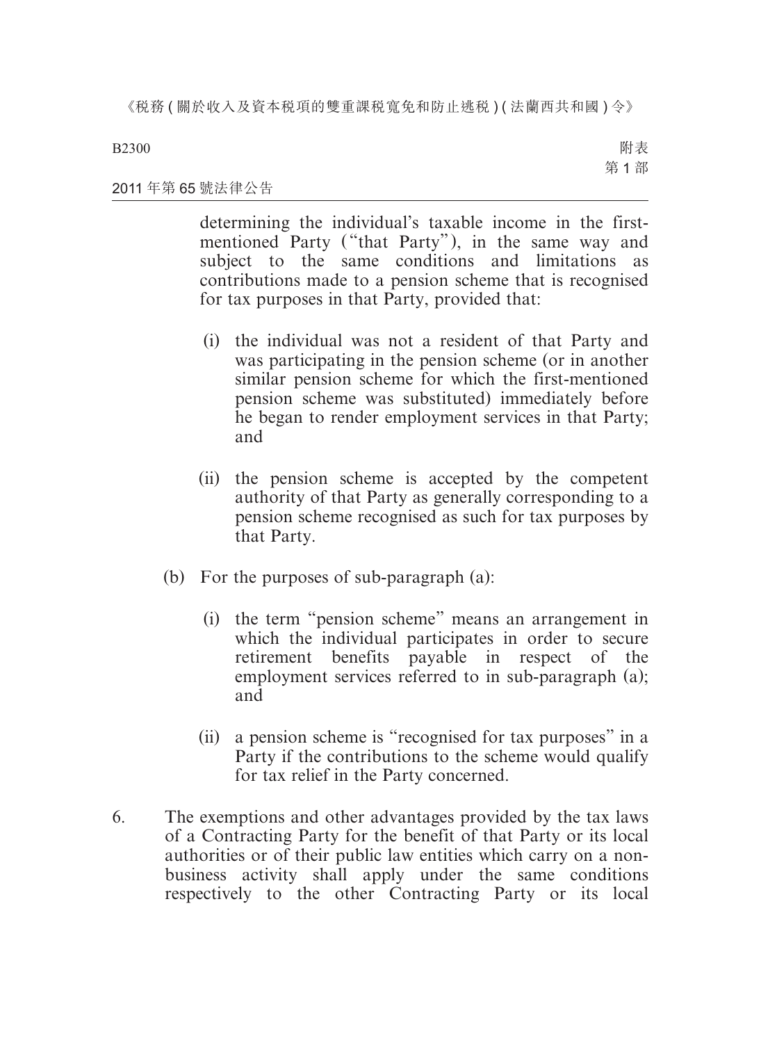determining the individual's taxable income in the first-mentioned Party ("that Party"), in the same way and subject to the same conditions and limitations as contributions made to a pension scheme that is recognised for tax purposes in that Party, provided that:

(i) the individual was not a resident of that Party and was participating in the pension scheme (or in another similar pension scheme for which the first-mentioned pension scheme was substituted) immediately before he began to render employment services in that Party; and

(ii) the pension scheme is accepted by the competent authority of that Party as generally corresponding to a pension scheme recognised as such for tax purposes by that Party.

(b) For the purposes of sub-paragraph (a):

(i) the term "pension scheme" means an arrangement in which the individual participates in order to secure retirement benefits payable in respect of the employment services referred to in sub-paragraph (a); and

(ii) a pension scheme is "recognised for tax purposes" in a Party if the contributions to the scheme would qualify for tax relief in the Party concerned.

6. The exemptions and other advantages provided by the tax laws of a Contracting Party for the benefit of that Party or its local authorities or of their public law entities which carry on a non-business activity shall apply under the same conditions respectively to the other Contracting Party or its local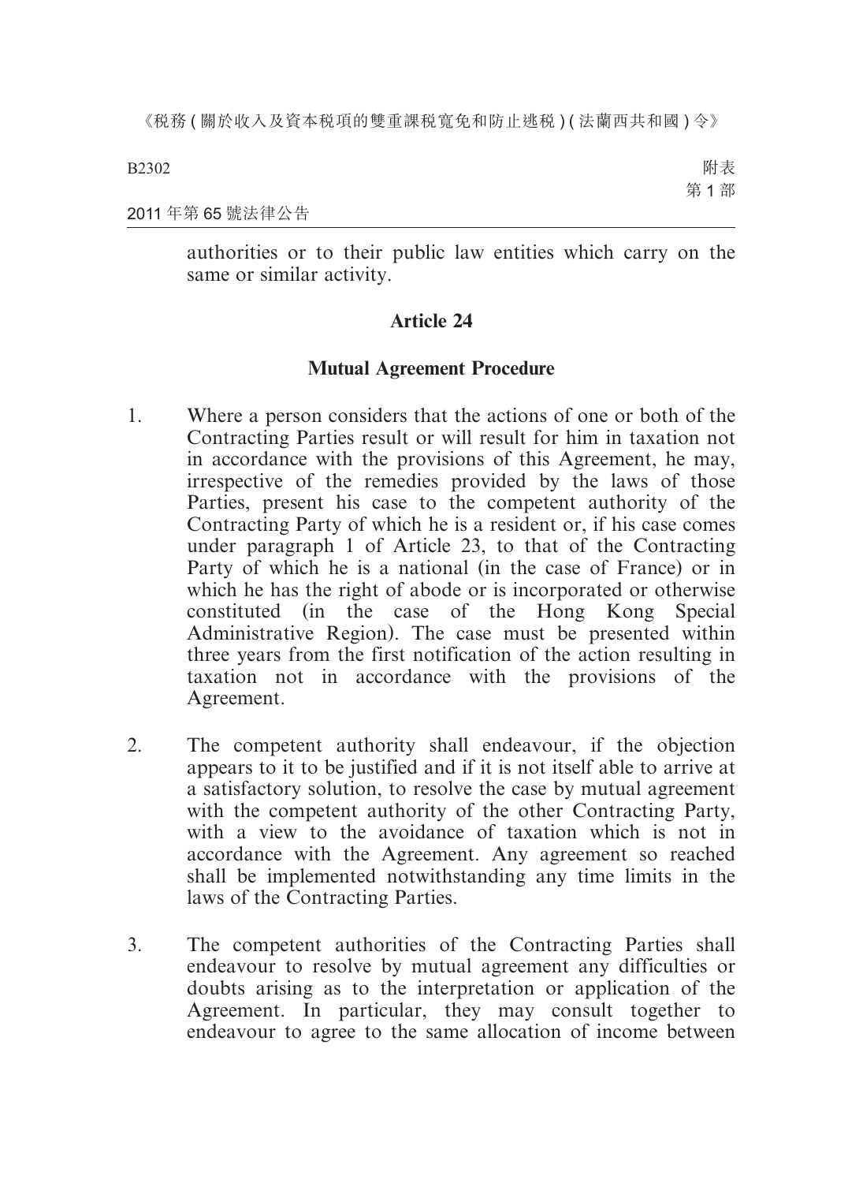authorities or to their public law entities which carry on the same or similar activity.

## Article 24

### Mutual Agreement Procedure

1. Where a person considers that the actions of one or both of the Contracting Parties result or will result for him in taxation not in accordance with the provisions of this Agreement, he may, irrespective of the remedies provided by the laws of those Parties, present his case to the competent authority of the Contracting Party of which he is a resident or, if his case comes under paragraph 1 of Article 23, to that of the Contracting Party of which he is a national (in the case of France) or in which he has the right of abode or is incorporated or otherwise constituted (in the case of the Hong Kong Special Administrative Region). The case must be presented within three years from the first notification of the action resulting in taxation not in accordance with the provisions of the Agreement.

2. The competent authority shall endeavour, if the objection appears to it to be justified and if it is not itself able to arrive at a satisfactory solution, to resolve the case by mutual agreement with the competent authority of the other Contracting Party, with a view to the avoidance of taxation which is not in accordance with the Agreement. Any agreement so reached shall be implemented notwithstanding any time limits in the laws of the Contracting Parties.

3. The competent authorities of the Contracting Parties shall endeavour to resolve by mutual agreement any difficulties or doubts arising as to the interpretation or application of the Agreement. In particular, they may consult together to endeavour to agree to the same allocation of income between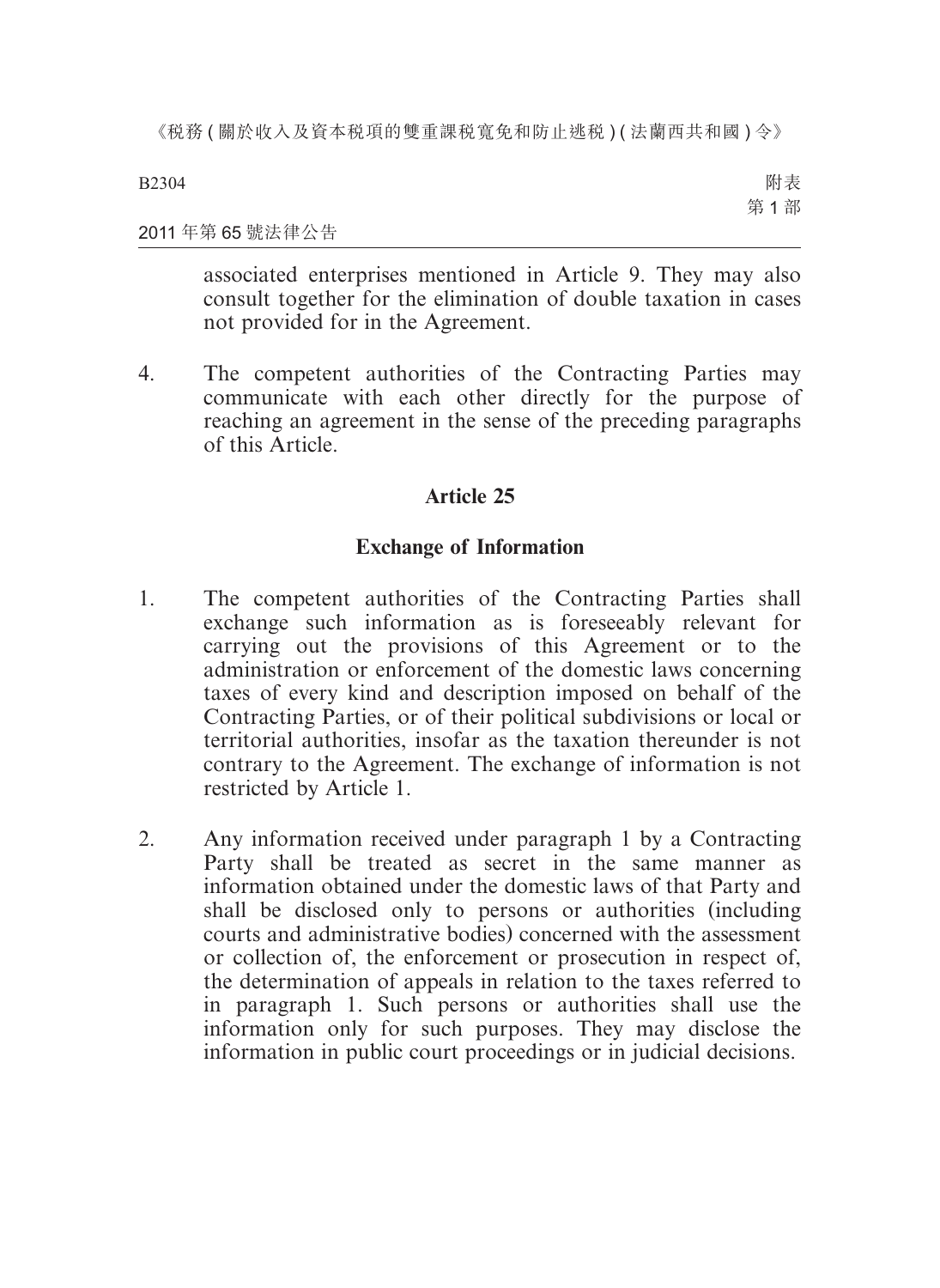associated enterprises mentioned in Article 9. They may also consult together for the elimination of double taxation in cases not provided for in the Agreement.

4. The competent authorities of the Contracting Parties may communicate with each other directly for the purpose of reaching an agreement in the sense of the preceding paragraphs of this Article.

## Article 25

### Exchange of Information

1. The competent authorities of the Contracting Parties shall exchange such information as is foreseeably relevant for carrying out the provisions of this Agreement or to the administration or enforcement of the domestic laws concerning taxes of every kind and description imposed on behalf of the Contracting Parties, or of their political subdivisions or local or territorial authorities, insofar as the taxation thereunder is not contrary to the Agreement. The exchange of information is not restricted by Article 1.

2. Any information received under paragraph 1 by a Contracting Party shall be treated as secret in the same manner as information obtained under the domestic laws of that Party and shall be disclosed only to persons or authorities (including courts and administrative bodies) concerned with the assessment or collection of, the enforcement or prosecution in respect of, the determination of appeals in relation to the taxes referred to in paragraph 1. Such persons or authorities shall use the information only for such purposes. They may disclose the information in public court proceedings or in judicial decisions.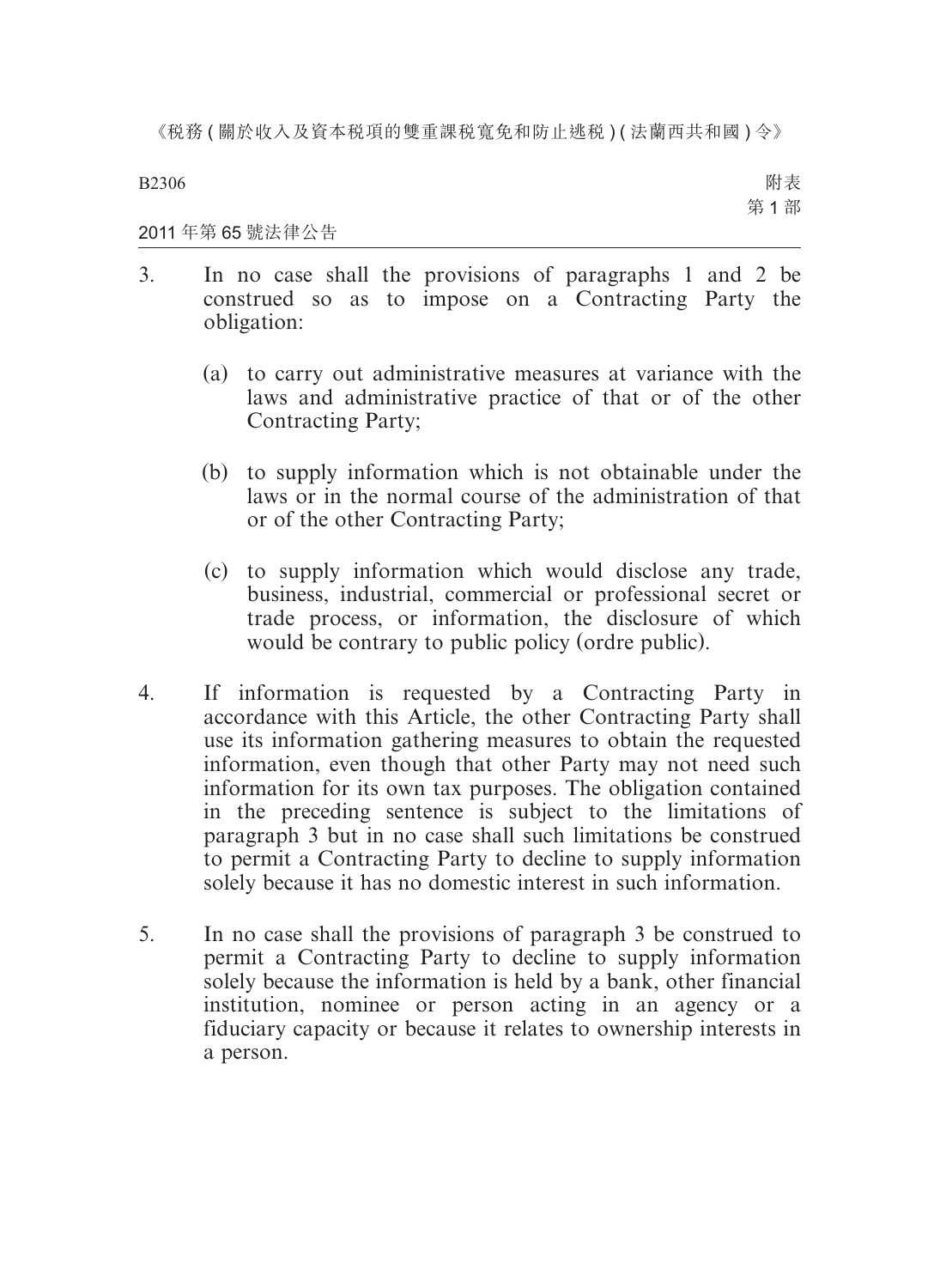3. In no case shall the provisions of paragraphs 1 and 2 be construed so as to impose on a Contracting Party the obligation:

   (a) to carry out administrative measures at variance with the laws and administrative practice of that or of the other Contracting Party;

   (b) to supply information which is not obtainable under the laws or in the normal course of the administration of that or of the other Contracting Party;

   (c) to supply information which would disclose any trade, business, industrial, commercial or professional secret or trade process, or information, the disclosure of which would be contrary to public policy (ordre public).

4. If information is requested by a Contracting Party in accordance with this Article, the other Contracting Party shall use its information gathering measures to obtain the requested information, even though that other Party may not need such information for its own tax purposes. The obligation contained in the preceding sentence is subject to the limitations of paragraph 3 but in no case shall such limitations be construed to permit a Contracting Party to decline to supply information solely because it has no domestic interest in such information.

5. In no case shall the provisions of paragraph 3 be construed to permit a Contracting Party to decline to supply information solely because the information is held by a bank, other financial institution, nominee or person acting in an agency or a fiduciary capacity or because it relates to ownership interests in a person.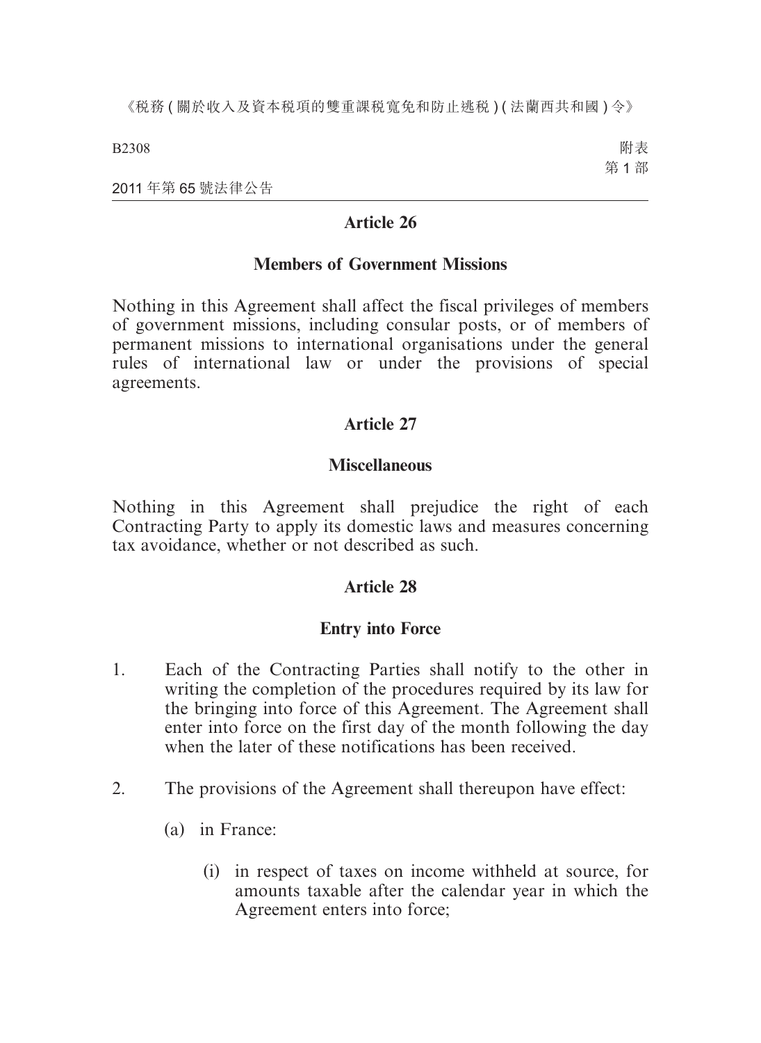## Article 26

### Members of Government Missions

Nothing in this Agreement shall affect the fiscal privileges of members of government missions, including consular posts, or of members of permanent missions to international organisations under the general rules of international law or under the provisions of special agreements.

## Article 27

### Miscellaneous

Nothing in this Agreement shall prejudice the right of each Contracting Party to apply its domestic laws and measures concerning tax avoidance, whether or not described as such.

## Article 28

### Entry into Force

1. Each of the Contracting Parties shall notify to the other in writing the completion of the procedures required by its law for the bringing into force of this Agreement. The Agreement shall enter into force on the first day of the month following the day when the later of these notifications has been received.

2. The provisions of the Agreement shall thereupon have effect:

   (a) in France:

      (i) in respect of taxes on income withheld at source, for amounts taxable after the calendar year in which the Agreement enters into force;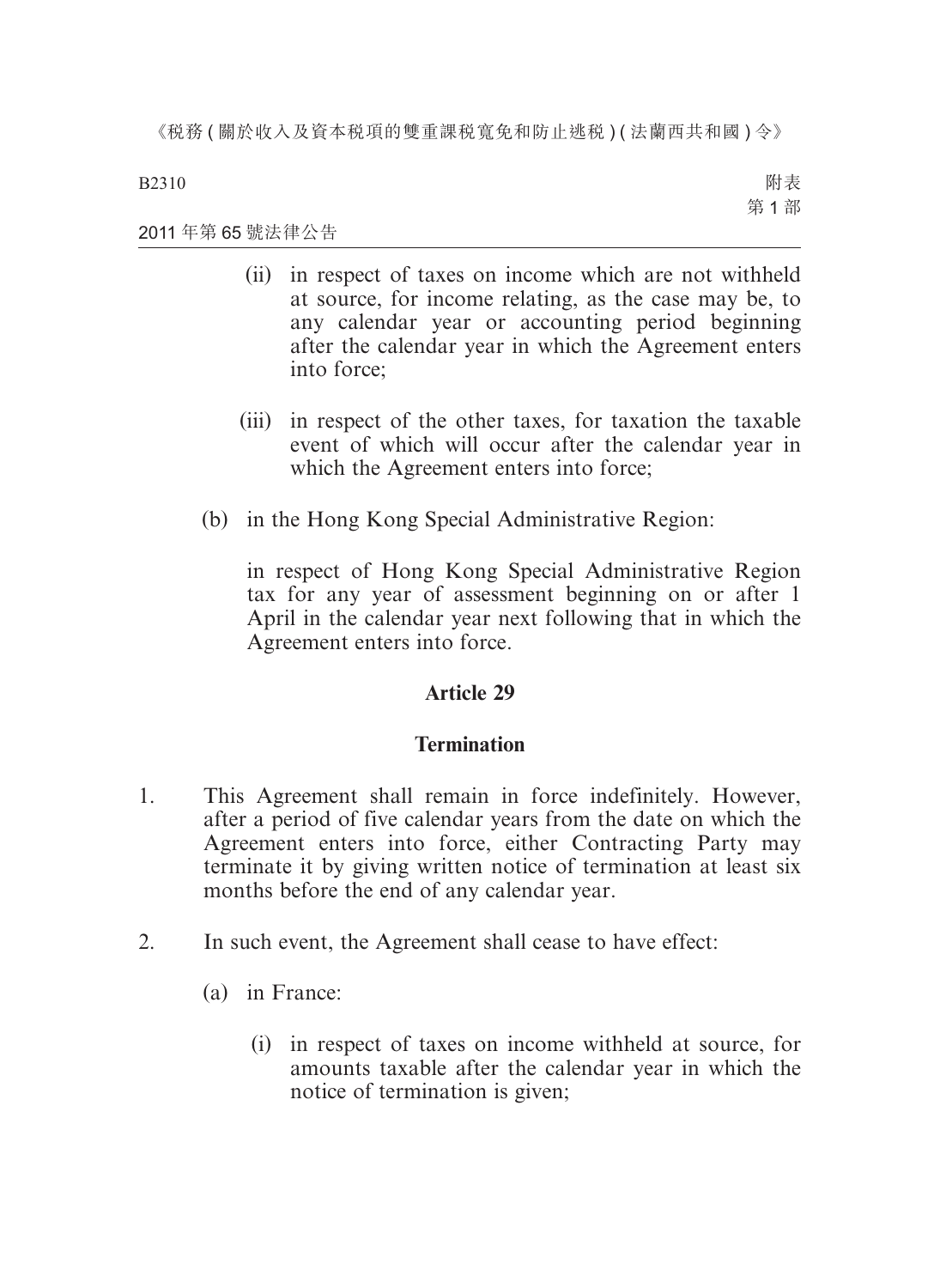(ii) in respect of taxes on income which are not withheld at source, for income relating, as the case may be, to any calendar year or accounting period beginning after the calendar year in which the Agreement enters into force;

(iii) in respect of the other taxes, for taxation the taxable event of which will occur after the calendar year in which the Agreement enters into force;

(b) in the Hong Kong Special Administrative Region:

in respect of Hong Kong Special Administrative Region tax for any year of assessment beginning on or after 1 April in the calendar year next following that in which the Agreement enters into force.

## Article 29

## Termination

1. This Agreement shall remain in force indefinitely. However, after a period of five calendar years from the date on which the Agreement enters into force, either Contracting Party may terminate it by giving written notice of termination at least six months before the end of any calendar year.

2. In such event, the Agreement shall cease to have effect:

(a) in France:

(i) in respect of taxes on income withheld at source, for amounts taxable after the calendar year in which the notice of termination is given;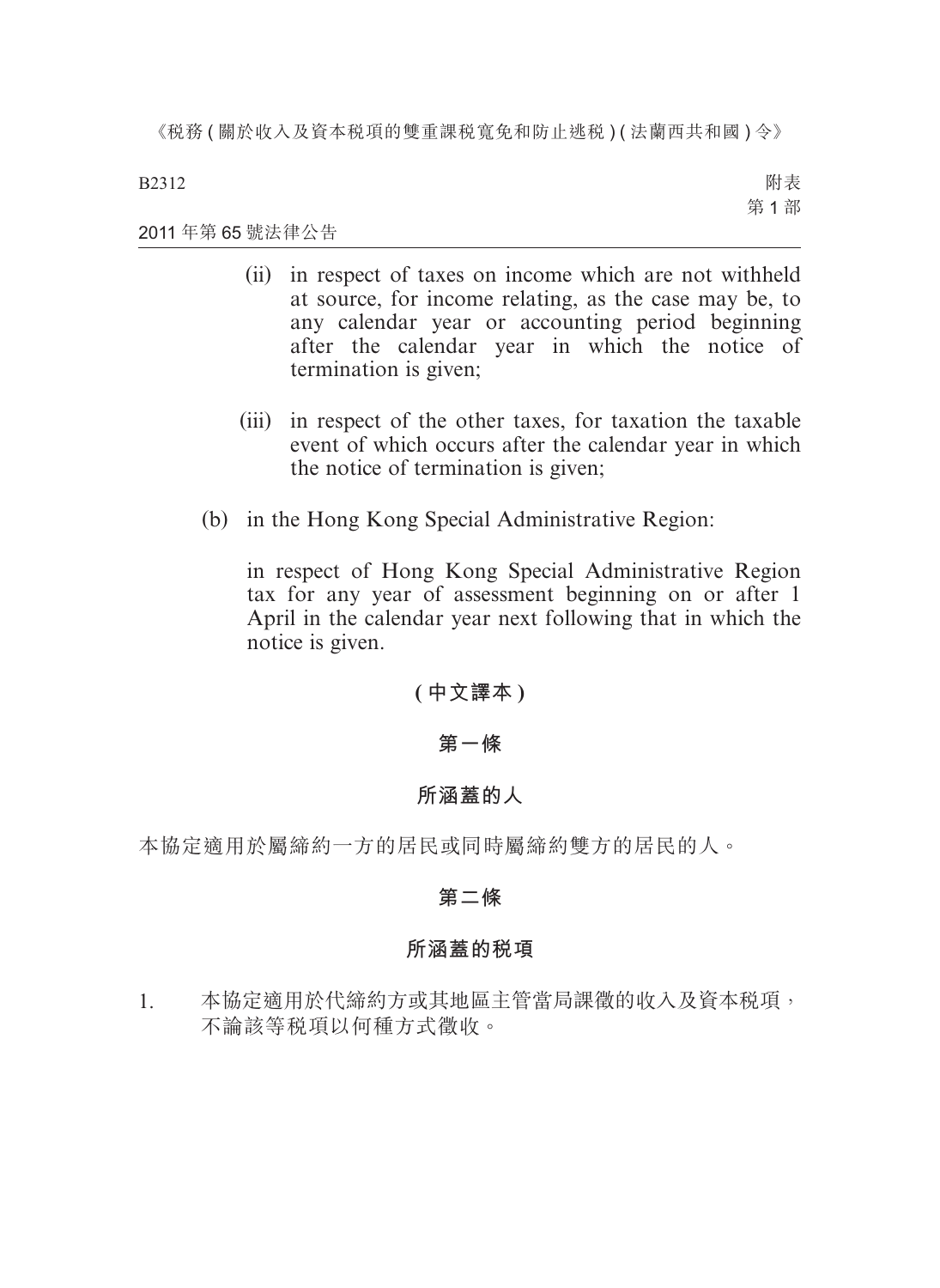(ii) in respect of taxes on income which are not withheld at source, for income relating, as the case may be, to any calendar year or accounting period beginning after the calendar year in which the notice of termination is given;

(iii) in respect of the other taxes, for taxation the taxable event of which occurs after the calendar year in which the notice of termination is given;

(b) in the Hong Kong Special Administrative Region:

in respect of Hong Kong Special Administrative Region tax for any year of assessment beginning on or after 1 April in the calendar year next following that in which the notice is given.

**(中文譯本)**

**第一條**

**所涵蓋的人**

本協定適用於屬締約一方的居民或同時屬締約雙方的居民的人。

**第二條**

**所涵蓋的稅項**

1. 本協定適用於代締約方或其地區主管當局課徵的收入及資本稅項，不論該等稅項以何種方式徵收。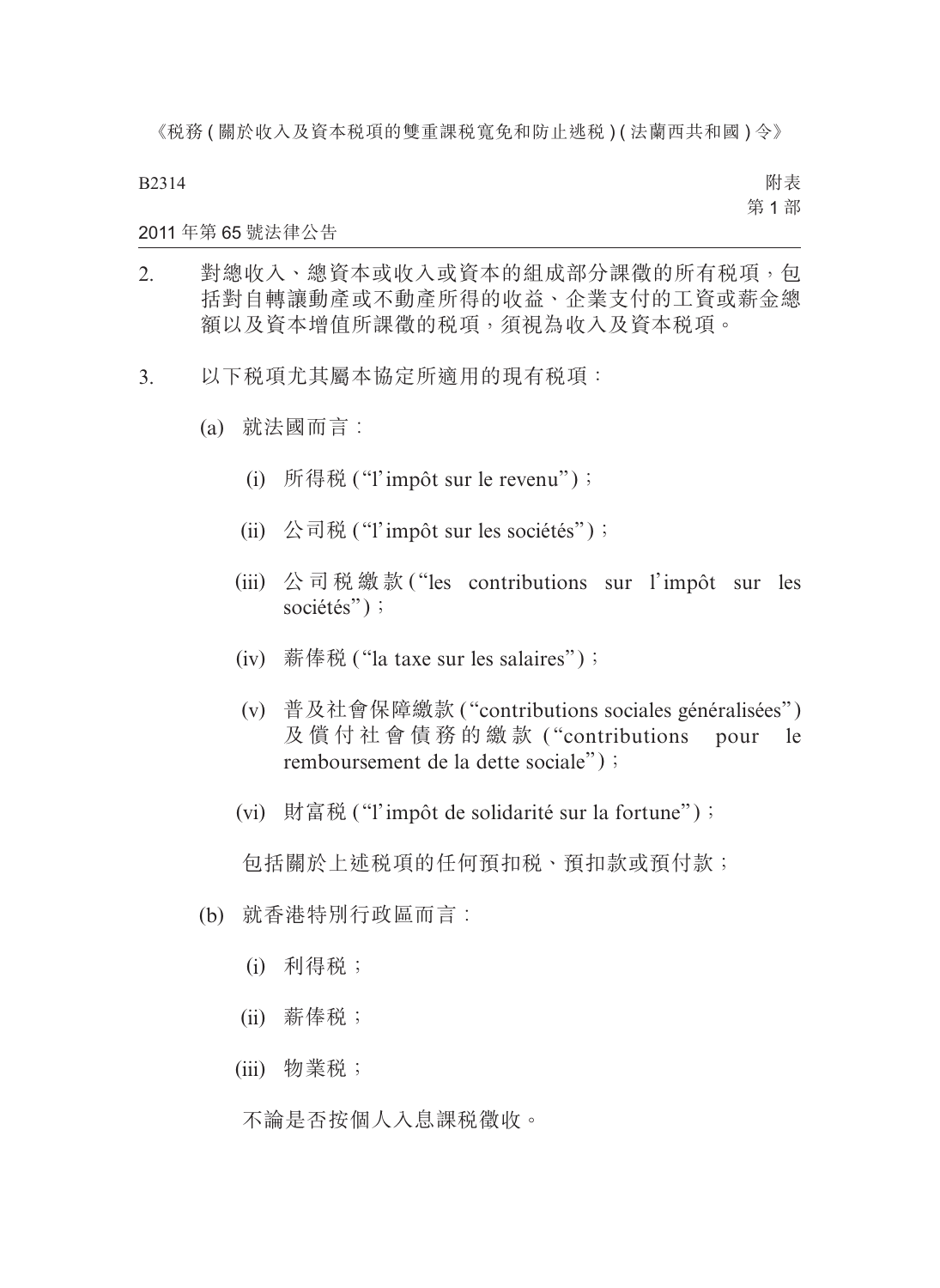2. 對總收入、總資本或收入或資本的組成部分課徵的所有稅項，包括對自轉讓動產或不動產所得的收益、企業支付的工資或薪金總額以及資本增值所課徵的稅項，須視為收入及資本稅項。

3. 以下稅項尤其屬本協定所適用的現有稅項：

   (a) 就法國而言：

      (i) 所得稅 (“l’impôt sur le revenu”)；

      (ii) 公司稅 (“l’impôt sur les sociétés”)；

      (iii) 公司稅繳款 (“les contributions sur l’impôt sur les sociétés”)；

      (iv) 薪俸稅 (“la taxe sur les salaires”)；

      (v) 普及社會保障繳款 (“contributions sociales généralisées”) 及償付社會債務的繳款 (“contributions pour le remboursement de la dette sociale”)；

      (vi) 財富稅 (“l’impôt de solidarité sur la fortune”)；

      包括關於上述稅項的任何預扣稅、預扣款或預付款；

   (b) 就香港特別行政區而言：

      (i) 利得稅；

      (ii) 薪俸稅；

      (iii) 物業稅；

      不論是否按個人入息課稅徵收。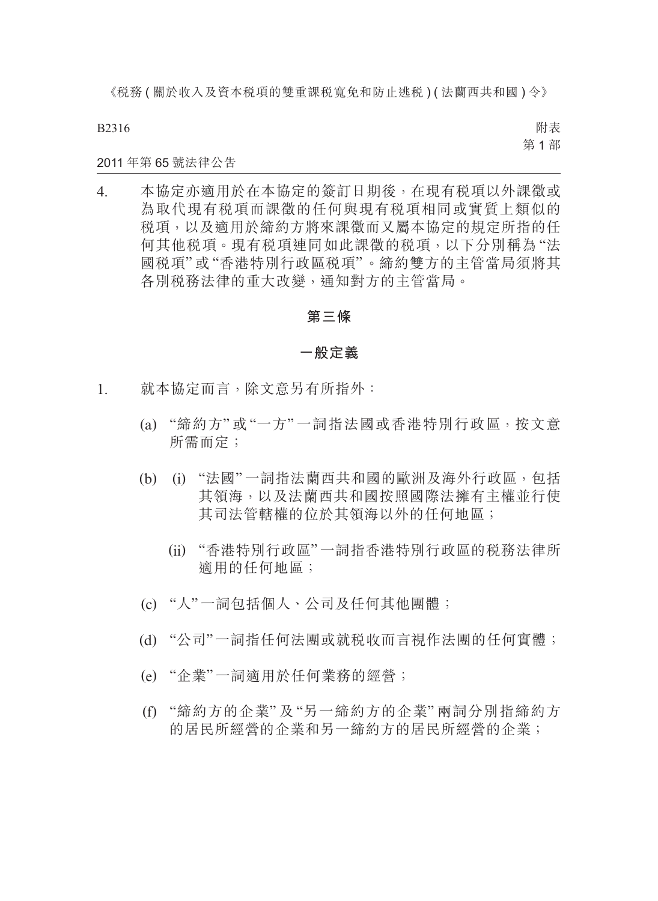4. 本協定亦適用於在本協定的簽訂日期後，在現有稅項以外課徵或為取代現有稅項而課徵的任何與現有稅項相同或實質上類似的稅項，以及適用於締約方將來課徵而又屬本協定的規定所指的任何其他稅項。現有稅項連同如此課徵的稅項，以下分別稱為“法國稅項”或“香港特別行政區稅項”。締約雙方的主管當局須將其各別稅務法律的重大改變，通知對方的主管當局。

## 第三條

## 一般定義

1. 就本協定而言，除文意另有所指外：

   (a) “締約方”或“一方”一詞指法國或香港特別行政區，按文意所需而定；

   (b) (i) “法國”一詞指法蘭西共和國的歐洲及海外行政區，包括其領海，以及法蘭西共和國按照國際法擁有主權並行使其司法管轄權的位於其領海以外的任何地區；

   (ii) “香港特別行政區”一詞指香港特別行政區的稅務法律所適用的任何地區；

   (c) “人”一詞包括個人、公司及任何其他團體；

   (d) “公司”一詞指任何法團或就稅收而言視作法團的任何實體；

   (e) “企業”一詞適用於任何業務的經營；

   (f) “締約方的企業”及“另一締約方的企業”兩詞分別指締約方的居民所經營的企業和另一締約方的居民所經營的企業；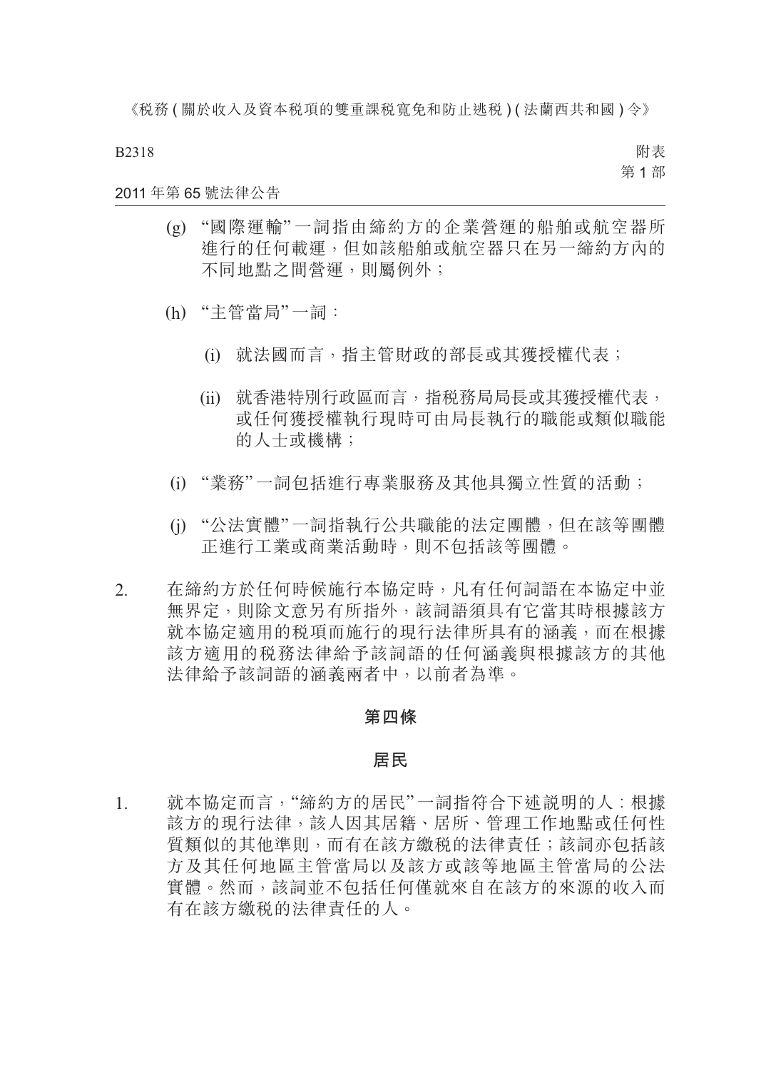(g) “國際運輸”一詞指由締約方的企業營運的船舶或航空器所進行的任何載運，但如該船舶或航空器只在另一締約方內的不同地點之間營運，則屬例外；

(h) “主管當局”一詞：

(i) 就法國而言，指主管財政的部長或其獲授權代表；

(ii) 就香港特別行政區而言，指稅務局局長或其獲授權代表，或任何獲授權執行現時可由局長執行的職能或類似職能的人士或機構；

(i) “業務”一詞包括進行專業服務及其他具獨立性質的活動；

(j) “公法實體”一詞指執行公共職能的法定團體，但在該等團體正進行工業或商業活動時，則不包括該等團體。

2. 在締約方於任何時候施行本協定時，凡有任何詞語在本協定中並無界定，則除文意另有所指外，該詞語須具有它當其時根據該方就本協定適用的稅項而施行的現行法律所具有的涵義，而在根據該方適用的稅務法律給予該詞語的任何涵義與根據該方的其他法律給予該詞語的涵義兩者中，以前者為準。

## 第四條

## 居民

1. 就本協定而言，“締約方的居民”一詞指符合下述說明的人：根據該方的現行法律，該人因其居籍、居所、管理工作地點或任何性質類似的其他準則，而有在該方繳稅的法律責任；該詞亦包括該方及其任何地區主管當局以及該方或該等地區主管當局的公法實體。然而，該詞並不包括任何僅就來自在該方的來源的收入而有在該方繳稅的法律責任的人。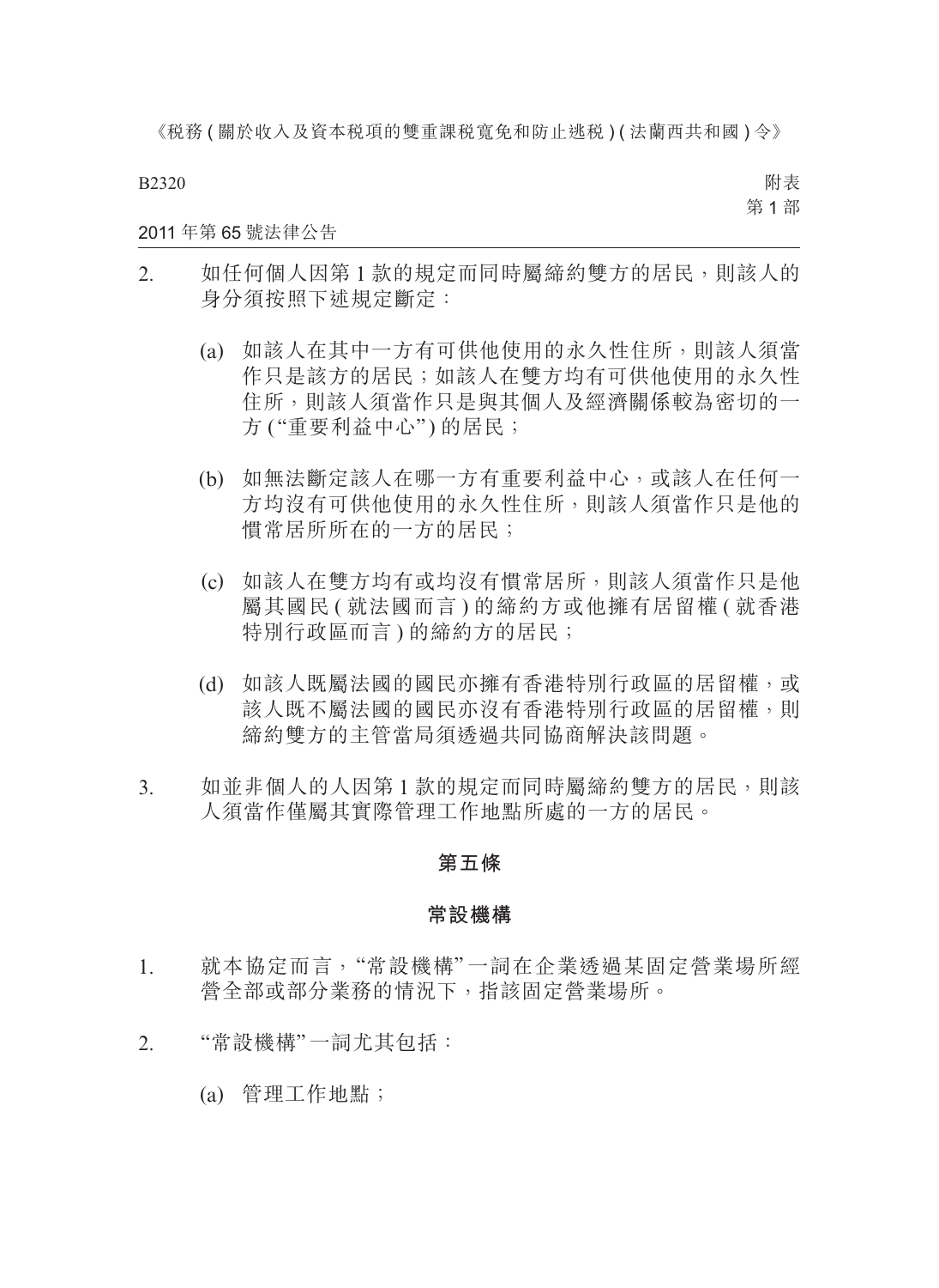2. 如任何個人因第 1 款的規定而同時屬締約雙方的居民，則該人的身分須按照下述規定斷定：

   (a) 如該人在其中一方有可供他使用的永久性住所，則該人須當作只是該方的居民；如該人在雙方均有可供他使用的永久性住所，則該人須當作只是與其個人及經濟關係較為密切的一方 (“重要利益中心”) 的居民；

   (b) 如無法斷定該人在哪一方有重要利益中心，或該人在任何一方均沒有可供他使用的永久性住所，則該人須當作只是他的慣常居所所在的一方的居民；

   (c) 如該人在雙方均有或均沒有慣常居所，則該人須當作只是他屬其國民 ( 就法國而言 ) 的締約方或他擁有居留權 ( 就香港特別行政區而言 ) 的締約方的居民；

   (d) 如該人既屬法國的國民亦擁有香港特別行政區的居留權，或該人既不屬法國的國民亦沒有香港特別行政區的居留權，則締約雙方的主管當局須透過共同協商解決該問題。

3. 如並非個人的人因第 1 款的規定而同時屬締約雙方的居民，則該人須當作僅屬其實際管理工作地點所處的一方的居民。

## 第五條

## 常設機構

1. 就本協定而言，“常設機構”一詞在企業透過某固定營業場所經營全部或部分業務的情況下，指該固定營業場所。

2. “常設機構”一詞尤其包括：

   (a) 管理工作地點；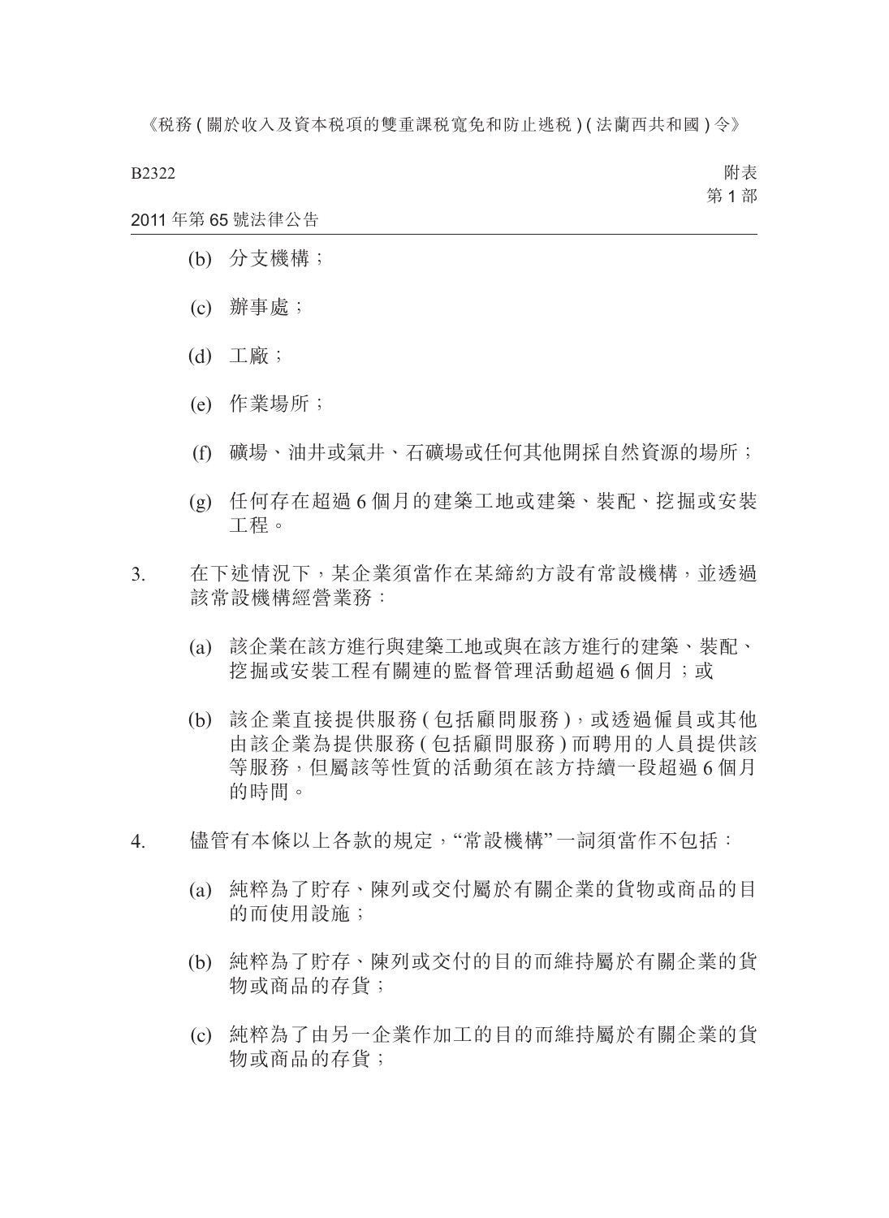(b) 分支機構；

(c) 辦事處；

(d) 工廠；

(e) 作業場所；

(f) 礦場、油井或氣井、石礦場或任何其他開採自然資源的場所；

(g) 任何存在超過 6 個月的建築工地或建築、裝配、挖掘或安裝工程。

3. 在下述情況下，某企業須當作在某締約方設有常設機構，並透過該常設機構經營業務：

(a) 該企業在該方進行與建築工地或與在該方進行的建築、裝配、挖掘或安裝工程有關連的監督管理活動超過 6 個月；或

(b) 該企業直接提供服務 (包括顧問服務)，或透過僱員或其他由該企業為提供服務 (包括顧問服務) 而聘用的人員提供該等服務，但屬該等性質的活動須在該方持續一段超過 6 個月的時間。

4. 儘管有本條以上各款的規定，“常設機構”一詞須當作不包括：

(a) 純粹為了貯存、陳列或交付屬於有關企業的貨物或商品的目的而使用設施；

(b) 純粹為了貯存、陳列或交付的目的而維持屬於有關企業的貨物或商品的存貨；

(c) 純粹為了由另一企業作加工的目的而維持屬於有關企業的貨物或商品的存貨；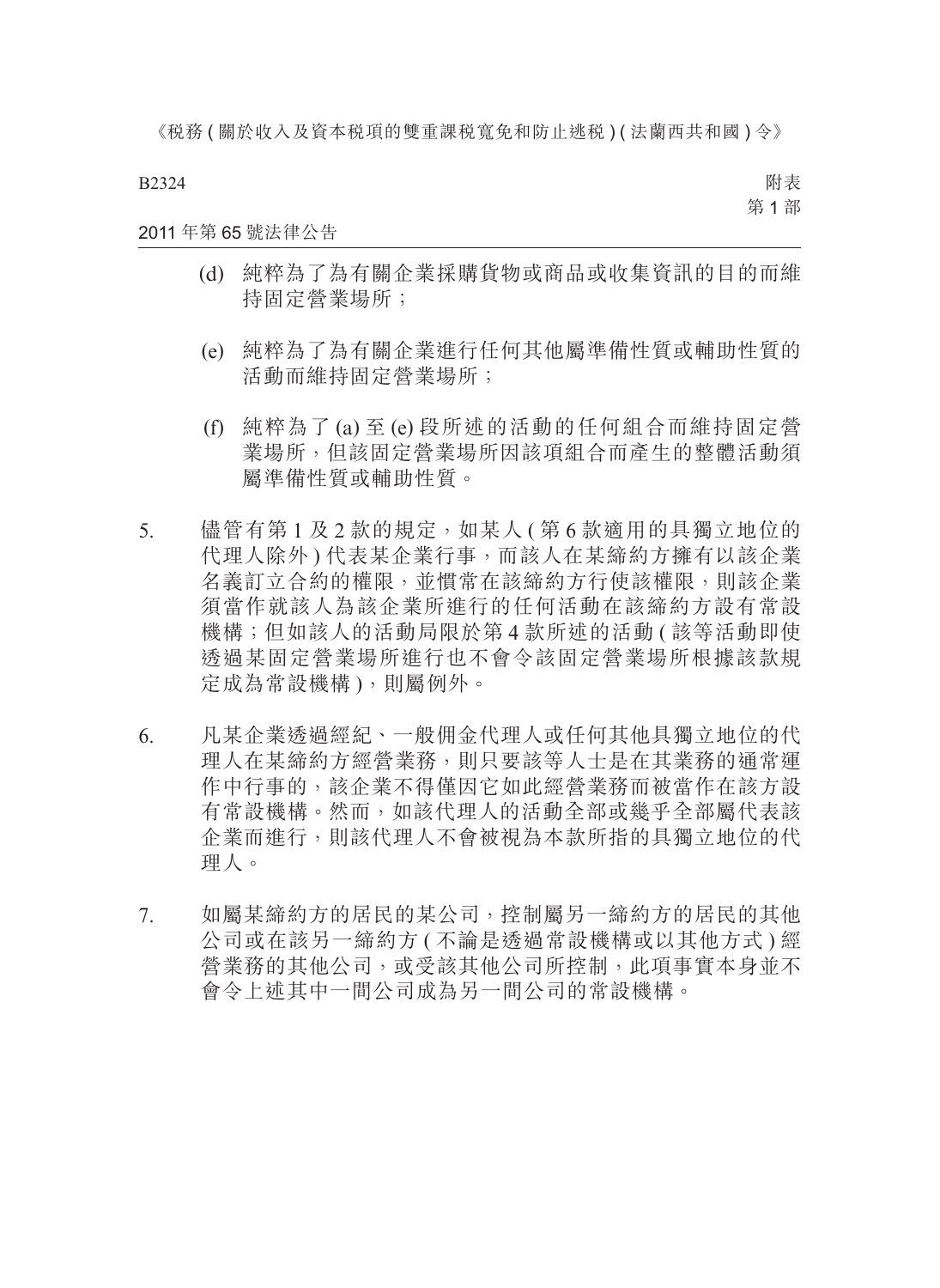(d) 純粹為了為有關企業採購貨物或商品或收集資訊的目的而維持固定營業場所；

(e) 純粹為了為有關企業進行任何其他屬準備性質或輔助性質的活動而維持固定營業場所；

(f) 純粹為了 (a) 至 (e) 段所述的活動的任何組合而維持固定營業場所，但該固定營業場所因該項組合而產生的整體活動須屬準備性質或輔助性質。

5. 儘管有第 1 及 2 款的規定，如某人 ( 第 6 款適用的具獨立地位的代理人除外 ) 代表某企業行事，而該人在某締約方擁有以該企業名義訂立合約的權限，並慣常在該締約方行使該權限，則該企業須當作就該人為該企業所進行的任何活動在該締約方設有常設機構；但如該人的活動局限於第 4 款所述的活動 ( 該等活動即使透過某固定營業場所進行也不會令該固定營業場所根據該款規定成為常設機構 )，則屬例外。

6. 凡某企業透過經紀、一般佣金代理人或任何其他具獨立地位的代理人在某締約方經營業務，則只要該等人士是在其業務的通常運作中行事的，該企業不得僅因它如此經營業務而被當作在該方設有常設機構。然而，如該代理人的活動全部或幾乎全部屬代表該企業而進行，則該代理人不會被視為本款所指的具獨立地位的代理人。

7. 如屬某締約方的居民的某公司，控制屬另一締約方的居民的其他公司或在該另一締約方 ( 不論是透過常設機構或以其他方式 ) 經營業務的其他公司，或受該其他公司所控制，此項事實本身並不會令上述其中一間公司成為另一間公司的常設機構。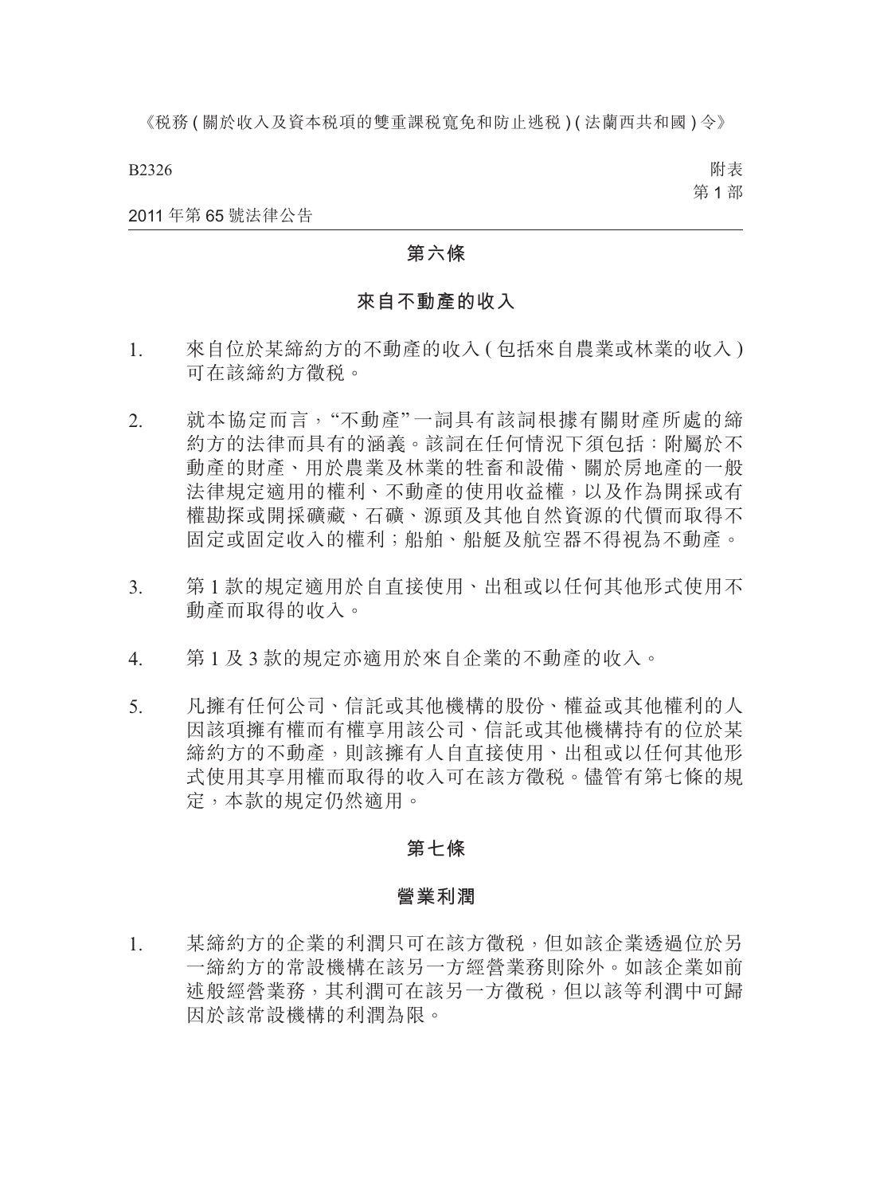## 第六條

### 來自不動產的收入

1. 來自位於某締約方的不動產的收入(包括來自農業或林業的收入)可在該締約方徵税。

2. 就本協定而言,"不動產"一詞具有該詞根據有關財產所處的締約方的法律而具有的涵義。該詞在任何情況下須包括:附屬於不動產的財產、用於農業及林業的牲畜和設備、關於房地產的一般法律規定適用的權利、不動產的使用收益權,以及作為開採或有權勘探或開採礦藏、石礦、源頭及其他自然資源的代價而取得不固定或固定收入的權利;船舶、船艇及航空器不得視為不動產。

3. 第 1 款的規定適用於自直接使用、出租或以任何其他形式使用不動產而取得的收入。

4. 第 1 及 3 款的規定亦適用於來自企業的不動產的收入。

5. 凡擁有任何公司、信託或其他機構的股份、權益或其他權利的人因該項擁有權而有權享用該公司、信託或其他機構持有的位於某締約方的不動產,則該擁有人自直接使用、出租或以任何其他形式使用其享用權而取得的收入可在該方徵税。儘管有第七條的規定,本款的規定仍然適用。

## 第七條

### 營業利潤

1. 某締約方的企業的利潤只可在該方徵税,但如該企業透過位於另一締約方的常設機構在該另一方經營業務則除外。如該企業如前述般經營業務,其利潤可在該另一方徵税,但以該等利潤中可歸因於該常設機構的利潤為限。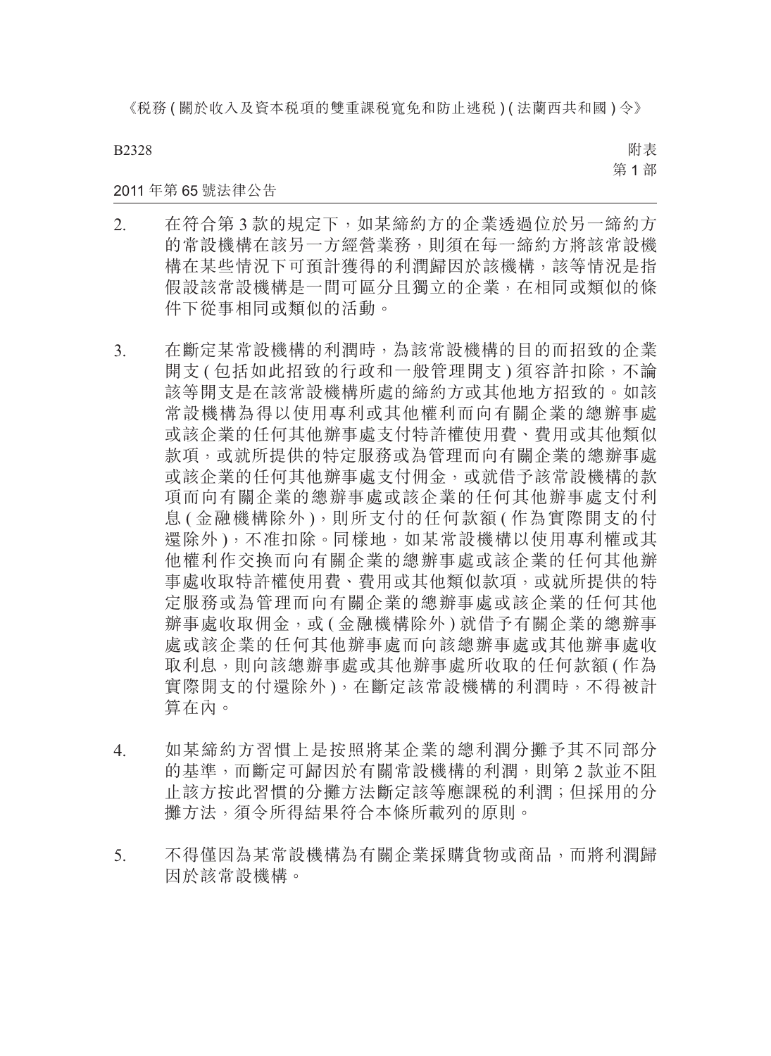2. 在符合第 3 款的規定下，如某締約方的企業透過位於另一締約方的常設機構在該另一方經營業務，則須在每一締約方將該常設機構在某些情況下可預計獲得的利潤歸因於該機構，該等情況是指假設該常設機構是一間可區分且獨立的企業，在相同或類似的條件下從事相同或類似的活動。

3. 在斷定某常設機構的利潤時，為該常設機構的目的而招致的企業開支 ( 包括如此招致的行政和一般管理開支 ) 須容許扣除，不論該等開支是在該常設機構所處的締約方或其他地方招致的。如該常設機構為得以使用專利或其他權利而向有關企業的總辦事處或該企業的任何其他辦事處支付特許權使用費、費用或其他類似款項，或就所提供的特定服務或為管理而向有關企業的總辦事處或該企業的任何其他辦事處支付佣金，或就借予該常設機構的款項而向有關企業的總辦事處或該企業的任何其他辦事處支付利息 ( 金融機構除外 )，則所支付的任何款額 ( 作為實際開支的付還除外 )，不准扣除。同樣地，如某常設機構以使用專利權或其他權利作交換而向有關企業的總辦事處或該企業的任何其他辦事處收取特許權使用費、費用或其他類似款項，或就所提供的特定服務或為管理而向有關企業的總辦事處或該企業的任何其他辦事處收取佣金，或 ( 金融機構除外 ) 就借予有關企業的總辦事處或該企業的任何其他辦事處而向該總辦事處或其他辦事處收取利息，則向該總辦事處或其他辦事處所收取的任何款額 ( 作為實際開支的付還除外 )，在斷定該常設機構的利潤時，不得被計算在內。

4. 如某締約方習慣上是按照將某企業的總利潤分攤予其不同部分的基準，而斷定可歸因於有關常設機構的利潤，則第 2 款並不阻止該方按此習慣的分攤方法斷定該等應課稅的利潤；但採用的分攤方法，須令所得結果符合本條所載列的原則。

5. 不得僅因為某常設機構為有關企業採購貨物或商品，而將利潤歸因於該常設機構。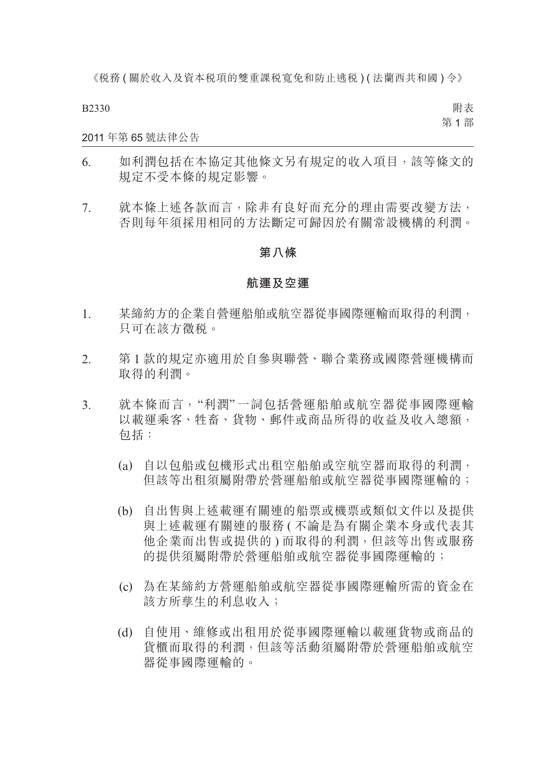6. 如利潤包括在本協定其他條文另有規定的收入項目，該等條文的規定不受本條的規定影響。

7. 就本條上述各款而言，除非有良好而充分的理由需要改變方法，否則每年須採用相同的方法斷定可歸因於有關常設機構的利潤。

## 第八條

## 航運及空運

1. 某締約方的企業自營運船舶或航空器從事國際運輸而取得的利潤，只可在該方徵稅。

2. 第 1 款的規定亦適用於自參與聯營、聯合業務或國際營運機構而取得的利潤。

3. 就本條而言，“利潤”一詞包括營運船舶或航空器從事國際運輸以載運乘客、牲畜、貨物、郵件或商品所得的收益及收入總額，包括：

   (a) 自以包船或包機形式出租空船舶或空航空器而取得的利潤，但該等出租須屬附帶於營運船舶或航空器從事國際運輸的；

   (b) 自出售與上述載運有關連的船票或機票或類似文件以及提供與上述載運有關連的服務 ( 不論是為有關企業本身或代表其他企業而出售或提供的 ) 而取得的利潤，但該等出售或服務的提供須屬附帶於營運船舶或航空器從事國際運輸的；

   (c) 為在某締約方營運船舶或航空器從事國際運輸所需的資金在該方所孳生的利息收入；

   (d) 自使用、維修或出租用於從事國際運輸以載運貨物或商品的貨櫃而取得的利潤，但該等活動須屬附帶於營運船舶或航空器從事國際運輸的。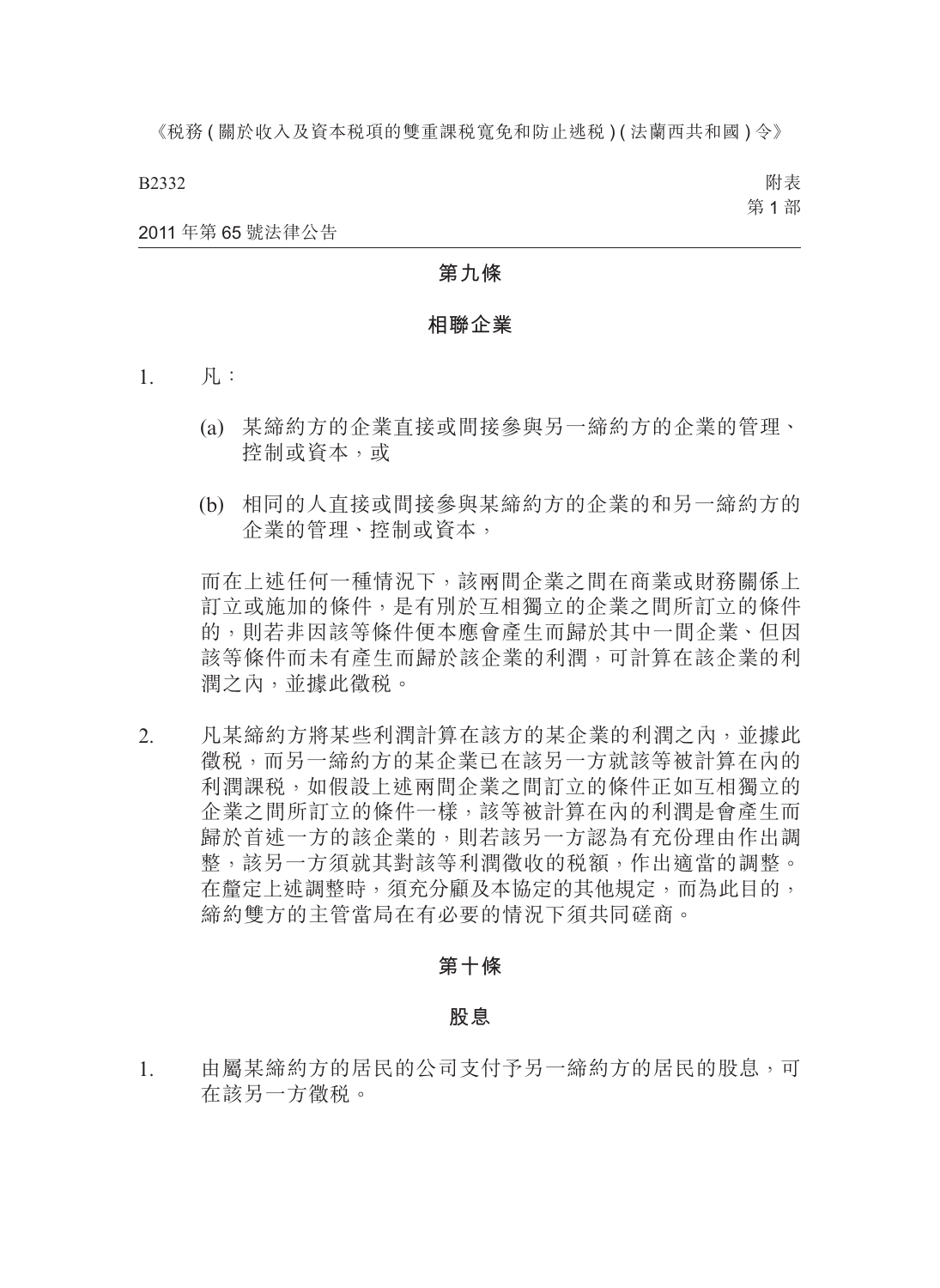## 第九條

### 相聯企業

1. 凡：

   (a) 某締約方的企業直接或間接參與另一締約方的企業的管理、控制或資本，或

   (b) 相同的人直接或間接參與某締約方的企業的和另一締約方的企業的管理、控制或資本，

   而在上述任何一種情況下，該兩間企業之間在商業或財務關係上訂立或施加的條件，是有別於互相獨立的企業之間所訂立的條件的，則若非因該等條件便本應會產生而歸於其中一間企業、但因該等條件而未有產生而歸於該企業的利潤，可計算在該企業的利潤之內，並據此徵稅。

2. 凡某締約方將某些利潤計算在該方的某企業的利潤之內，並據此徵稅，而另一締約方的某企業已在該另一方就該等被計算在內的利潤課稅，如假設上述兩間企業之間訂立的條件正如互相獨立的企業之間所訂立的條件一樣，該等被計算在內的利潤是會產生而歸於首述一方的該企業的，則若該另一方認為有充份理由作出調整，該另一方須就其對該等利潤徵收的稅額，作出適當的調整。在釐定上述調整時，須充分顧及本協定的其他規定，而為此目的，締約雙方的主管當局在有必要的情況下須共同磋商。

## 第十條

### 股息

1. 由屬某締約方的居民的公司支付予另一締約方的居民的股息，可在該另一方徵稅。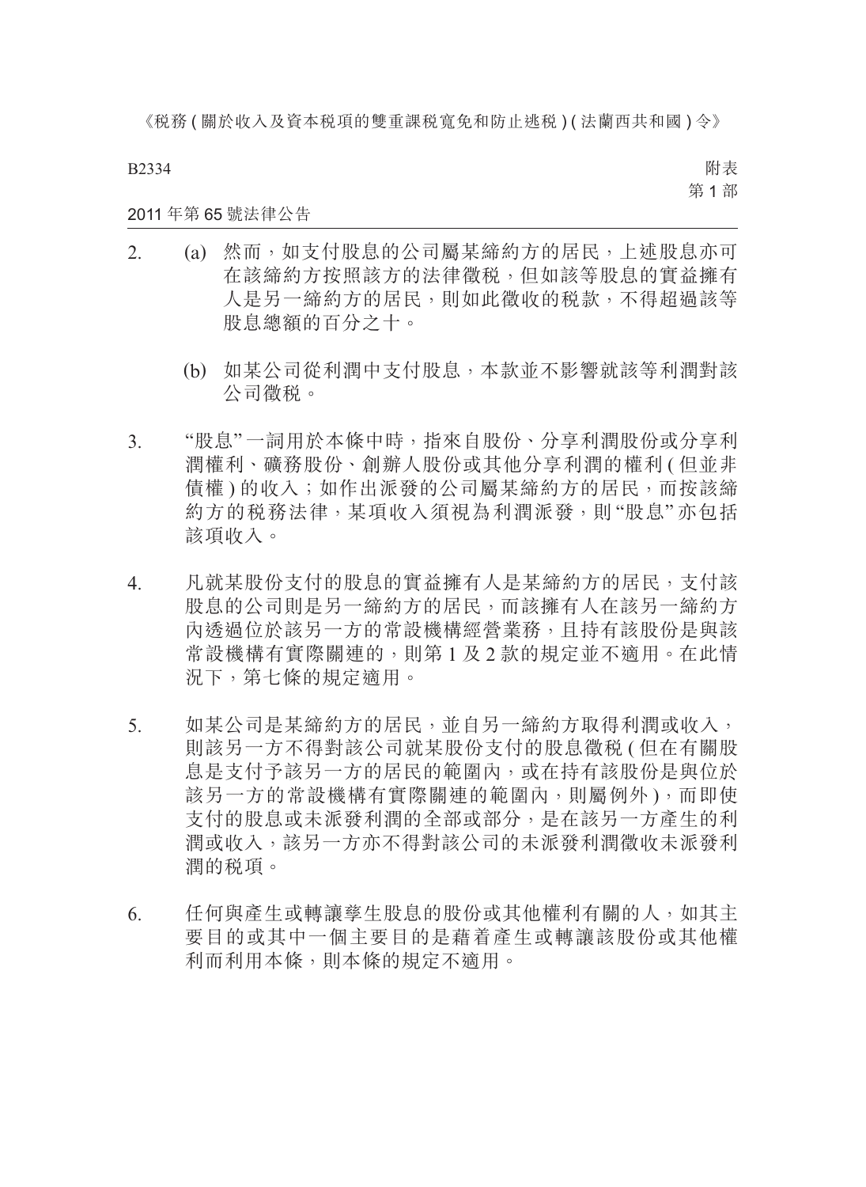2. (a) 然而，如支付股息的公司屬某締約方的居民，上述股息亦可在該締約方按照該方的法律徵稅，但如該等股息的實益擁有人是另一締約方的居民，則如此徵收的稅款，不得超過該等股息總額的百分之十。

   (b) 如某公司從利潤中支付股息，本款並不影響就該等利潤對該公司徵稅。

3. "股息"一詞用於本條中時，指來自股份、分享利潤股份或分享利潤權利、礦務股份、創辦人股份或其他分享利潤的權利 (但並非債權) 的收入；如作出派發的公司屬某締約方的居民，而按該締約方的稅務法律，某項收入須視為利潤派發，則"股息"亦包括該項收入。

4. 凡就某股份支付的股息的實益擁有人是某締約方的居民，支付該股息的公司則是另一締約方的居民，而該擁有人在該另一締約方內透過位於該另一方的常設機構經營業務，且持有該股份是與該常設機構有實際關連的，則第 1 及 2 款的規定並不適用。在此情況下，第七條的規定適用。

5. 如某公司是某締約方的居民，並自另一締約方取得利潤或收入，則該另一方不得對該公司就某股份支付的股息徵稅 (但在有關股息是支付予該另一方的居民的範圍內，或在持有該股份是與位於該另一方的常設機構有實際關連的範圍內，則屬例外)，而即使支付的股息或未派發利潤的全部或部分，是在該另一方產生的利潤或收入，該另一方亦不得對該公司的未派發利潤徵收未派發利潤的稅項。

6. 任何與產生或轉讓孳生股息的股份或其他權利有關的人，如其主要目的或其中一個主要目的是藉着產生或轉讓該股份或其他權利而利用本條，則本條的規定不適用。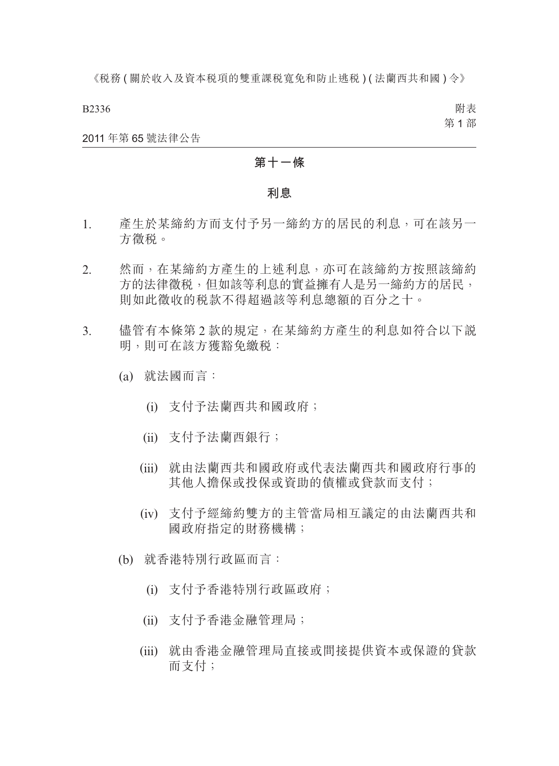## 第十一條

## 利息

1. 產生於某締約方而支付予另一締約方的居民的利息，可在該另一方徵稅。

2. 然而，在某締約方產生的上述利息，亦可在該締約方按照該締約方的法律徵稅，但如該等利息的實益擁有人是另一締約方的居民，則如此徵收的稅款不得超過該等利息總額的百分之十。

3. 儘管有本條第 2 款的規定，在某締約方產生的利息如符合以下說明，則可在該方獲豁免繳稅：

   (a) 就法國而言：

      (i) 支付予法蘭西共和國政府；

      (ii) 支付予法蘭西銀行；

      (iii) 就由法蘭西共和國政府或代表法蘭西共和國政府行事的其他人擔保或投保或資助的債權或貸款而支付；

      (iv) 支付予經締約雙方的主管當局相互議定的由法蘭西共和國政府指定的財務機構；

   (b) 就香港特別行政區而言：

      (i) 支付予香港特別行政區政府；

      (ii) 支付予香港金融管理局；

      (iii) 就由香港金融管理局直接或間接提供資本或保證的貸款而支付；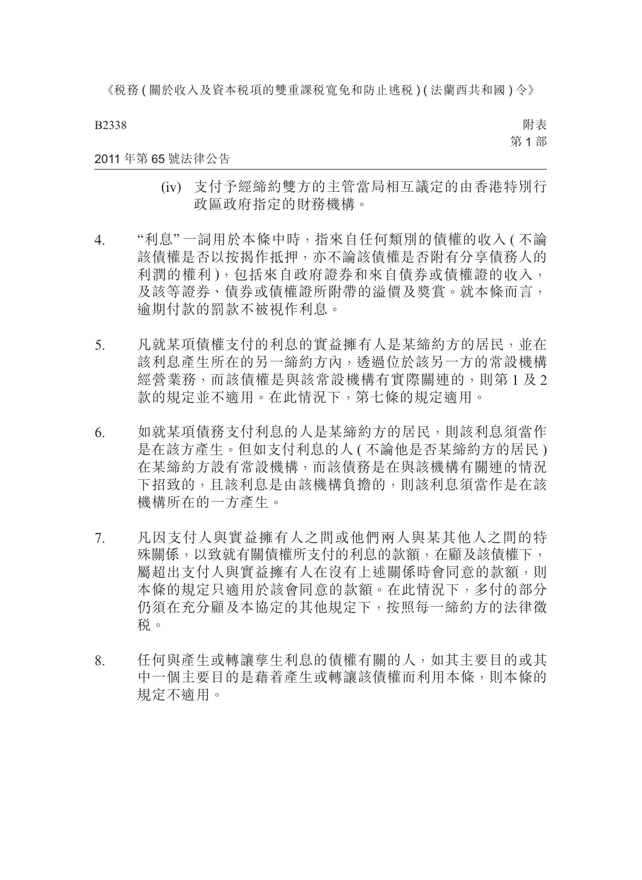(iv) 支付予經締約雙方的主管當局相互議定的由香港特別行政區政府指定的財務機構。

4. “利息”一詞用於本條中時，指來自任何類別的債權的收入(不論該債權是否以按揭作抵押，亦不論該債權是否附有分享債務人的利潤的權利)，包括來自政府證券和來自債券或債權證的收入，及該等證券、債券或債權證所附帶的溢價及獎賞。就本條而言，逾期付款的罰款不被視作利息。

5. 凡就某項債權支付的利息的實益擁有人是某締約方的居民，並在該利息產生所在的另一締約方內，透過位於該另一方的常設機構經營業務，而該債權是與該常設機構有實際關連的，則第 1 及 2 款的規定並不適用。在此情況下，第七條的規定適用。

6. 如就某項債務支付利息的人是某締約方的居民，則該利息須當作是在該方產生。但如支付利息的人(不論他是否某締約方的居民)在某締約方設有常設機構，而該債務是在與該機構有關連的情況下招致的，且該利息是由該機構負擔的，則該利息須當作是在該機構所在的一方產生。

7. 凡因支付人與實益擁有人之間或他們兩人與某其他人之間的特殊關係，以致就有關債權所支付的利息的款額，在顧及該債權下，屬超出支付人與實益擁有人在沒有上述關係時會同意的款額，則本條的規定只適用於該會同意的款額。在此情況下，多付的部分仍須在充分顧及本協定的其他規定下，按照每一締約方的法律徵稅。

8. 任何與產生或轉讓孳生利息的債權有關的人，如其主要目的或其中一個主要目的是藉着產生或轉讓該債權而利用本條，則本條的規定不適用。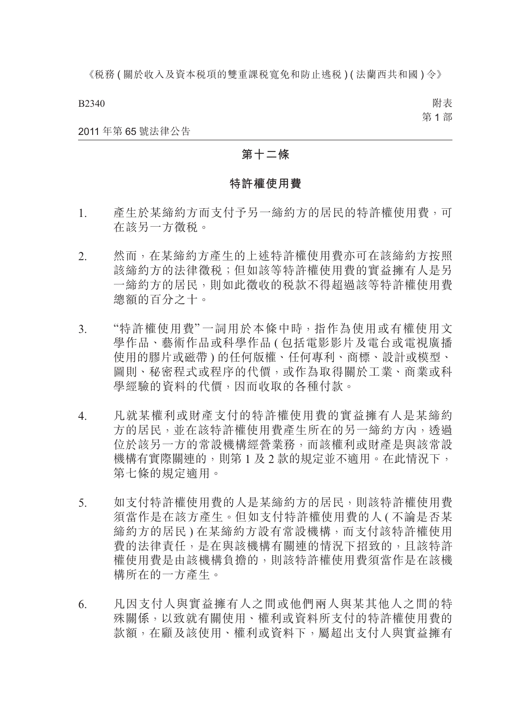## 第十二條

### 特許權使用費

1. 產生於某締約方而支付予另一締約方的居民的特許權使用費，可在該另一方徵稅。

2. 然而，在某締約方產生的上述特許權使用費亦可在該締約方按照該締約方的法律徵稅；但如該等特許權使用費的實益擁有人是另一締約方的居民，則如此徵收的稅款不得超過該等特許權使用費總額的百分之十。

3. “特許權使用費”一詞用於本條中時，指作為使用或有權使用文學作品、藝術作品或科學作品 ( 包括電影影片及電台或電視廣播使用的膠片或磁帶 ) 的任何版權、任何專利、商標、設計或模型、圖則、秘密程式或程序的代價，或作為取得關於工業、商業或科學經驗的資料的代價，因而收取的各種付款。

4. 凡就某權利或財產支付的特許權使用費的實益擁有人是某締約方的居民，並在該特許權使用費產生所在的另一締約方內，透過位於該另一方的常設機構經營業務，而該權利或財產是與該常設機構有實際關連的，則第 1 及 2 款的規定並不適用。在此情況下，第七條的規定適用。

5. 如支付特許權使用費的人是某締約方的居民，則該特許權使用費須當作是在該方產生。但如支付特許權使用費的人 ( 不論是否某締約方的居民 ) 在某締約方設有常設機構，而支付該特許權使用費的法律責任，是在與該機構有關連的情況下招致的，且該特許權使用費是由該機構負擔的，則該特許權使用費須當作是在該機構所在的一方產生。

6. 凡因支付人與實益擁有人之間或他們兩人與某其他人之間的特殊關係，以致就有關使用、權利或資料所支付的特許權使用費的款額，在顧及該使用、權利或資料下，屬超出支付人與實益擁有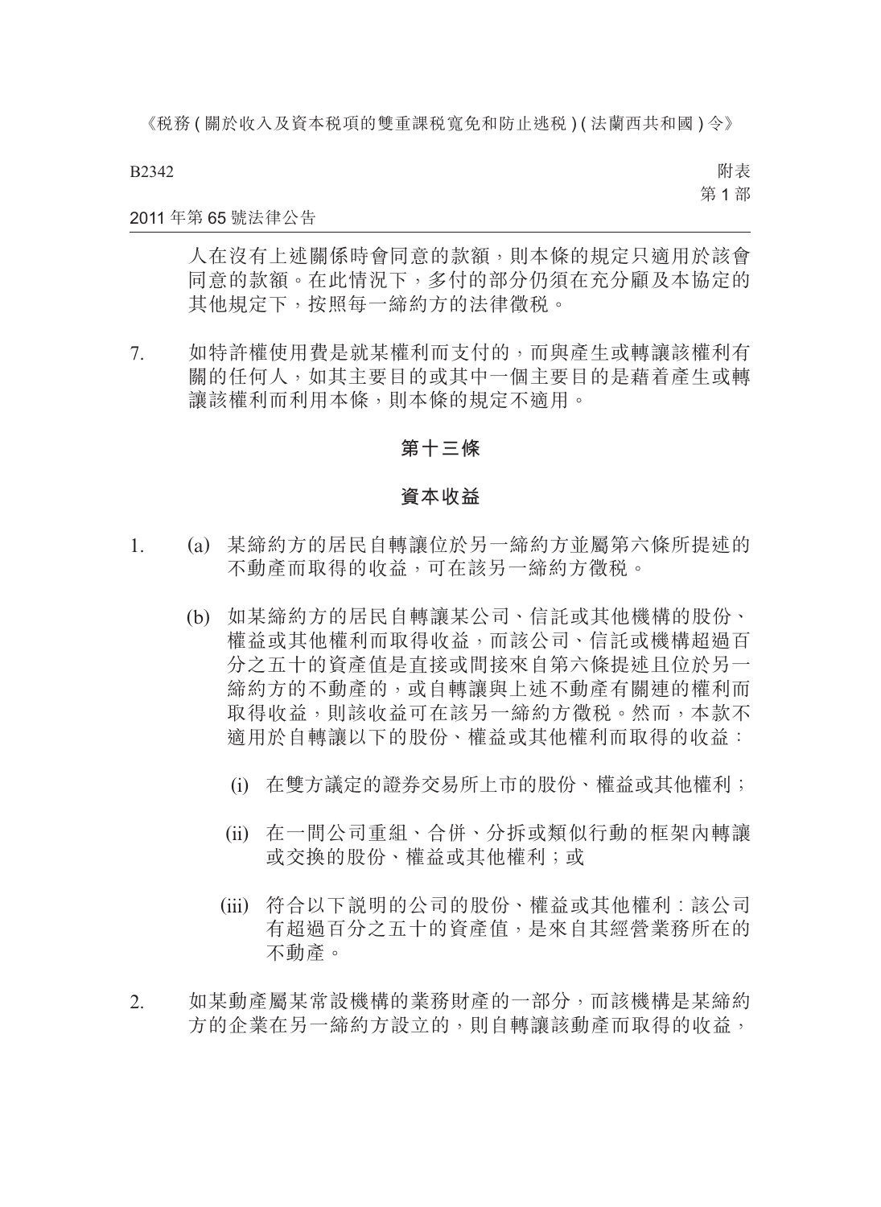人在沒有上述關係時會同意的款額，則本條的規定只適用於該會同意的款額。在此情況下，多付的部分仍須在充分顧及本協定的其他規定下，按照每一締約方的法律徵稅。

7. 如特許權使用費是就某權利而支付的，而與產生或轉讓該權利有關的任何人，如其主要目的或其中一個主要目的是藉着產生或轉讓該權利而利用本條，則本條的規定不適用。

## 第十三條

## 資本收益

1. (a) 某締約方的居民自轉讓位於另一締約方並屬第六條所提述的不動產而取得的收益，可在該另一締約方徵稅。

   (b) 如某締約方的居民自轉讓某公司、信託或其他機構的股份、權益或其他權利而取得收益，而該公司、信託或機構超過百分之五十的資產值是直接或間接來自第六條提述且位於另一締約方的不動產的，或自轉讓與上述不動產有關連的權利而取得收益，則該收益可在該另一締約方徵稅。然而，本款不適用於自轉讓以下的股份、權益或其他權利而取得的收益：

      (i) 在雙方議定的證券交易所上市的股份、權益或其他權利；

      (ii) 在一間公司重組、合併、分拆或類似行動的框架內轉讓或交換的股份、權益或其他權利；或

      (iii) 符合以下說明的公司的股份、權益或其他權利：該公司有超過百分之五十的資產值，是來自其經營業務所在的不動產。

2. 如某動產屬某常設機構的業務財產的一部分，而該機構是某締約方的企業在另一締約方設立的，則自轉讓該動產而取得的收益，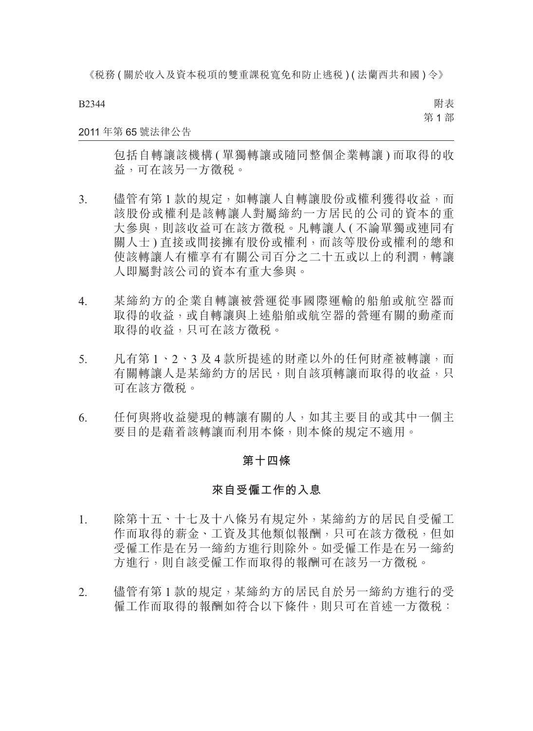包括自轉讓該機構 ( 單獨轉讓或隨同整個企業轉讓 ) 而取得的收益，可在該另一方徵稅。

3. 儘管有第 1 款的規定，如轉讓人自轉讓股份或權利獲得收益，而該股份或權利是該轉讓人對屬締約一方居民的公司的資本的重大參與，則該收益可在該方徵稅。凡轉讓人 ( 不論單獨或連同有關人士 ) 直接或間接擁有股份或權利，而該等股份或權利的總和使該轉讓人有權享有有關公司百分之二十五或以上的利潤，轉讓人即屬對該公司的資本有重大參與。

4. 某締約方的企業自轉讓被營運從事國際運輸的船舶或航空器而取得的收益，或自轉讓與上述船舶或航空器的營運有關的動產而取得的收益，只可在該方徵稅。

5. 凡有第 1、2、3 及 4 款所提述的財產以外的任何財產被轉讓，而有關轉讓人是某締約方的居民，則自該項轉讓而取得的收益，只可在該方徵稅。

6. 任何與將收益變現的轉讓有關的人，如其主要目的或其中一個主要目的是藉着該轉讓而利用本條，則本條的規定不適用。

## 第十四條

## 來自受僱工作的入息

1. 除第十五、十七及十八條另有規定外，某締約方的居民自受僱工作而取得的薪金、工資及其他類似報酬，只可在該方徵稅，但如受僱工作是在另一締約方進行則除外。如受僱工作是在另一締約方進行，則自該受僱工作而取得的報酬可在該另一方徵稅。

2. 儘管有第 1 款的規定，某締約方的居民自於另一締約方進行的受僱工作而取得的報酬如符合以下條件，則只可在首述一方徵稅：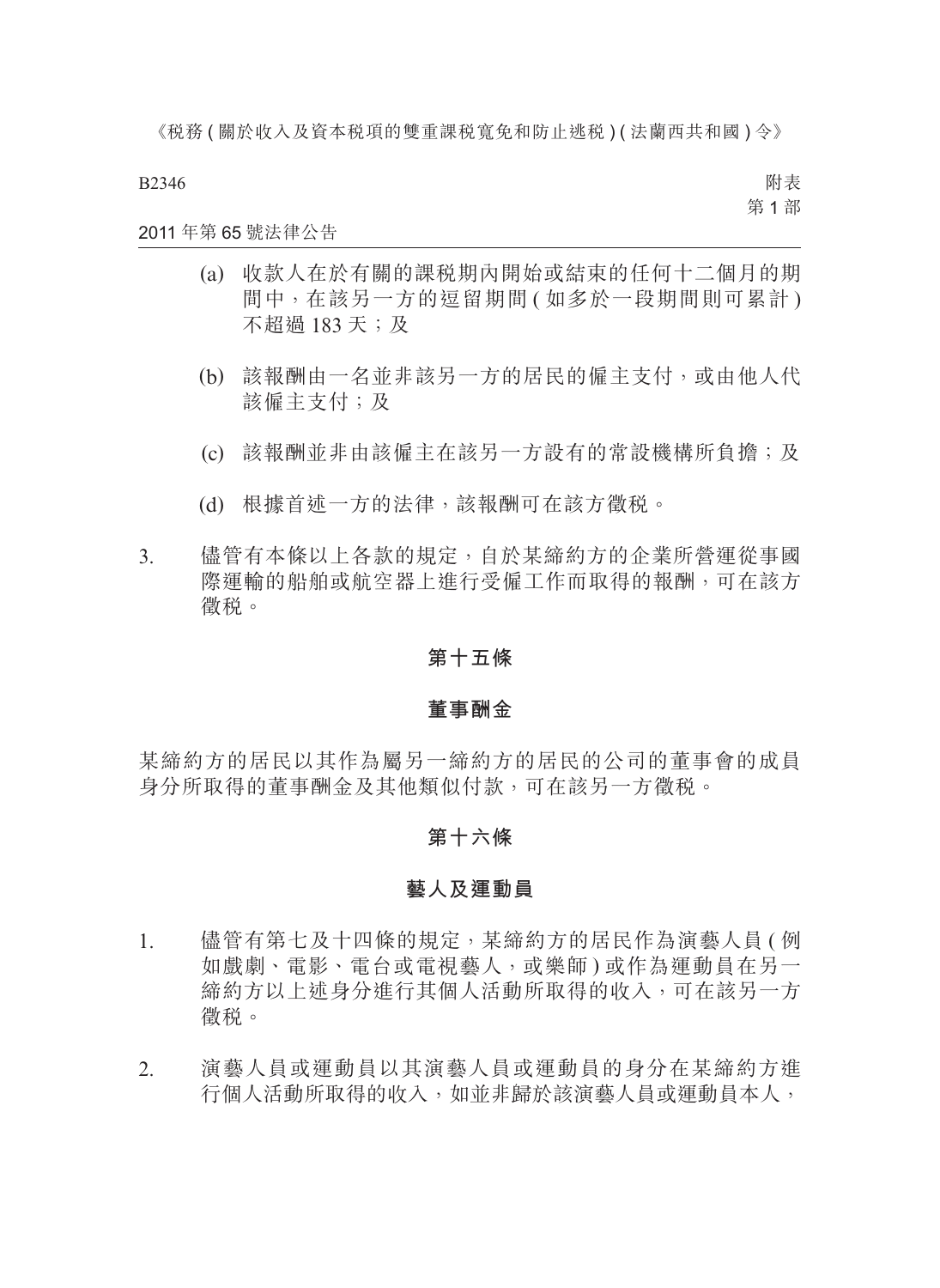(a) 收款人在於有關的課稅期內開始或結束的任何十二個月的期間中，在該另一方的逗留期間 ( 如多於一段期間則可累計 ) 不超過 183 天；及

(b) 該報酬由一名並非該另一方的居民的僱主支付，或由他人代該僱主支付；及

(c) 該報酬並非由該僱主在該另一方設有的常設機構所負擔；及

(d) 根據首述一方的法律，該報酬可在該方徵稅。

3. 儘管有本條以上各款的規定，自於某締約方的企業所營運從事國際運輸的船舶或航空器上進行受僱工作而取得的報酬，可在該方徵稅。

## 第十五條

## 董事酬金

某締約方的居民以其作為屬另一締約方的居民的公司的董事會的成員身分所取得的董事酬金及其他類似付款，可在該另一方徵稅。

## 第十六條

## 藝人及運動員

1. 儘管有第七及十四條的規定，某締約方的居民作為演藝人員 ( 例如戲劇、電影、電台或電視藝人，或樂師 ) 或作為運動員在另一締約方以上述身分進行其個人活動所取得的收入，可在該另一方徵稅。

2. 演藝人員或運動員以其演藝人員或運動員的身分在某締約方進行個人活動所取得的收入，如並非歸於該演藝人員或運動員本人，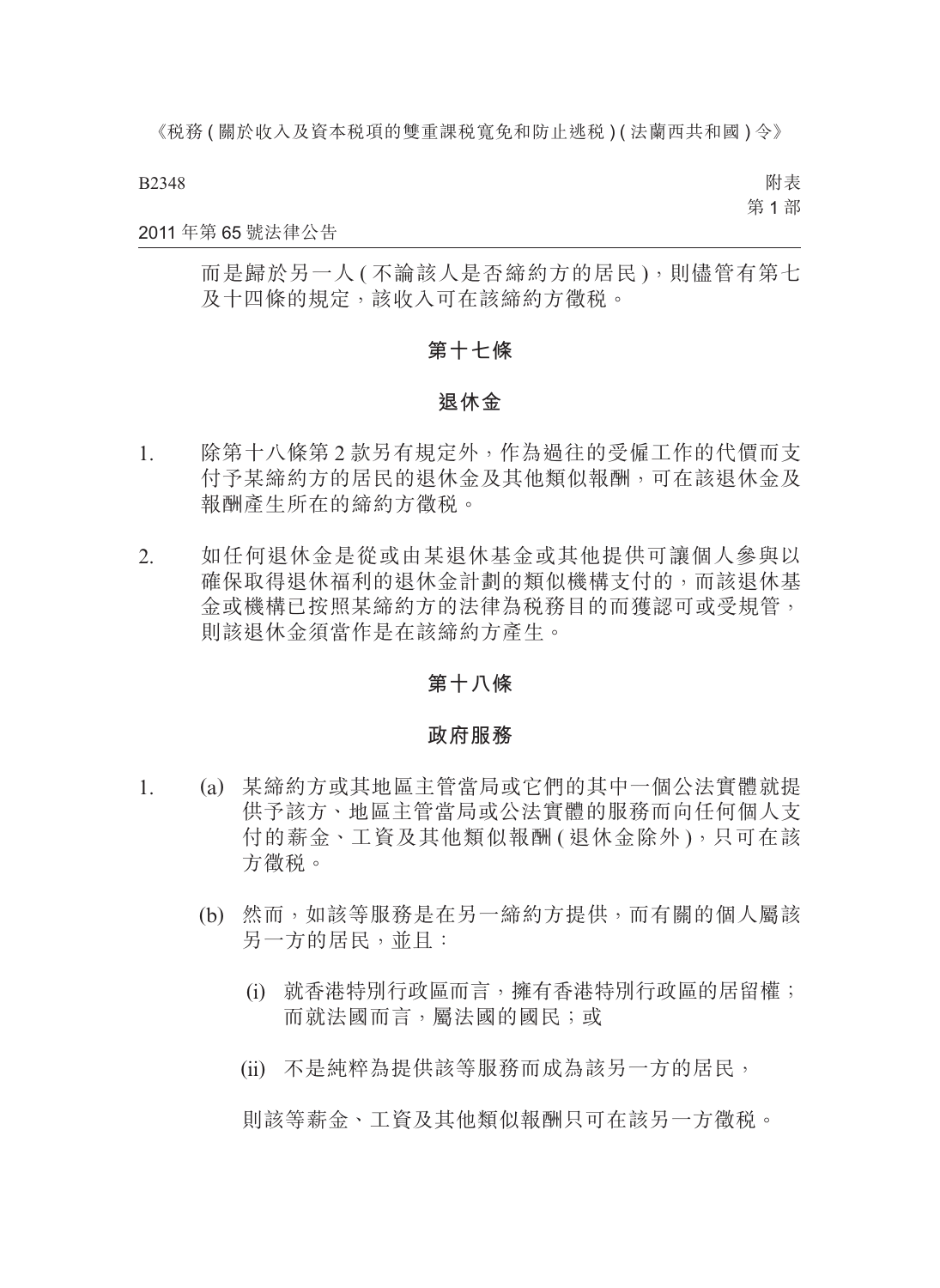而是歸於另一人 (不論該人是否締約方的居民)，則儘管有第七及十四條的規定，該收入可在該締約方徵稅。

## 第十七條

## 退休金

1. 除第十八條第 2 款另有規定外，作為過往的受僱工作的代價而支付予某締約方的居民的退休金及其他類似報酬，可在該退休金及報酬產生所在的締約方徵稅。

2. 如任何退休金是從或由某退休基金或其他提供可讓個人參與以確保取得退休福利的退休金計劃的類似機構支付的，而該退休基金或機構已按照某締約方的法律為稅務目的而獲認可或受規管，則該退休金須當作是在該締約方產生。

## 第十八條

## 政府服務

1. (a) 某締約方或其地區主管當局或它們的其中一個公法實體就提供予該方、地區主管當局或公法實體的服務而向任何個人支付的薪金、工資及其他類似報酬 (退休金除外)，只可在該方徵稅。

   (b) 然而，如該等服務是在另一締約方提供，而有關的個人屬該另一方的居民，並且：

      (i) 就香港特別行政區而言，擁有香港特別行政區的居留權；而就法國而言，屬法國的國民；或

      (ii) 不是純粹為提供該等服務而成為該另一方的居民，

   則該等薪金、工資及其他類似報酬只可在該另一方徵稅。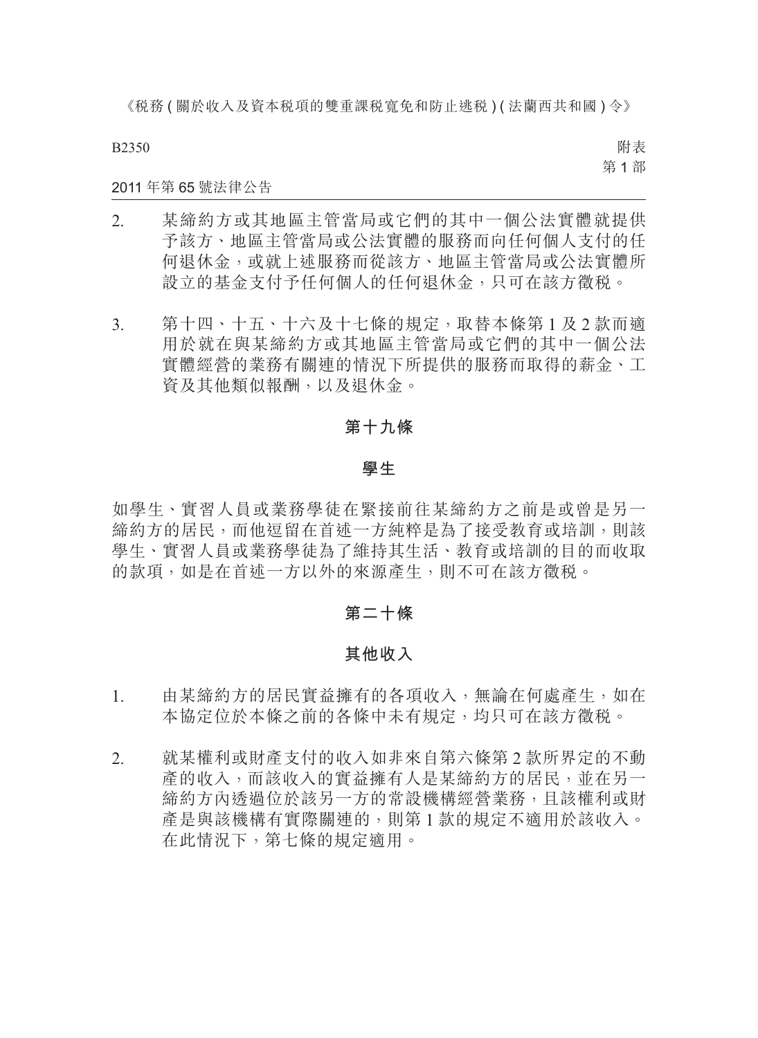2. 某締約方或其地區主管當局或它們的其中一個公法實體就提供予該方、地區主管當局或公法實體的服務而向任何個人支付的任何退休金，或就上述服務而從該方、地區主管當局或公法實體所設立的基金支付予任何個人的任何退休金，只可在該方徵稅。

3. 第十四、十五、十六及十七條的規定，取替本條第 1 及 2 款而適用於就在與某締約方或其地區主管當局或它們的其中一個公法實體經營的業務有關連的情況下所提供的服務而取得的薪金、工資及其他類似報酬，以及退休金。

## 第十九條

## 學生

如學生、實習人員或業務學徒在緊接前往某締約方之前是或曾是另一締約方的居民，而他逗留在首述一方純粹是為了接受教育或培訓，則該學生、實習人員或業務學徒為了維持其生活、教育或培訓的目的而收取的款項，如是在首述一方以外的來源產生，則不可在該方徵稅。

## 第二十條

## 其他收入

1. 由某締約方的居民實益擁有的各項收入，無論在何處產生，如在本協定位於本條之前的各條中未有規定，均只可在該方徵稅。

2. 就某權利或財產支付的收入如非來自第六條第 2 款所界定的不動產的收入，而該收入的實益擁有人是某締約方的居民，並在另一締約方內透過位於該另一方的常設機構經營業務，且該權利或財產是與該機構有實際關連的，則第 1 款的規定不適用於該收入。在此情況下，第七條的規定適用。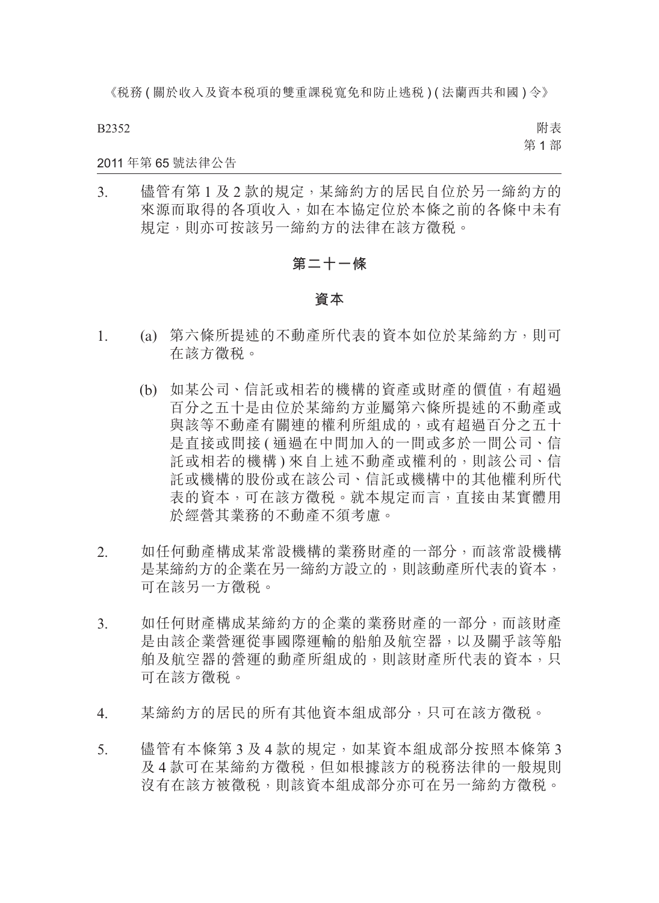3. 儘管有第 1 及 2 款的規定，某締約方的居民自位於另一締約方的來源而取得的各項收入，如在本協定位於本條之前的各條中未有規定，則亦可按該另一締約方的法律在該方徵稅。

## 第二十一條

## 資本

1. (a) 第六條所提述的不動產所代表的資本如位於某締約方，則可在該方徵稅。

   (b) 如某公司、信託或相若的機構的資產或財產的價值，有超過百分之五十是由位於某締約方並屬第六條所提述的不動產或與該等不動產有關連的權利所組成的，或有超過百分之五十是直接或間接 ( 通過在中間加入的一間或多於一間公司、信託或相若的機構 ) 來自上述不動產或權利的，則該公司、信託或機構的股份或在該公司、信託或機構中的其他權利所代表的資本，可在該方徵稅。就本規定而言，直接由某實體用於經營其業務的不動產不須考慮。

2. 如任何動產構成某常設機構的業務財產的一部分，而該常設機構是某締約方的企業在另一締約方設立的，則該動產所代表的資本，可在該另一方徵稅。

3. 如任何財產構成某締約方的企業的業務財產的一部分，而該財產是由該企業營運從事國際運輸的船舶及航空器，以及關乎該等船舶及航空器的營運的動產所組成的，則該財產所代表的資本，只可在該方徵稅。

4. 某締約方的居民的所有其他資本組成部分，只可在該方徵稅。

5. 儘管有本條第 3 及 4 款的規定，如某資本組成部分按照本條第 3 及 4 款可在某締約方徵稅，但如根據該方的稅務法律的一般規則沒有在該方被徵稅，則該資本組成部分亦可在另一締約方徵稅。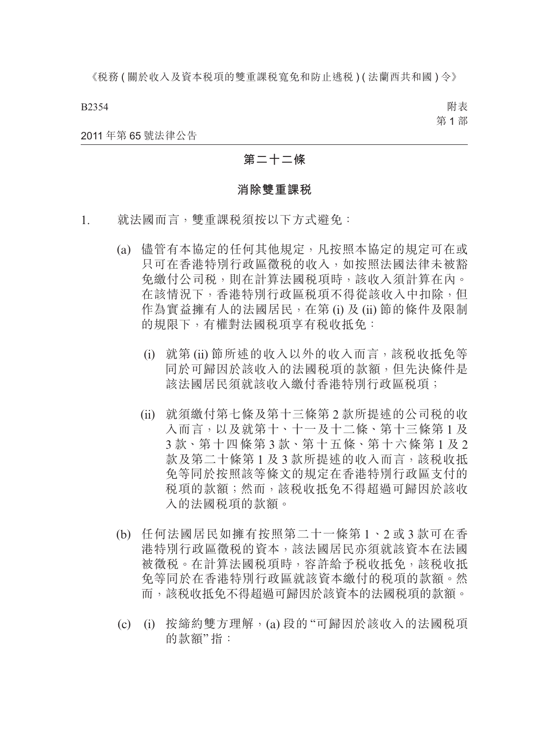## 第二十二條

### 消除雙重課税

1. 就法國而言，雙重課税須按以下方式避免：

   (a) 儘管有本協定的任何其他規定，凡按照本協定的規定可在或只可在香港特別行政區徵税的收入，如按照法國法律未被豁免繳付公司税，則在計算法國税項時，該收入須計算在內。在該情況下，香港特別行政區税項不得從該收入中扣除，但作為實益擁有人的法國居民，在第 (i) 及 (ii) 節的條件及限制的規限下，有權對法國税項享有税收抵免：

      (i) 就第 (ii) 節所述的收入以外的收入而言，該税收抵免等同於可歸因於該收入的法國税項的款額，但先決條件是該法國居民須就該收入繳付香港特別行政區税項；

      (ii) 就須繳付第七條及第十三條第 2 款所提述的公司税的收入而言，以及就第十、十一及十二條、第十三條第 1 及 3 款、第十四條第 3 款、第十五條、第十六條第 1 及 2 款及第二十條第 1 及 3 款所提述的收入而言，該税收抵免等同於按照該等條文的規定在香港特別行政區支付的税項的款額；然而，該税收抵免不得超過可歸因於該收入的法國税項的款額。

   (b) 任何法國居民如擁有按照第二十一條第 1、2 或 3 款可在香港特別行政區徵税的資本，該法國居民亦須就該資本在法國被徵税。在計算法國税項時，容許給予税收抵免，該税收抵免等同於在香港特別行政區就該資本繳付的税項的款額。然而，該税收抵免不得超過可歸因於該資本的法國税項的款額。

   (c) (i) 按締約雙方理解，(a) 段的“可歸因於該收入的法國税項的款額”指：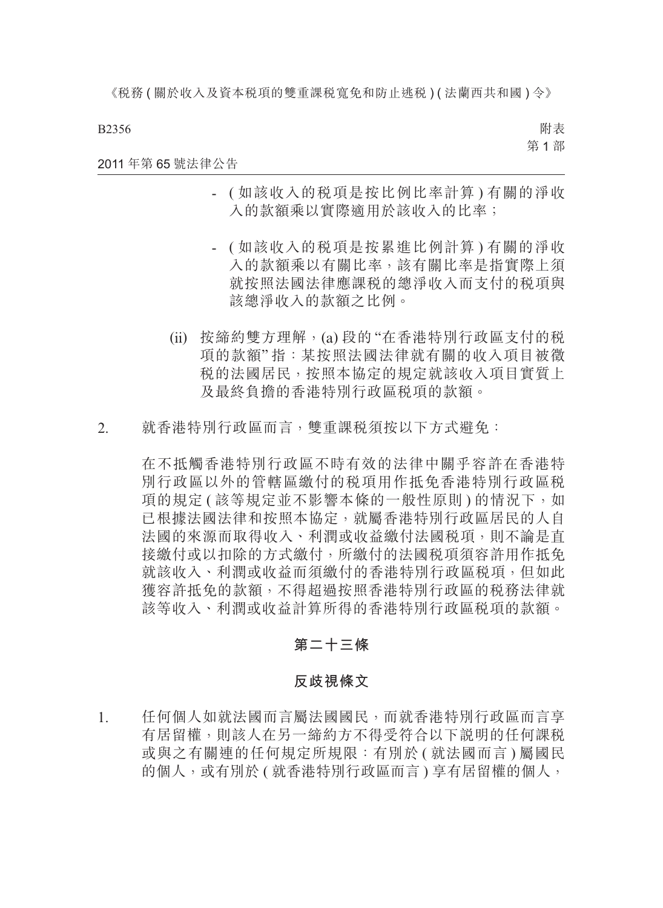- (如該收入的稅項是按比例比率計算)有關的淨收入的款額乘以實際適用於該收入的比率；

- (如該收入的稅項是按累進比例計算)有關的淨收入的款額乘以有關比率，該有關比率是指實際上須就按照法國法律應課稅的總淨收入而支付的稅項與該總淨收入的款額之比例。

(ii) 按締約雙方理解，(a) 段的“在香港特別行政區支付的稅項的款額”指：某按照法國法律就有關的收入項目被徵稅的法國居民，按照本協定的規定就該收入項目實質上及最終負擔的香港特別行政區稅項的款額。

2. 就香港特別行政區而言，雙重課稅須按以下方式避免：

在不抵觸香港特別行政區不時有效的法律中關乎容許在香港特別行政區以外的管轄區繳付的稅項用作抵免香港特別行政區稅項的規定(該等規定並不影響本條的一般性原則)的情況下，如已根據法國法律和按照本協定，就屬香港特別行政區居民的人自法國的來源而取得收入、利潤或收益繳付法國稅項，則不論是直接繳付或以扣除的方式繳付，所繳付的法國稅項須容許用作抵免就該收入、利潤或收益而須繳付的香港特別行政區稅項，但如此獲容許抵免的款額，不得超過按照香港特別行政區的稅務法律就該等收入、利潤或收益計算所得的香港特別行政區稅項的款額。

## 第二十三條

## 反歧視條文

1. 任何個人如就法國而言屬法國國民，而就香港特別行政區而言享有居留權，則該人在另一締約方不得受符合以下說明的任何課稅或與之有關連的任何規定所規限：有別於(就法國而言)屬國民的個人，或有別於(就香港特別行政區而言)享有居留權的個人，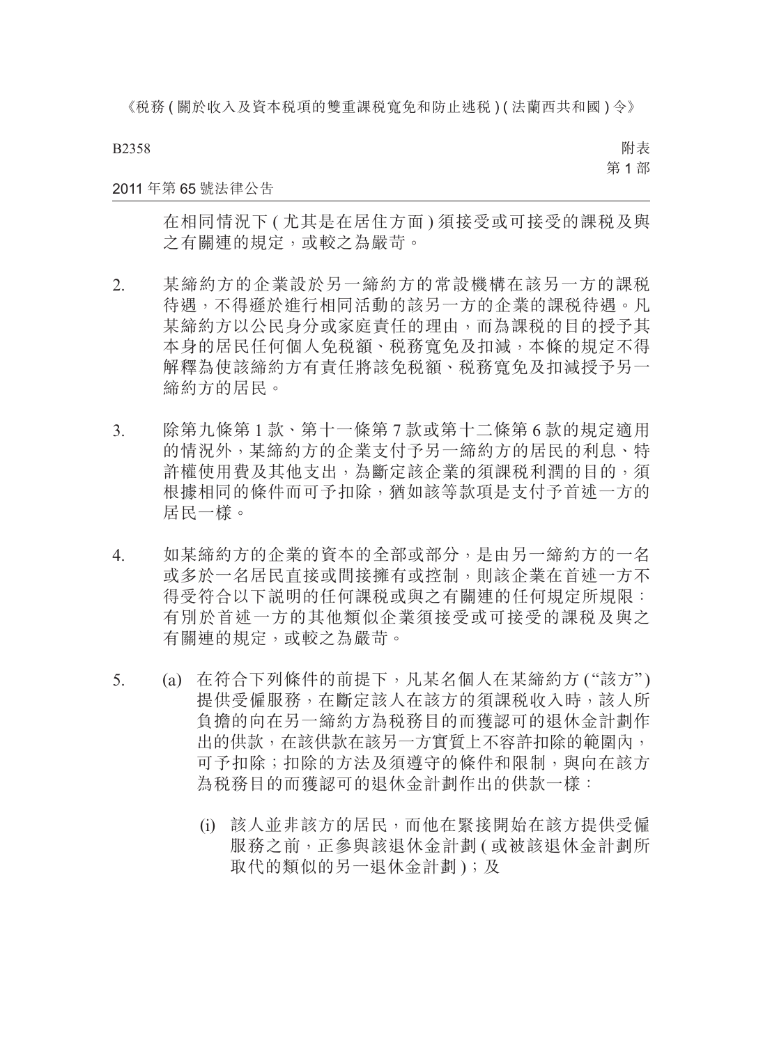在相同情況下 ( 尤其是在居住方面 ) 須接受或可接受的課稅及與之有關連的規定，或較之為嚴苛。

2. 某締約方的企業設於另一締約方的常設機構在該另一方的課稅待遇，不得遜於進行相同活動的該另一方的企業的課稅待遇。凡某締約方以公民身分或家庭責任的理由，而為課稅的目的授予其本身的居民任何個人免稅額、稅務寬免及扣減，本條的規定不得解釋為使該締約方有責任將該免稅額、稅務寬免及扣減授予另一締約方的居民。

3. 除第九條第 1 款、第十一條第 7 款或第十二條第 6 款的規定適用的情況外，某締約方的企業支付予另一締約方的居民的利息、特許權使用費及其他支出，為斷定該企業的須課稅利潤的目的，須根據相同的條件而可予扣除，猶如該等款項是支付予首述一方的居民一樣。

4. 如某締約方的企業的資本的全部或部分，是由另一締約方的一名或多於一名居民直接或間接擁有或控制，則該企業在首述一方不得受符合以下說明的任何課稅或與之有關連的任何規定所規限：有別於首述一方的其他類似企業須接受或可接受的課稅及與之有關連的規定，或較之為嚴苛。

5. (a) 在符合下列條件的前提下，凡某名個人在某締約方 (“該方”) 提供受僱服務，在斷定該人在該方的須課稅收入時，該人所負擔的向在另一締約方為稅務目的而獲認可的退休金計劃作出的供款，在該供款在該另一方實質上不容許扣除的範圍內，可予扣除；扣除的方法及須遵守的條件和限制，與向在該方為稅務目的而獲認可的退休金計劃作出的供款一樣：

   (i) 該人並非該方的居民，而他在緊接開始在該方提供受僱服務之前，正參與該退休金計劃 ( 或被該退休金計劃所取代的類似的另一退休金計劃 )；及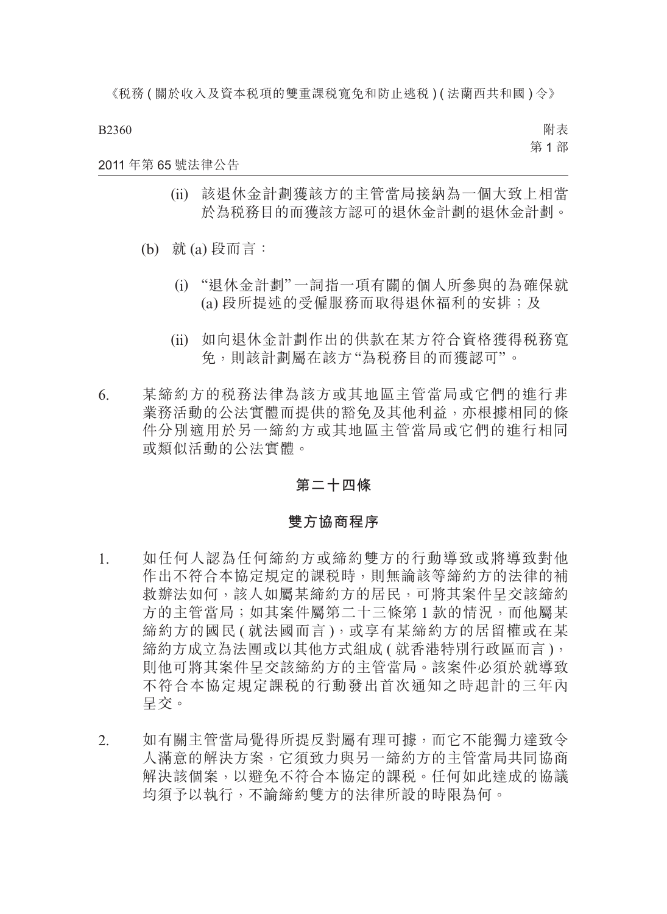(ii) 該退休金計劃獲該方的主管當局接納為一個大致上相當於為稅務目的而獲該方認可的退休金計劃的退休金計劃。

(b) 就 (a) 段而言：

(i) “退休金計劃”一詞指一項有關的個人所參與的為確保就 (a) 段所提述的受僱服務而取得退休福利的安排；及

(ii) 如向退休金計劃作出的供款在某方符合資格獲得稅務寬免，則該計劃屬在該方“為稅務目的而獲認可”。

6. 某締約方的稅務法律為該方或其地區主管當局或它們的進行非業務活動的公法實體而提供的豁免及其他利益，亦根據相同的條件分別適用於另一締約方或其地區主管當局或它們的進行相同或類似活動的公法實體。

## 第二十四條

## 雙方協商程序

1. 如任何人認為任何締約方或締約雙方的行動導致或將導致對他作出不符合本協定規定的課稅時，則無論該等締約方的法律的補救辦法如何，該人如屬某締約方的居民，可將其案件呈交該締約方的主管當局；如其案件屬第二十三條第 1 款的情況，而他屬某締約方的國民 ( 就法國而言 )，或享有某締約方的居留權或在某締約方成立為法團或以其他方式組成 ( 就香港特別行政區而言 )，則他可將其案件呈交該締約方的主管當局。該案件必須於就導致不符合本協定規定課稅的行動發出首次通知之時起計的三年內呈交。

2. 如有關主管當局覺得所提反對屬有理可據，而它不能獨力達致令人滿意的解決方案，它須致力與另一締約方的主管當局共同協商解決該個案，以避免不符合本協定的課稅。任何如此達成的協議均須予以執行，不論締約雙方的法律所設的時限為何。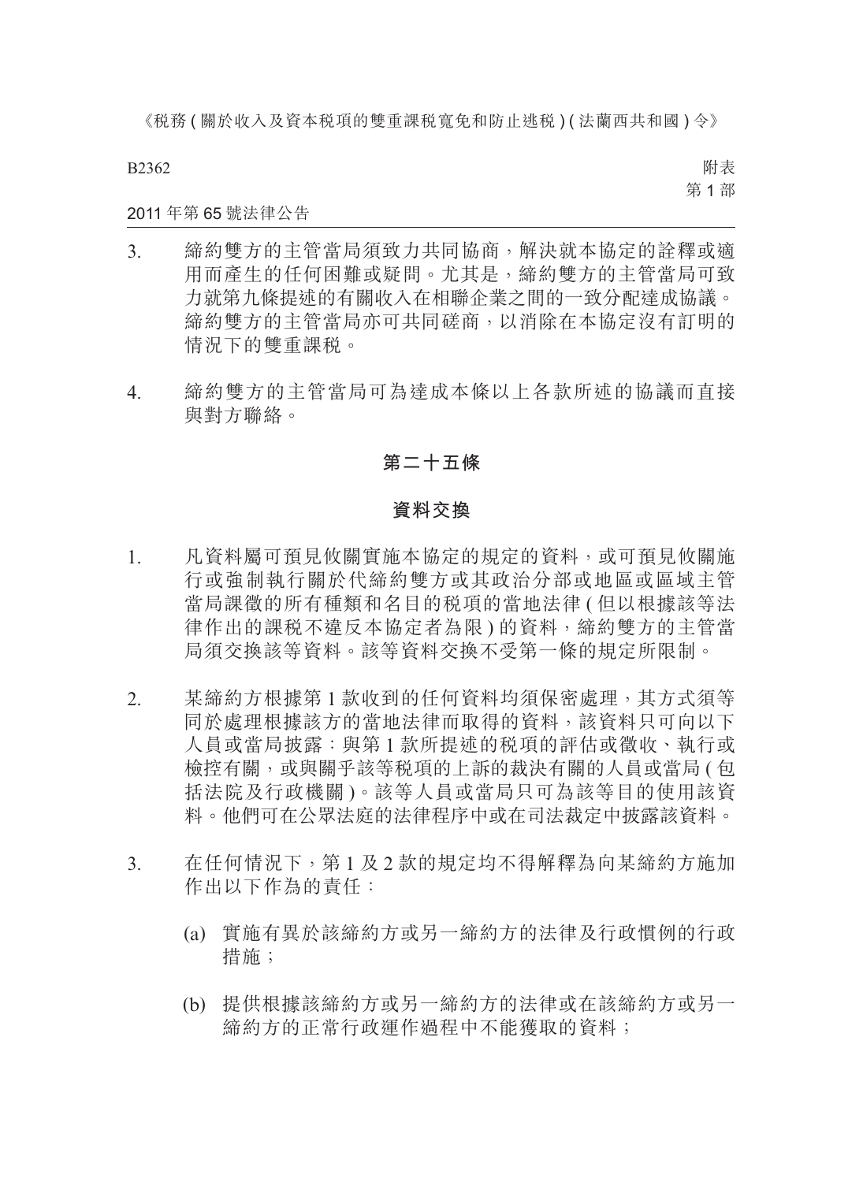3. 締約雙方的主管當局須致力共同協商，解決就本協定的詮釋或適用而產生的任何困難或疑問。尤其是，締約雙方的主管當局可致力就第九條提述的有關收入在相聯企業之間的一致分配達成協議。締約雙方的主管當局亦可共同磋商，以消除在本協定沒有訂明的情況下的雙重課税。

4. 締約雙方的主管當局可為達成本條以上各款所述的協議而直接與對方聯絡。

## 第二十五條

## 資料交換

1. 凡資料屬可預見攸關實施本協定的規定的資料，或可預見攸關施行或強制執行關於代締約雙方或其政治分部或地區或區域主管當局課徵的所有種類和名目的税項的當地法律 ( 但以根據該等法律作出的課税不違反本協定者為限 ) 的資料，締約雙方的主管當局須交換該等資料。該等資料交換不受第一條的規定所限制。

2. 某締約方根據第 1 款收到的任何資料均須保密處理，其方式須等同於處理根據該方的當地法律而取得的資料，該資料只可向以下人員或當局披露：與第 1 款所提述的税項的評估或徵收、執行或檢控有關，或與關乎該等税項的上訴的裁決有關的人員或當局 ( 包括法院及行政機關 )。該等人員或當局只可為該等目的使用該資料。他們可在公眾法庭的法律程序中或在司法裁定中披露該資料。

3. 在任何情況下，第 1 及 2 款的規定均不得解釋為向某締約方施加作出以下作為的責任：

   (a) 實施有異於該締約方或另一締約方的法律及行政慣例的行政措施；

   (b) 提供根據該締約方或另一締約方的法律或在該締約方或另一締約方的正常行政運作過程中不能獲取的資料；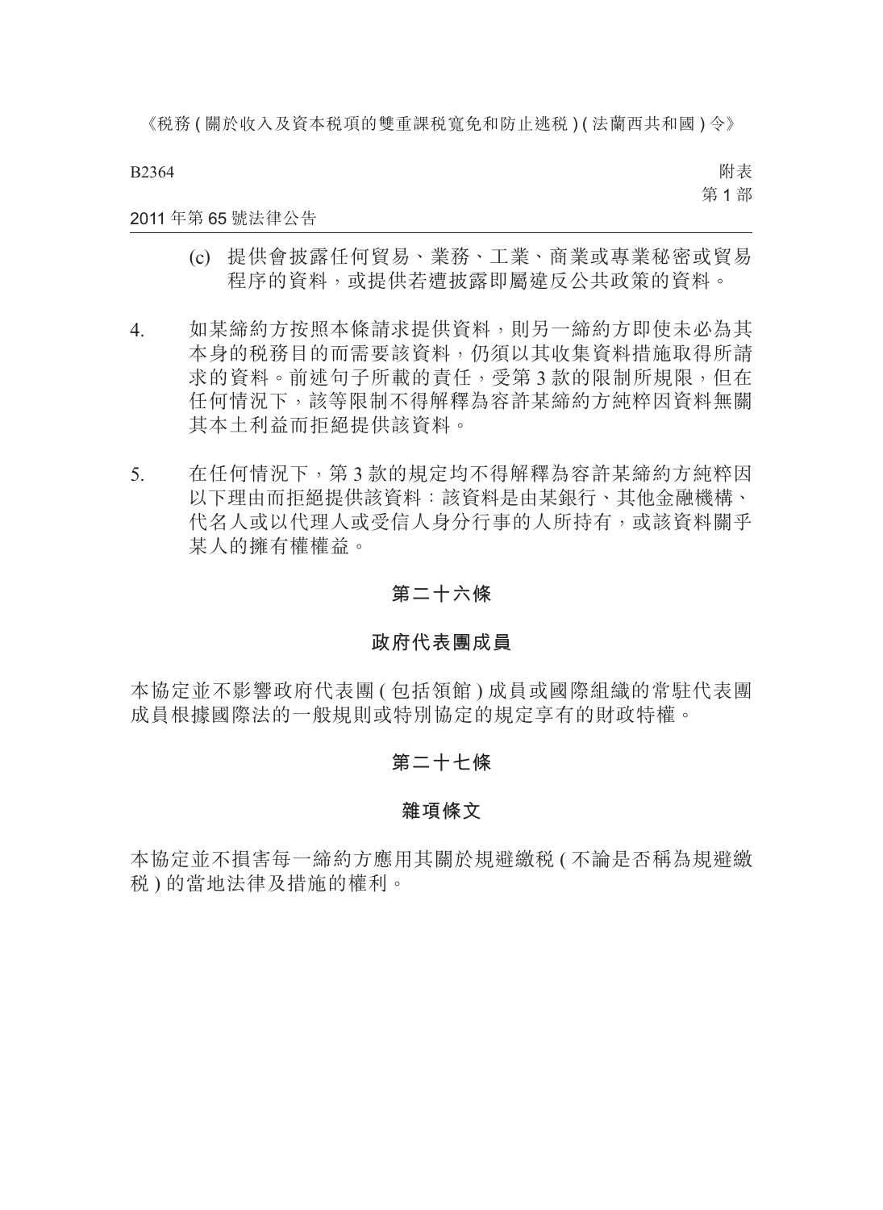(c) 提供會披露任何貿易、業務、工業、商業或專業秘密或貿易程序的資料，或提供若遭披露即屬違反公共政策的資料。

4. 如某締約方按照本條請求提供資料，則另一締約方即使未必為其本身的稅務目的而需要該資料，仍須以其收集資料措施取得所請求的資料。前述句子所載的責任，受第 3 款的限制所規限，但在任何情況下，該等限制不得解釋為容許某締約方純粹因資料無關其本土利益而拒絕提供該資料。

5. 在任何情況下，第 3 款的規定均不得解釋為容許某締約方純粹因以下理由而拒絕提供該資料：該資料是由某銀行、其他金融機構、代名人或以代理人或受信人身分行事的人所持有，或該資料關乎某人的擁有權權益。

## 第二十六條

### 政府代表團成員

本協定並不影響政府代表團 ( 包括領館 ) 成員或國際組織的常駐代表團成員根據國際法的一般規則或特別協定的規定享有的財政特權。

## 第二十七條

### 雜項條文

本協定並不損害每一締約方應用其關於規避繳稅 ( 不論是否稱為規避繳稅 ) 的當地法律及措施的權利。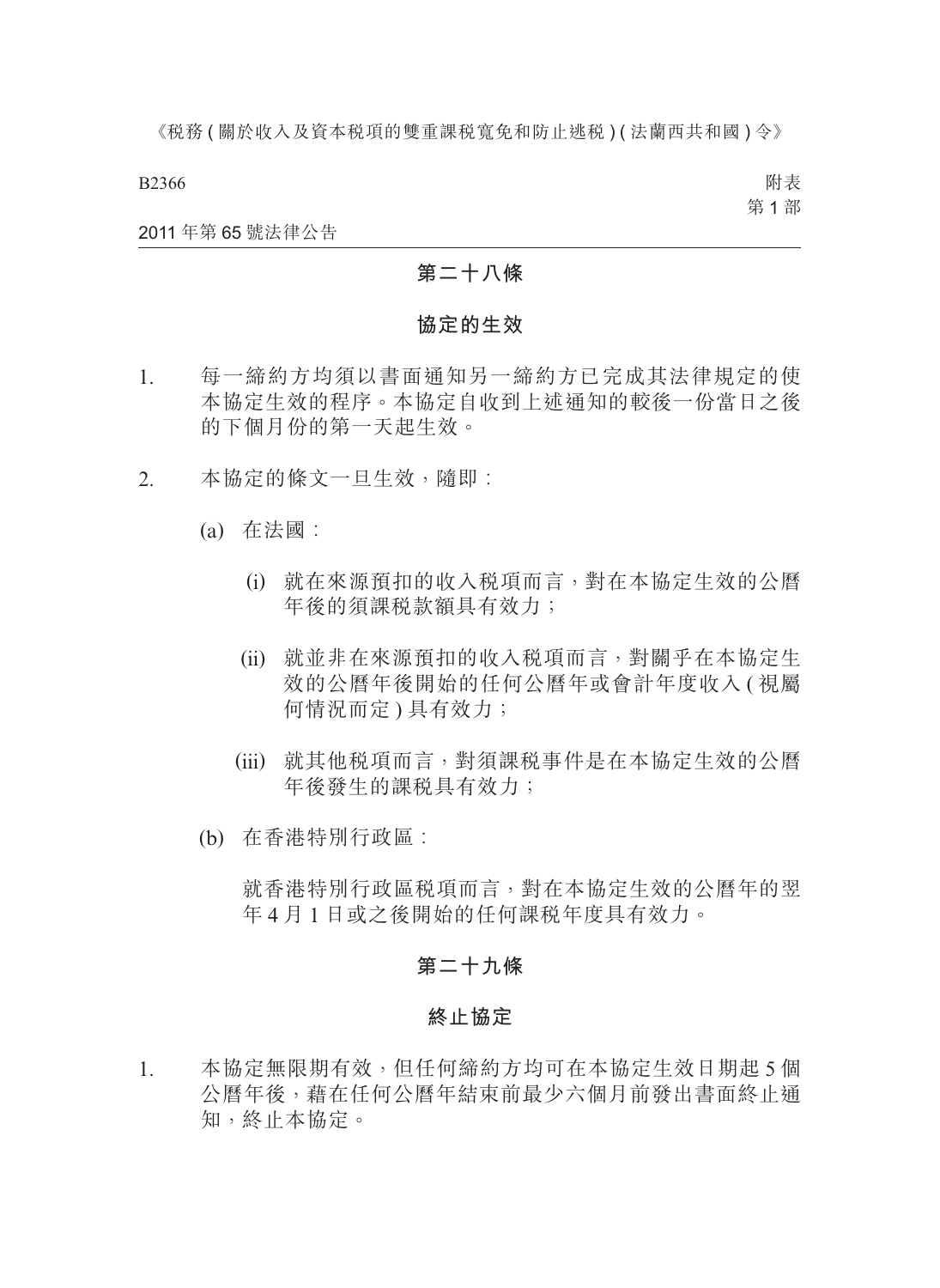## 第二十八條

## 協定的生效

1. 每一締約方均須以書面通知另一締約方已完成其法律規定的使本協定生效的程序。本協定自收到上述通知的較後一份當日之後的下個月份的第一天起生效。

2. 本協定的條文一旦生效，隨即：

   (a) 在法國：

      (i) 就在來源預扣的收入稅項而言，對在本協定生效的公曆年後的須課稅款額具有效力；

      (ii) 就並非在來源預扣的收入稅項而言，對關乎在本協定生效的公曆年後開始的任何公曆年或會計年度收入 ( 視屬何情況而定 ) 具有效力；

      (iii) 就其他稅項而言，對須課稅事件是在本協定生效的公曆年後發生的課稅具有效力；

   (b) 在香港特別行政區：

      就香港特別行政區稅項而言，對在本協定生效的公曆年的翌年 4 月 1 日或之後開始的任何課稅年度具有效力。

## 第二十九條

## 終止協定

1. 本協定無限期有效，但任何締約方均可在本協定生效日期起 5 個公曆年後，藉在任何公曆年結束前最少六個月前發出書面終止通知，終止本協定。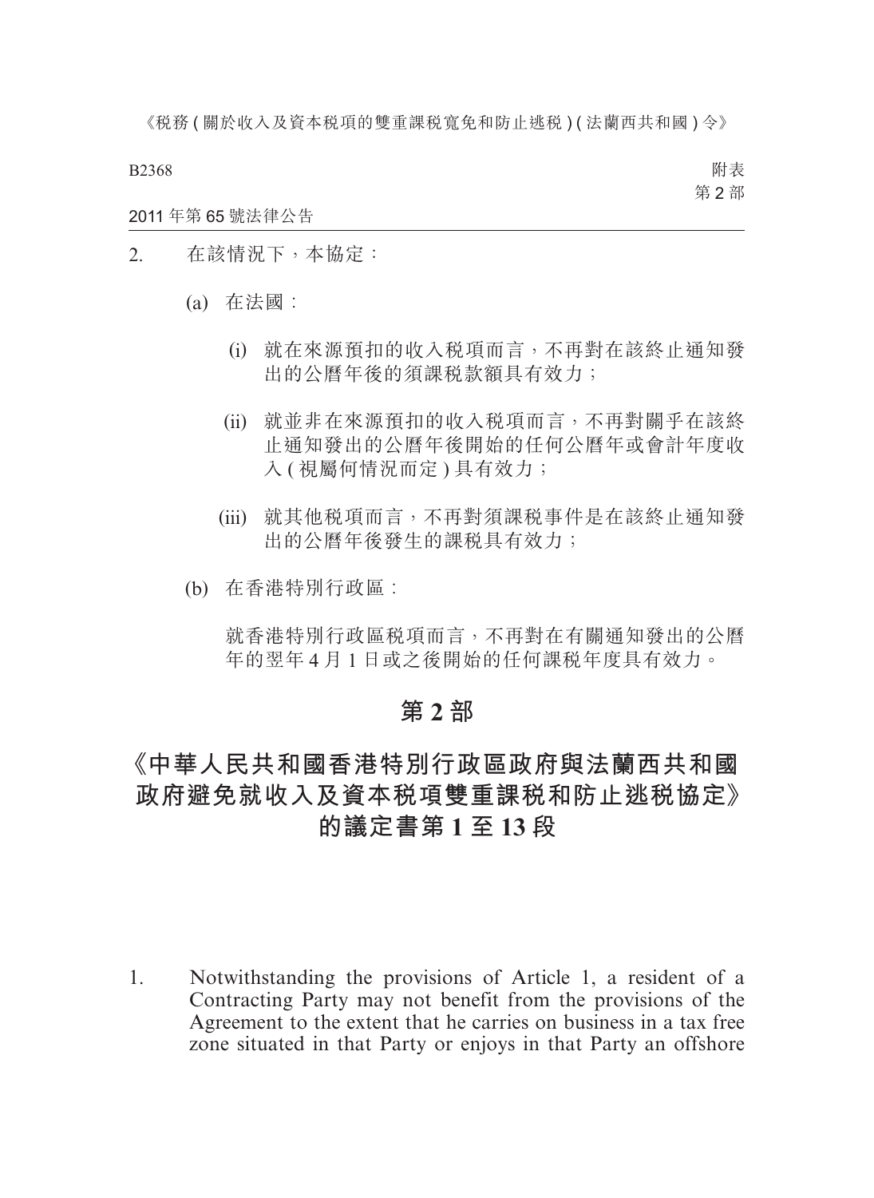2. 在該情況下，本協定：

 (a) 在法國：

  (i) 就在來源預扣的收入稅項而言，不再對在該終止通知發出的公曆年後的須課稅款額具有效力；

  (ii) 就並非在來源預扣的收入稅項而言，不再對關乎在該終止通知發出的公曆年後開始的任何公曆年或會計年度收入 ( 視屬何情況而定 ) 具有效力；

  (iii) 就其他稅項而言，不再對須課稅事件是在該終止通知發出的公曆年後發生的課稅具有效力；

 (b) 在香港特別行政區：

  就香港特別行政區稅項而言，不再對在有關通知發出的公曆年的翌年 4 月 1 日或之後開始的任何課稅年度具有效力。

## 第 2 部

## 《中華人民共和國香港特別行政區政府與法蘭西共和國政府避免就收入及資本稅項雙重課稅和防止逃稅協定》的議定書第 1 至 13 段

1. Notwithstanding the provisions of Article 1, a resident of a Contracting Party may not benefit from the provisions of the Agreement to the extent that he carries on business in a tax free zone situated in that Party or enjoys in that Party an offshore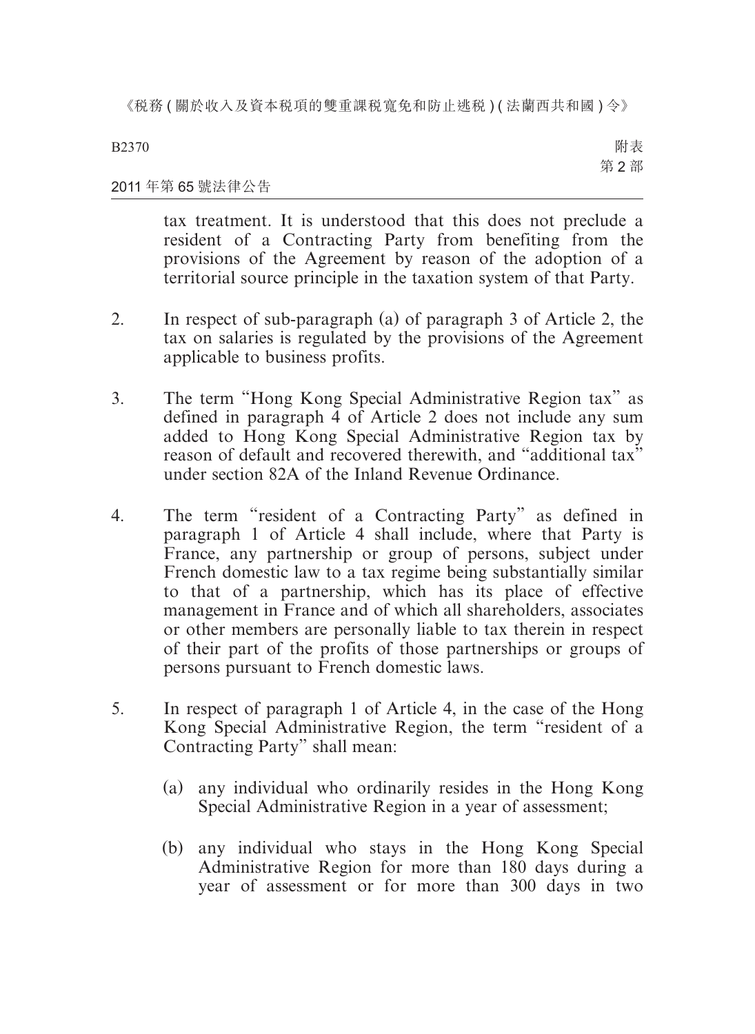tax treatment. It is understood that this does not preclude a resident of a Contracting Party from benefiting from the provisions of the Agreement by reason of the adoption of a territorial source principle in the taxation system of that Party.

2. In respect of sub-paragraph (a) of paragraph 3 of Article 2, the tax on salaries is regulated by the provisions of the Agreement applicable to business profits.

3. The term "Hong Kong Special Administrative Region tax" as defined in paragraph 4 of Article 2 does not include any sum added to Hong Kong Special Administrative Region tax by reason of default and recovered therewith, and "additional tax" under section 82A of the Inland Revenue Ordinance.

4. The term "resident of a Contracting Party" as defined in paragraph 1 of Article 4 shall include, where that Party is France, any partnership or group of persons, subject under French domestic law to a tax regime being substantially similar to that of a partnership, which has its place of effective management in France and of which all shareholders, associates or other members are personally liable to tax therein in respect of their part of the profits of those partnerships or groups of persons pursuant to French domestic laws.

5. In respect of paragraph 1 of Article 4, in the case of the Hong Kong Special Administrative Region, the term "resident of a Contracting Party" shall mean:

   (a) any individual who ordinarily resides in the Hong Kong Special Administrative Region in a year of assessment;

   (b) any individual who stays in the Hong Kong Special Administrative Region for more than 180 days during a year of assessment or for more than 300 days in two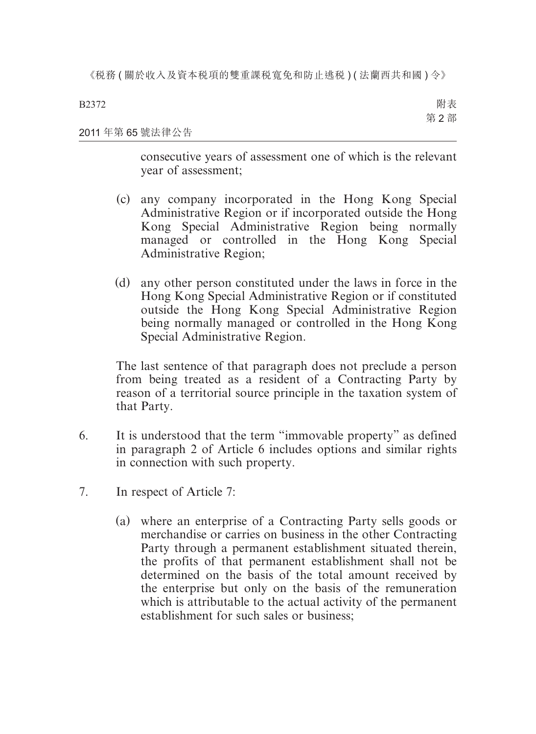consecutive years of assessment one of which is the relevant year of assessment;

(c) any company incorporated in the Hong Kong Special Administrative Region or if incorporated outside the Hong Kong Special Administrative Region being normally managed or controlled in the Hong Kong Special Administrative Region;

(d) any other person constituted under the laws in force in the Hong Kong Special Administrative Region or if constituted outside the Hong Kong Special Administrative Region being normally managed or controlled in the Hong Kong Special Administrative Region.

The last sentence of that paragraph does not preclude a person from being treated as a resident of a Contracting Party by reason of a territorial source principle in the taxation system of that Party.

6. It is understood that the term "immovable property" as defined in paragraph 2 of Article 6 includes options and similar rights in connection with such property.

7. In respect of Article 7:

(a) where an enterprise of a Contracting Party sells goods or merchandise or carries on business in the other Contracting Party through a permanent establishment situated therein, the profits of that permanent establishment shall not be determined on the basis of the total amount received by the enterprise but only on the basis of the remuneration which is attributable to the actual activity of the permanent establishment for such sales or business;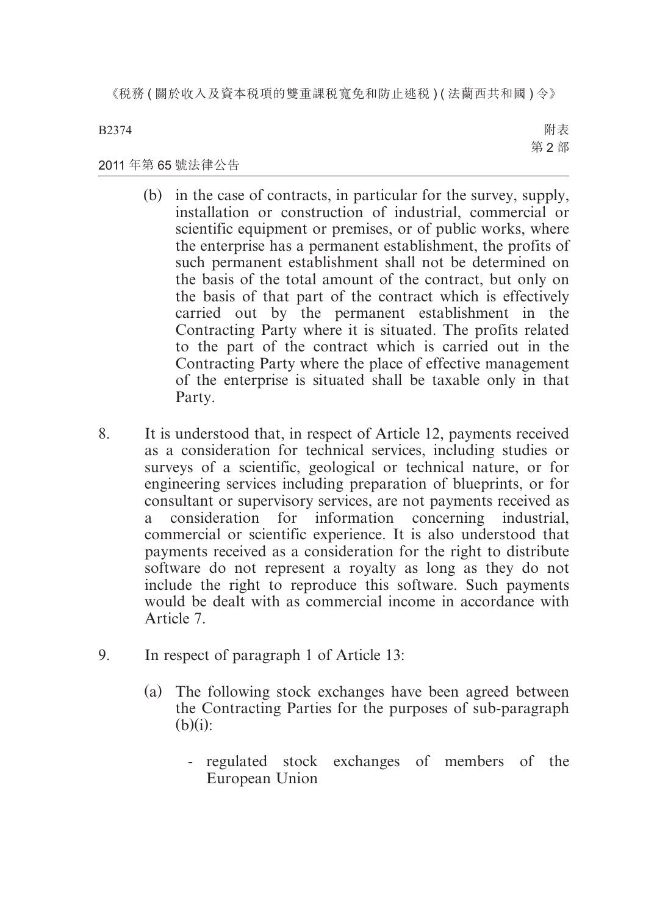(b) in the case of contracts, in particular for the survey, supply, installation or construction of industrial, commercial or scientific equipment or premises, or of public works, where the enterprise has a permanent establishment, the profits of such permanent establishment shall not be determined on the basis of the total amount of the contract, but only on the basis of that part of the contract which is effectively carried out by the permanent establishment in the Contracting Party where it is situated. The profits related to the part of the contract which is carried out in the Contracting Party where the place of effective management of the enterprise is situated shall be taxable only in that Party.

8. It is understood that, in respect of Article 12, payments received as a consideration for technical services, including studies or surveys of a scientific, geological or technical nature, or for engineering services including preparation of blueprints, or for consultant or supervisory services, are not payments received as a consideration for information concerning industrial, commercial or scientific experience. It is also understood that payments received as a consideration for the right to distribute software do not represent a royalty as long as they do not include the right to reproduce this software. Such payments would be dealt with as commercial income in accordance with Article 7.

9. In respect of paragraph 1 of Article 13:

(a) The following stock exchanges have been agreed between the Contracting Parties for the purposes of sub-paragraph (b)(i):

- regulated stock exchanges of members of the European Union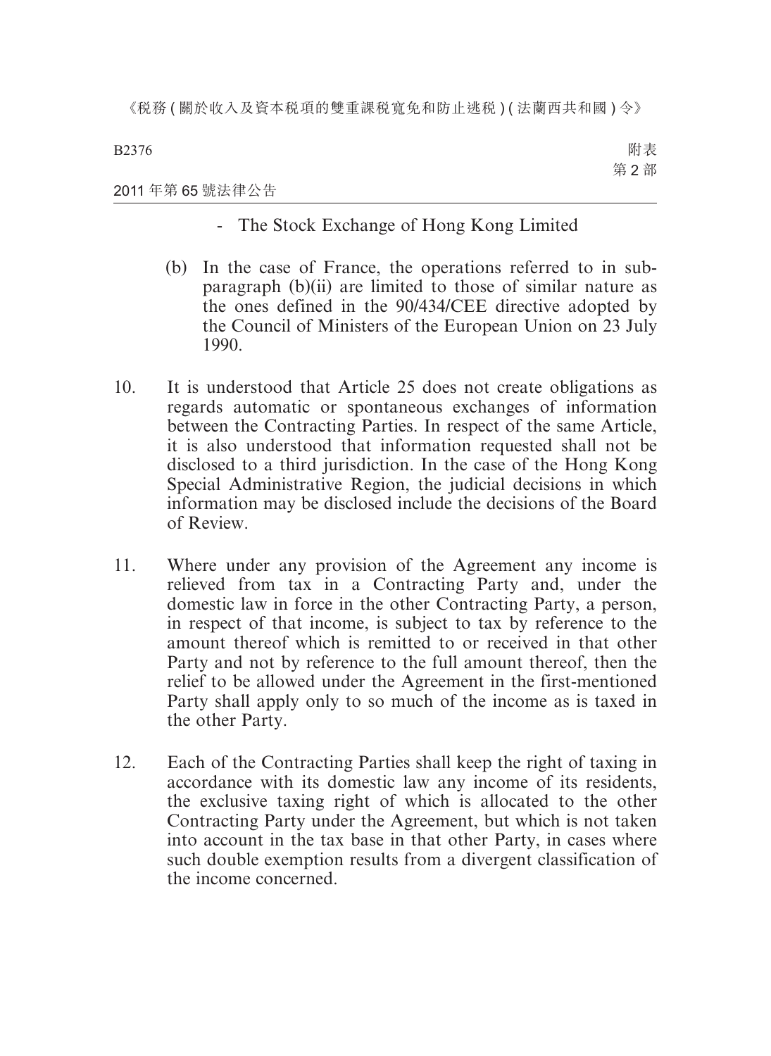- The Stock Exchange of Hong Kong Limited

(b) In the case of France, the operations referred to in sub-paragraph (b)(ii) are limited to those of similar nature as the ones defined in the 90/434/CEE directive adopted by the Council of Ministers of the European Union on 23 July 1990.

10. It is understood that Article 25 does not create obligations as regards automatic or spontaneous exchanges of information between the Contracting Parties. In respect of the same Article, it is also understood that information requested shall not be disclosed to a third jurisdiction. In the case of the Hong Kong Special Administrative Region, the judicial decisions in which information may be disclosed include the decisions of the Board of Review.

11. Where under any provision of the Agreement any income is relieved from tax in a Contracting Party and, under the domestic law in force in the other Contracting Party, a person, in respect of that income, is subject to tax by reference to the amount thereof which is remitted to or received in that other Party and not by reference to the full amount thereof, then the relief to be allowed under the Agreement in the first-mentioned Party shall apply only to so much of the income as is taxed in the other Party.

12. Each of the Contracting Parties shall keep the right of taxing in accordance with its domestic law any income of its residents, the exclusive taxing right of which is allocated to the other Contracting Party under the Agreement, but which is not taken into account in the tax base in that other Party, in cases where such double exemption results from a divergent classification of the income concerned.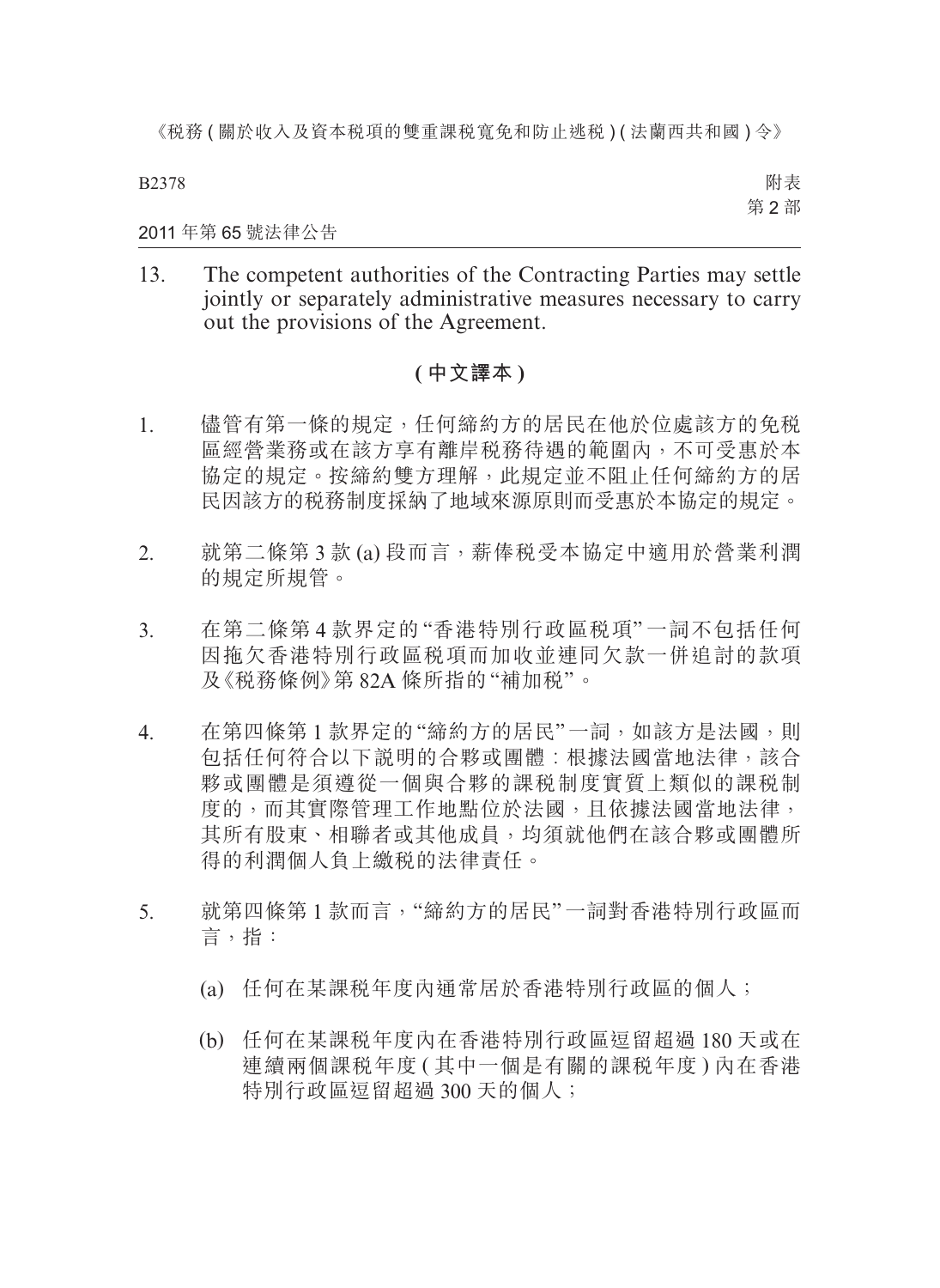13. The competent authorities of the Contracting Parties may settle jointly or separately administrative measures necessary to carry out the provisions of the Agreement.

## (中文譯本)

1. 儘管有第一條的規定，任何締約方的居民在他於位處該方的免稅區經營業務或在該方享有離岸稅務待遇的範圍內，不可受惠於本協定的規定。按締約雙方理解，此規定並不阻止任何締約方的居民因該方的稅務制度採納了地域來源原則而受惠於本協定的規定。

2. 就第二條第 3 款 (a) 段而言，薪俸稅受本協定中適用於營業利潤的規定所規管。

3. 在第二條第 4 款界定的“香港特別行政區稅項”一詞不包括任何因拖欠香港特別行政區稅項而加收並連同欠款一併追討的款項及《稅務條例》第 82A 條所指的“補加稅”。

4. 在第四條第 1 款界定的“締約方的居民”一詞，如該方是法國，則包括任何符合以下說明的合夥或團體：根據法國當地法律，該合夥或團體是須遵從一個與合夥的課稅制度實質上類似的課稅制度的，而其實際管理工作地點位於法國，且依據法國當地法律，其所有股東、相聯者或其他成員，均須就他們在該合夥或團體所得的利潤個人負上繳稅的法律責任。

5. 就第四條第 1 款而言，“締約方的居民”一詞對香港特別行政區而言，指：

   (a) 任何在某課稅年度內通常居於香港特別行政區的個人；

   (b) 任何在某課稅年度內在香港特別行政區逗留超過 180 天或在連續兩個課稅年度 (其中一個是有關的課稅年度) 內在香港特別行政區逗留超過 300 天的個人；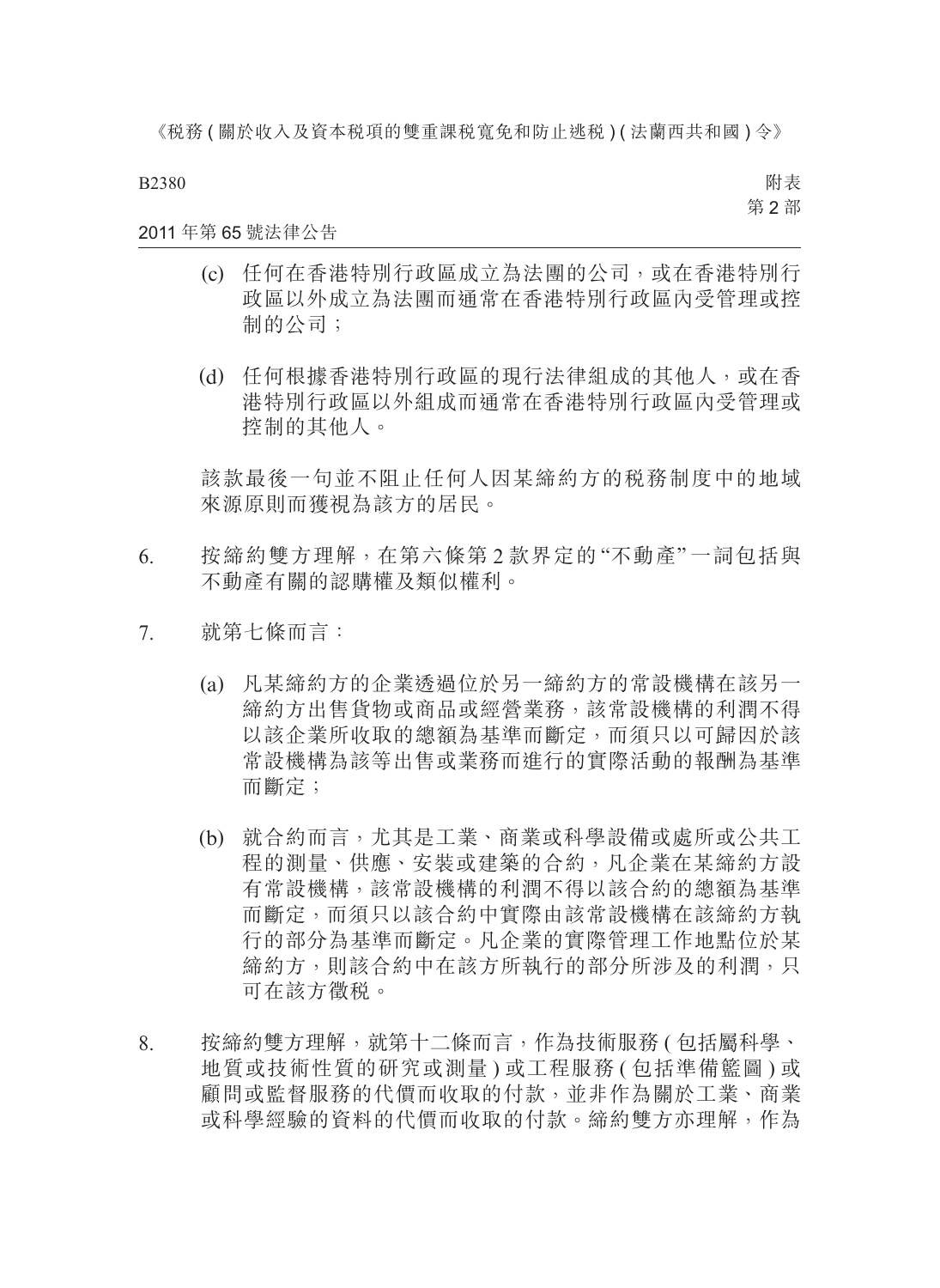(c) 任何在香港特別行政區成立為法團的公司，或在香港特別行政區以外成立為法團而通常在香港特別行政區內受管理或控制的公司；

(d) 任何根據香港特別行政區的現行法律組成的其他人，或在香港特別行政區以外組成而通常在香港特別行政區內受管理或控制的其他人。

該款最後一句並不阻止任何人因某締約方的稅務制度中的地域來源原則而獲視為該方的居民。

6. 按締約雙方理解，在第六條第 2 款界定的“不動產”一詞包括與不動產有關的認購權及類似權利。

7. 就第七條而言：

(a) 凡某締約方的企業透過位於另一締約方的常設機構在該另一締約方出售貨物或商品或經營業務，該常設機構的利潤不得以該企業所收取的總額為基準而斷定，而須只以可歸因於該常設機構為該等出售或業務而進行的實際活動的報酬為基準而斷定；

(b) 就合約而言，尤其是工業、商業或科學設備或處所或公共工程的測量、供應、安裝或建築的合約，凡企業在某締約方設有常設機構，該常設機構的利潤不得以該合約的總額為基準而斷定，而須只以該合約中實際由該常設機構在該締約方執行的部分為基準而斷定。凡企業的實際管理工作地點位於某締約方，則該合約中在該方所執行的部分所涉及的利潤，只可在該方徵稅。

8. 按締約雙方理解，就第十二條而言，作為技術服務 ( 包括屬科學、地質或技術性質的研究或測量 ) 或工程服務 ( 包括準備籃圖 ) 或顧問或監督服務的代價而收取的付款，並非作為關於工業、商業或科學經驗的資料的代價而收取的付款。締約雙方亦理解，作為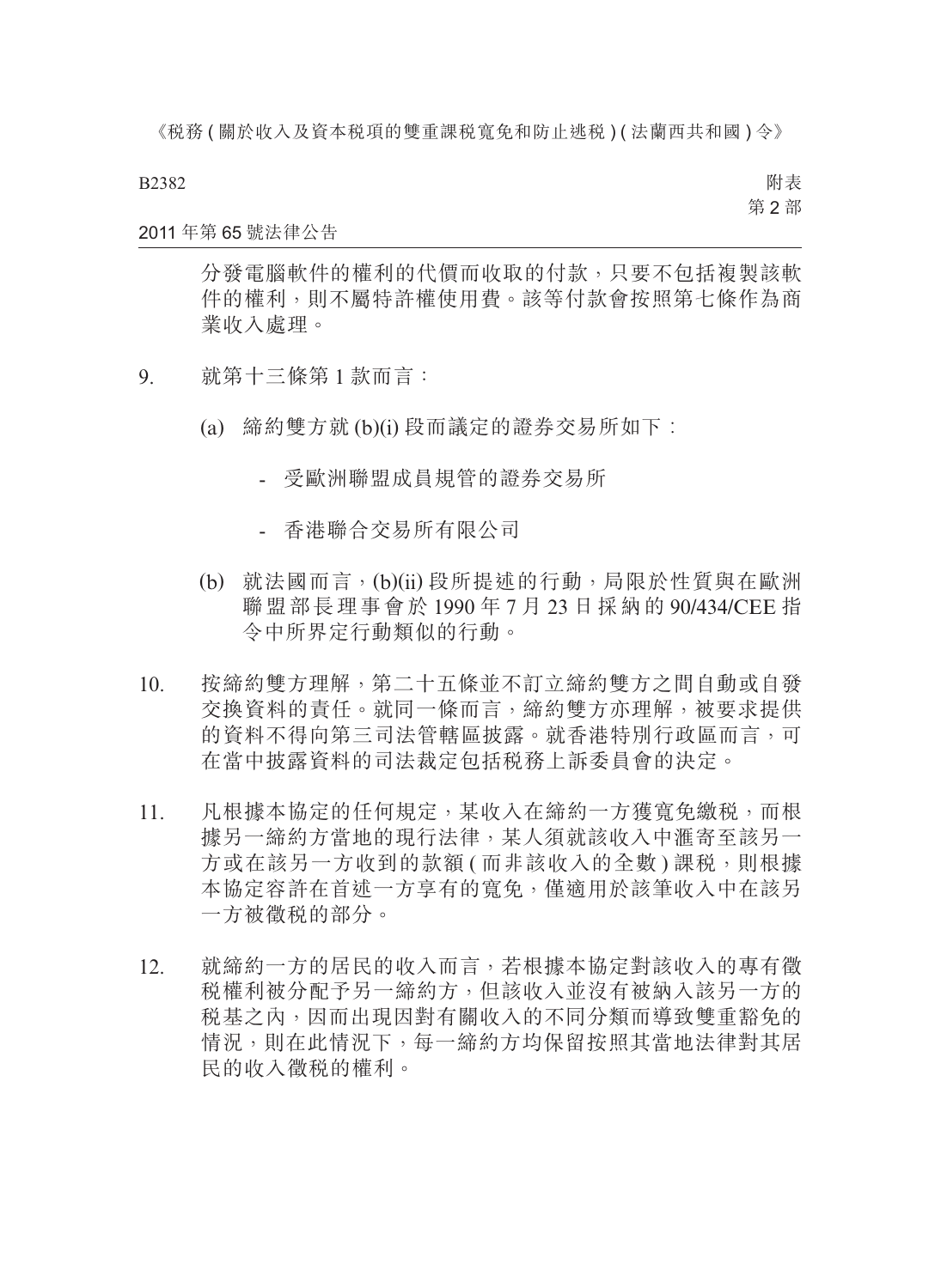分發電腦軟件的權利的代價而收取的付款，只要不包括複製該軟件的權利，則不屬特許權使用費。該等付款會按照第七條作為商業收入處理。

9. 就第十三條第 1 款而言：

   (a) 締約雙方就 (b)(i) 段而議定的證券交易所如下：

   - 受歐洲聯盟成員規管的證券交易所

   - 香港聯合交易所有限公司

   (b) 就法國而言，(b)(ii) 段所提述的行動，局限於性質與在歐洲聯盟部長理事會於 1990 年 7 月 23 日採納的 90/434/CEE 指令中所界定行動類似的行動。

10. 按締約雙方理解，第二十五條並不訂立締約雙方之間自動或自發交換資料的責任。就同一條而言，締約雙方亦理解，被要求提供的資料不得向第三司法管轄區披露。就香港特別行政區而言，可在當中披露資料的司法裁定包括稅務上訴委員會的決定。

11. 凡根據本協定的任何規定，某收入在締約一方獲寬免繳稅，而根據另一締約方當地的現行法律，某人須就該收入中滙寄至該另一方或在該另一方收到的款額 ( 而非該收入的全數 ) 課稅，則根據本協定容許在首述一方享有的寬免，僅適用於該筆收入中在該另一方被徵稅的部分。

12. 就締約一方的居民的收入而言，若根據本協定對該收入的專有徵稅權利被分配予另一締約方，但該收入並沒有被納入該另一方的稅基之內，因而出現因對有關收入的不同分類而導致雙重豁免的情況，則在此情況下，每一締約方均保留按照其當地法律對其居民的收入徵稅的權利。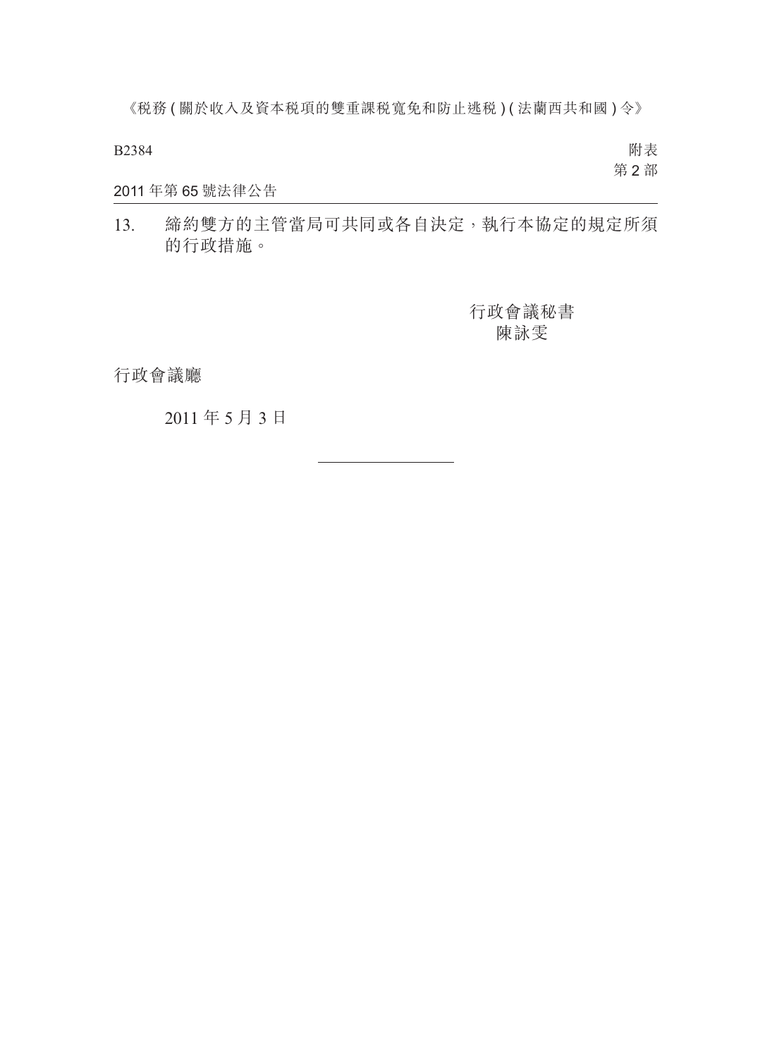13. 締約雙方的主管當局可共同或各自決定，執行本協定的規定所須的行政措施。

行政會議秘書

陳詠雯

行政會議廳

2011 年 5 月 3 日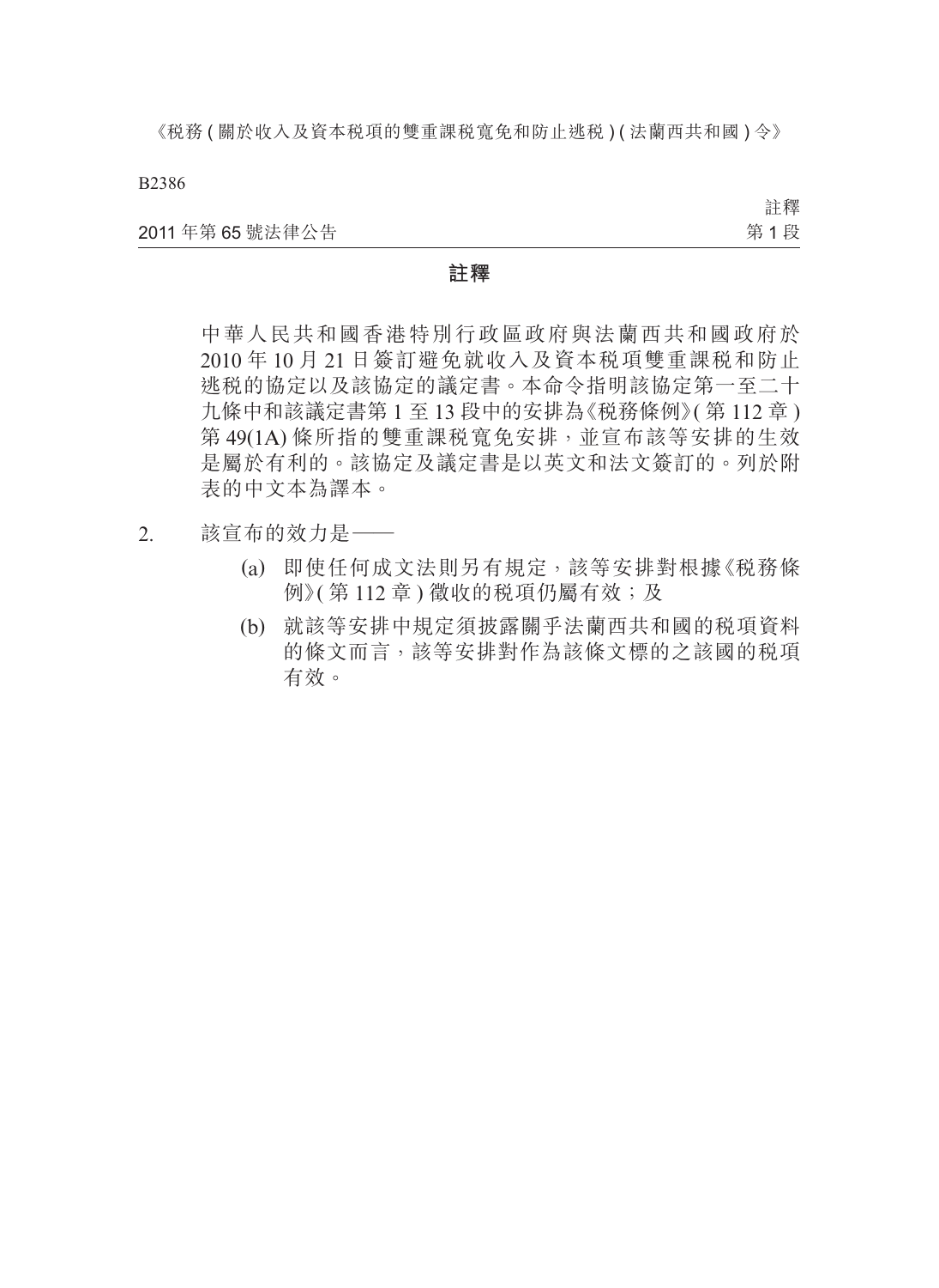## 註釋

中華人民共和國香港特別行政區政府與法蘭西共和國政府於 2010 年 10 月 21 日簽訂避免就收入及資本稅項雙重課稅和防止逃稅的協定以及該協定的議定書。本命令指明該協定第一至二十九條中和該議定書第 1 至 13 段中的安排為《稅務條例》(第 112 章) 第 49(1A) 條所指的雙重課稅寬免安排，並宣布該等安排的生效是屬於有利的。該協定及議定書是以英文和法文簽訂的。列於附表的中文本為譯本。

2. 該宣布的效力是——

(a) 即使任何成文法則另有規定，該等安排對根據《稅務條例》(第 112 章) 徵收的稅項仍屬有效；及

(b) 就該等安排中規定須披露關乎法蘭西共和國的稅項資料的條文而言，該等安排對作為該條文標的之該國的稅項有效。